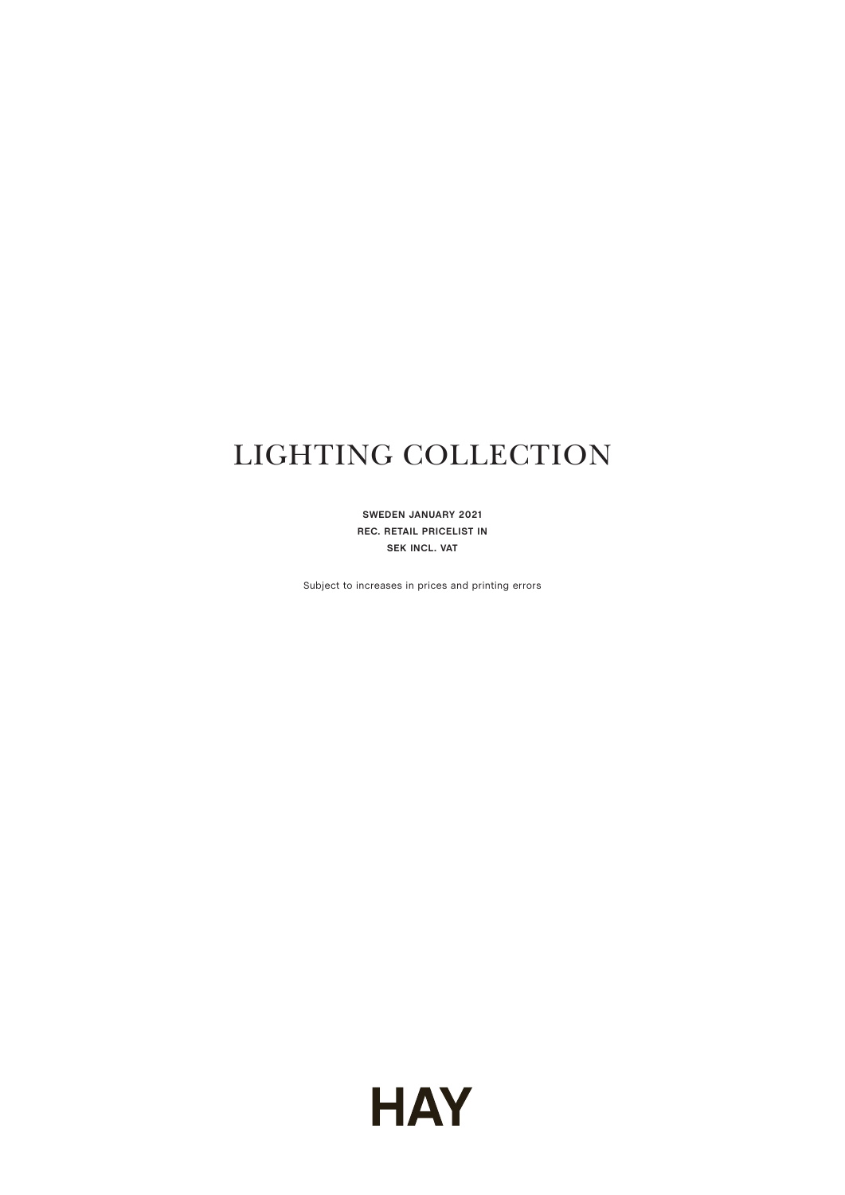# LIGHTING COLLECTION

**SWEDEN JANUARY 2021**
**REC. RETAIL PRICELIST IN**
**SEK INCL. VAT**

Subject to increases in prices and printing errors

**HAY**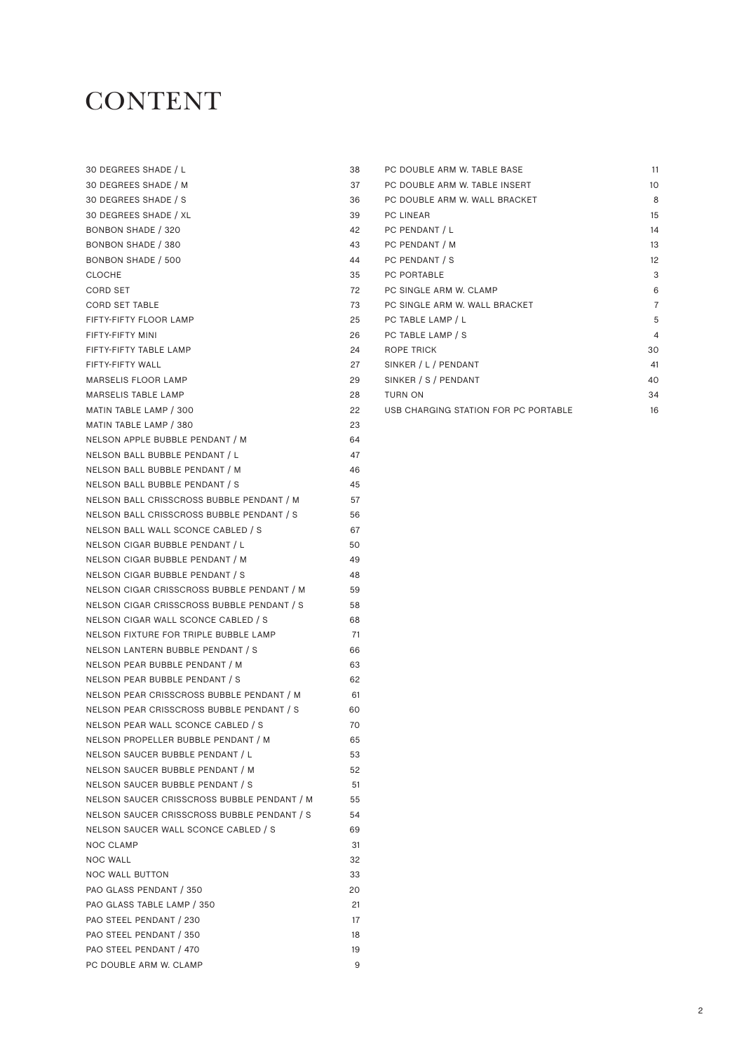# CONTENT

| | |
|---|---|
| 30 DEGREES SHADE / L | 38 |
| 30 DEGREES SHADE / M | 37 |
| 30 DEGREES SHADE / S | 36 |
| 30 DEGREES SHADE / XL | 39 |
| BONBON SHADE / 320 | 42 |
| BONBON SHADE / 380 | 43 |
| BONBON SHADE / 500 | 44 |
| CLOCHE | 35 |
| CORD SET | 72 |
| CORD SET TABLE | 73 |
| FIFTY-FIFTY FLOOR LAMP | 25 |
| FIFTY-FIFTY MINI | 26 |
| FIFTY-FIFTY TABLE LAMP | 24 |
| FIFTY-FIFTY WALL | 27 |
| MARSELIS FLOOR LAMP | 29 |
| MARSELIS TABLE LAMP | 28 |
| MATIN TABLE LAMP / 300 | 22 |
| MATIN TABLE LAMP / 380 | 23 |
| NELSON APPLE BUBBLE PENDANT / M | 64 |
| NELSON BALL BUBBLE PENDANT / L | 47 |
| NELSON BALL BUBBLE PENDANT / M | 46 |
| NELSON BALL BUBBLE PENDANT / S | 45 |
| NELSON BALL CRISSCROSS BUBBLE PENDANT / M | 57 |
| NELSON BALL CRISSCROSS BUBBLE PENDANT / S | 56 |
| NELSON BALL WALL SCONCE CABLED / S | 67 |
| NELSON CIGAR BUBBLE PENDANT / L | 50 |
| NELSON CIGAR BUBBLE PENDANT / M | 49 |
| NELSON CIGAR BUBBLE PENDANT / S | 48 |
| NELSON CIGAR CRISSCROSS BUBBLE PENDANT / M | 59 |
| NELSON CIGAR CRISSCROSS BUBBLE PENDANT / S | 58 |
| NELSON CIGAR WALL SCONCE CABLED / S | 68 |
| NELSON FIXTURE FOR TRIPLE BUBBLE LAMP | 71 |
| NELSON LANTERN BUBBLE PENDANT / S | 66 |
| NELSON PEAR BUBBLE PENDANT / M | 63 |
| NELSON PEAR BUBBLE PENDANT / S | 62 |
| NELSON PEAR CRISSCROSS BUBBLE PENDANT / M | 61 |
| NELSON PEAR CRISSCROSS BUBBLE PENDANT / S | 60 |
| NELSON PEAR WALL SCONCE CABLED / S | 70 |
| NELSON PROPELLER BUBBLE PENDANT / M | 65 |
| NELSON SAUCER BUBBLE PENDANT / L | 53 |
| NELSON SAUCER BUBBLE PENDANT / M | 52 |
| NELSON SAUCER BUBBLE PENDANT / S | 51 |
| NELSON SAUCER CRISSCROSS BUBBLE PENDANT / M | 55 |
| NELSON SAUCER CRISSCROSS BUBBLE PENDANT / S | 54 |
| NELSON SAUCER WALL SCONCE CABLED / S | 69 |
| NOC CLAMP | 31 |
| NOC WALL | 32 |
| NOC WALL BUTTON | 33 |
| PAO GLASS PENDANT / 350 | 20 |
| PAO GLASS TABLE LAMP / 350 | 21 |
| PAO STEEL PENDANT / 230 | 17 |
| PAO STEEL PENDANT / 350 | 18 |
| PAO STEEL PENDANT / 470 | 19 |
| PC DOUBLE ARM W. CLAMP | 9 |
| PC DOUBLE ARM W. TABLE BASE | 11 |
| PC DOUBLE ARM W. TABLE INSERT | 10 |
| PC DOUBLE ARM W. WALL BRACKET | 8 |
| PC LINEAR | 15 |
| PC PENDANT / L | 14 |
| PC PENDANT / M | 13 |
| PC PENDANT / S | 12 |
| PC PORTABLE | 3 |
| PC SINGLE ARM W. CLAMP | 6 |
| PC SINGLE ARM W. WALL BRACKET | 7 |
| PC TABLE LAMP / L | 5 |
| PC TABLE LAMP / S | 4 |
| ROPE TRICK | 30 |
| SINKER / L / PENDANT | 41 |
| SINKER / S / PENDANT | 40 |
| TURN ON | 34 |
| USB CHARGING STATION FOR PC PORTABLE | 16 |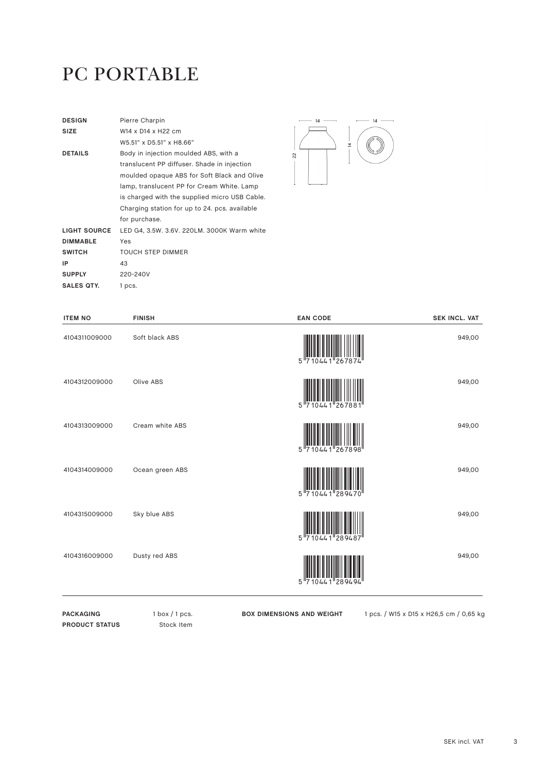# PC PORTABLE

| | |
|---|---|
| **DESIGN** | Pierre Charpin |
| **SIZE** | W14 x D14 x H22 cm<br>W5.51" x D5.51" x H8.66" |
| **DETAILS** | Body in injection moulded ABS, with a translucent PP diffuser. Shade in injection moulded opaque ABS for Soft Black and Olive lamp, translucent PP for Cream White. Lamp is charged with the supplied micro USB Cable. Charging station for up to 24. pcs. available for purchase. |
| **LIGHT SOURCE** | LED G4, 3.5W. 3.6V. 220LM. 3000K Warm white |
| **DIMMABLE** | Yes |
| **SWITCH** | TOUCH STEP DIMMER |
| **IP** | 43 |
| **SUPPLY** | 220-240V |
| **SALES QTY.** | 1 pcs. |

| ITEM NO | FINISH | EAN CODE | SEK INCL. VAT |
|---|---|---|---|
| 4104311009000 | Soft black ABS | 5 710441 267874 | 949,00 |
| 4104312009000 | Olive ABS | 5 710441 267881 | 949,00 |
| 4104313009000 | Cream white ABS | 5 710441 267898 | 949,00 |
| 4104314009000 | Ocean green ABS | 5 710441 289470 | 949,00 |
| 4104315009000 | Sky blue ABS | 5 710441 289487 | 949,00 |
| 4104316009000 | Dusty red ABS | 5 710441 289494 | 949,00 |

| | | | |
|---|---|---|---|
| **PACKAGING** | 1 box / 1 pcs. | **BOX DIMENSIONS AND WEIGHT** | 1 pcs. / W15 x D15 x H26,5 cm / 0,65 kg |
| **PRODUCT STATUS** | Stock Item | | |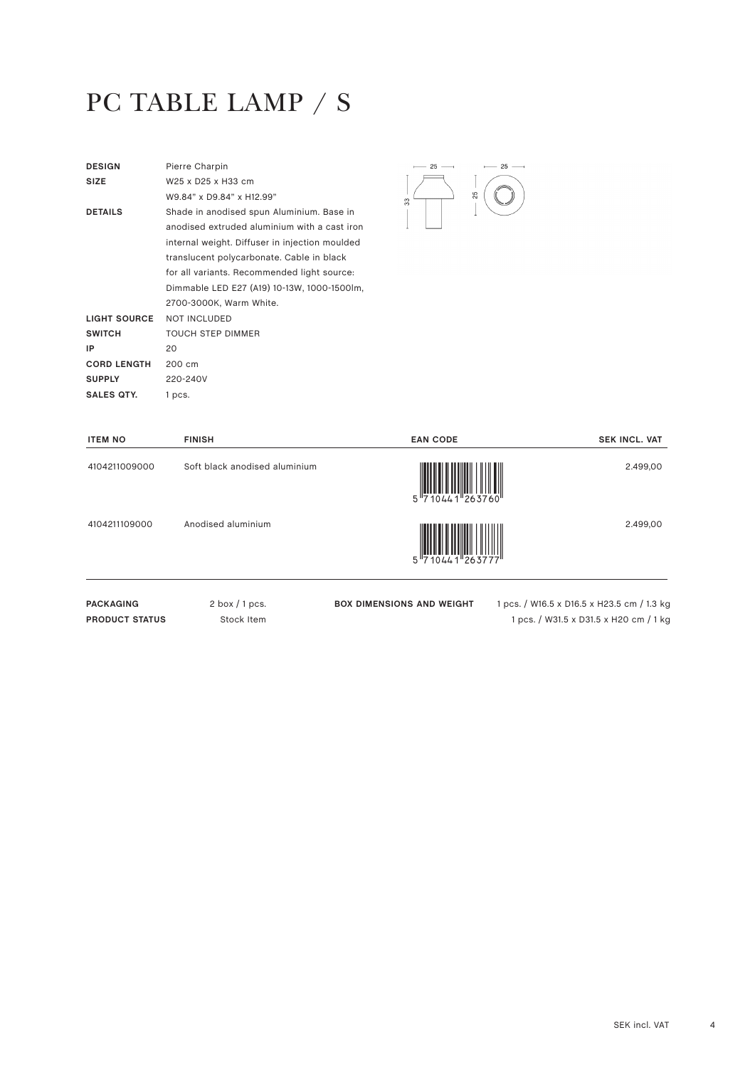# PC TABLE LAMP / S

| | |
|---|---|
| **DESIGN** | Pierre Charpin |
| **SIZE** | W25 x D25 x H33 cm<br>W9.84" x D9.84" x H12.99" |
| **DETAILS** | Shade in anodised spun Aluminium. Base in anodised extruded aluminium with a cast iron internal weight. Diffuser in injection moulded translucent polycarbonate. Cable in black for all variants. Recommended light source: Dimmable LED E27 (A19) 10-13W, 1000-1500lm, 2700-3000K, Warm White. |
| **LIGHT SOURCE** | NOT INCLUDED |
| **SWITCH** | TOUCH STEP DIMMER |
| **IP** | 20 |
| **CORD LENGTH** | 200 cm |
| **SUPPLY** | 220-240V |
| **SALES QTY.** | 1 pcs. |

| ITEM NO | FINISH | EAN CODE | SEK INCL. VAT |
|---|---|---|---|
| 4104211009000 | Soft black anodised aluminium | 5 710441 263760 | 2.499,00 |
| 4104211109000 | Anodised aluminium | 5 710441 263777 | 2.499,00 |

| | | | |
|---|---|---|---|
| **PACKAGING** | 2 box / 1 pcs. | **BOX DIMENSIONS AND WEIGHT** | 1 pcs. / W16.5 x D16.5 x H23.5 cm / 1.3 kg |
| **PRODUCT STATUS** | Stock Item | | 1 pcs. / W31.5 x D31.5 x H20 cm / 1 kg |

SEK incl. VAT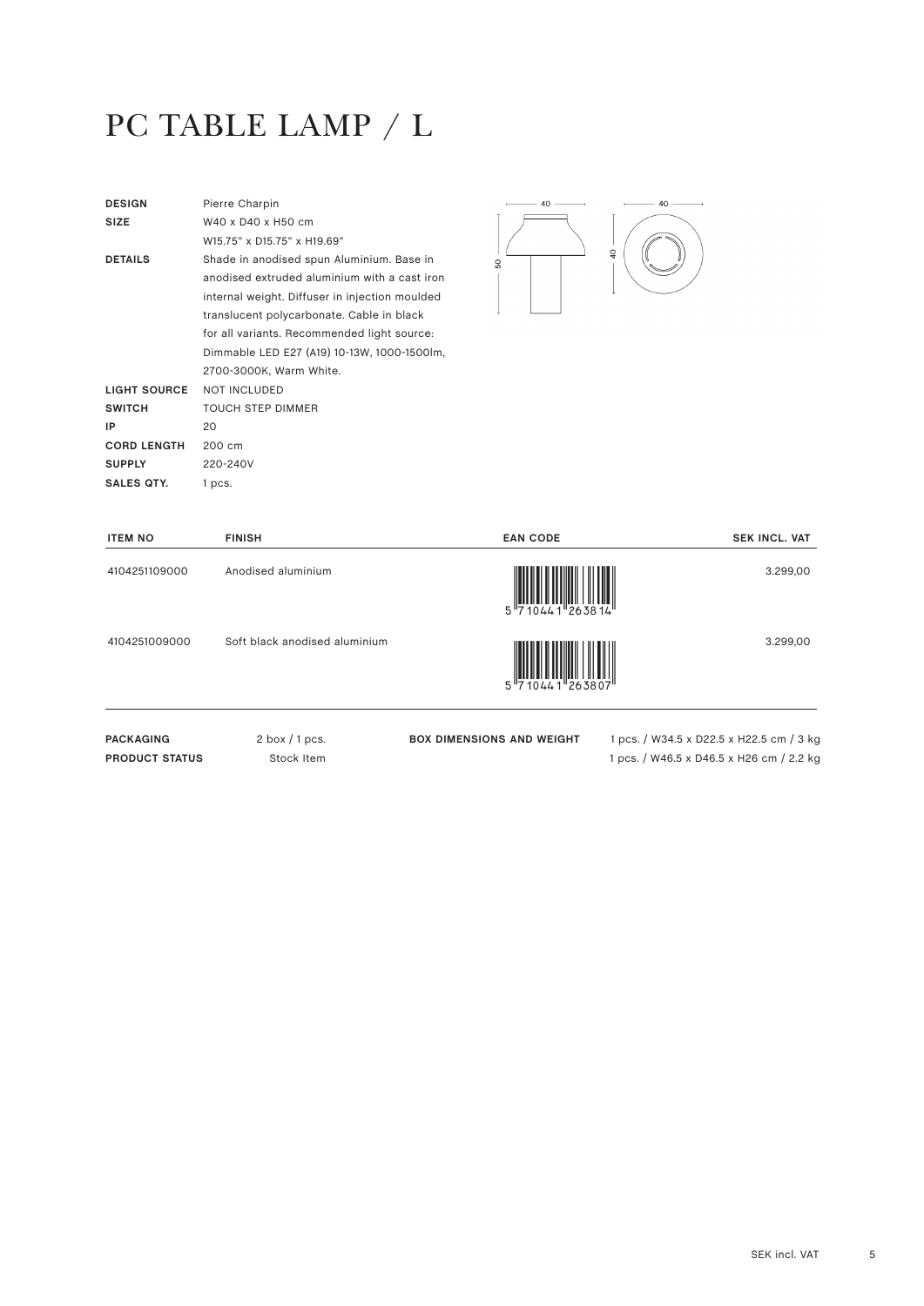# PC TABLE LAMP / L

| | |
|---|---|
| **DESIGN** | Pierre Charpin |
| **SIZE** | W40 x D40 x H50 cm<br>W15.75" x D15.75" x H19.69" |
| **DETAILS** | Shade in anodised spun Aluminium. Base in anodised extruded aluminium with a cast iron internal weight. Diffuser in injection moulded translucent polycarbonate. Cable in black for all variants. Recommended light source: Dimmable LED E27 (A19) 10-13W, 1000-1500lm, 2700-3000K, Warm White. |
| **LIGHT SOURCE** | NOT INCLUDED |
| **SWITCH** | TOUCH STEP DIMMER |
| **IP** | 20 |
| **CORD LENGTH** | 200 cm |
| **SUPPLY** | 220-240V |
| **SALES QTY.** | 1 pcs. |

| ITEM NO | FINISH | EAN CODE | SEK INCL. VAT |
|---|---|---|---|
| 4104251109000 | Anodised aluminium | 5710441263814 | 3.299,00 |
| 4104251009000 | Soft black anodised aluminium | 5710441263807 | 3.299,00 |

| | | | |
|---|---|---|---|
| **PACKAGING** | 2 box / 1 pcs. | **BOX DIMENSIONS AND WEIGHT** | 1 pcs. / W34.5 x D22.5 x H22.5 cm / 3 kg |
| **PRODUCT STATUS** | Stock Item | | 1 pcs. / W46.5 x D46.5 x H26 cm / 2.2 kg |

SEK incl. VAT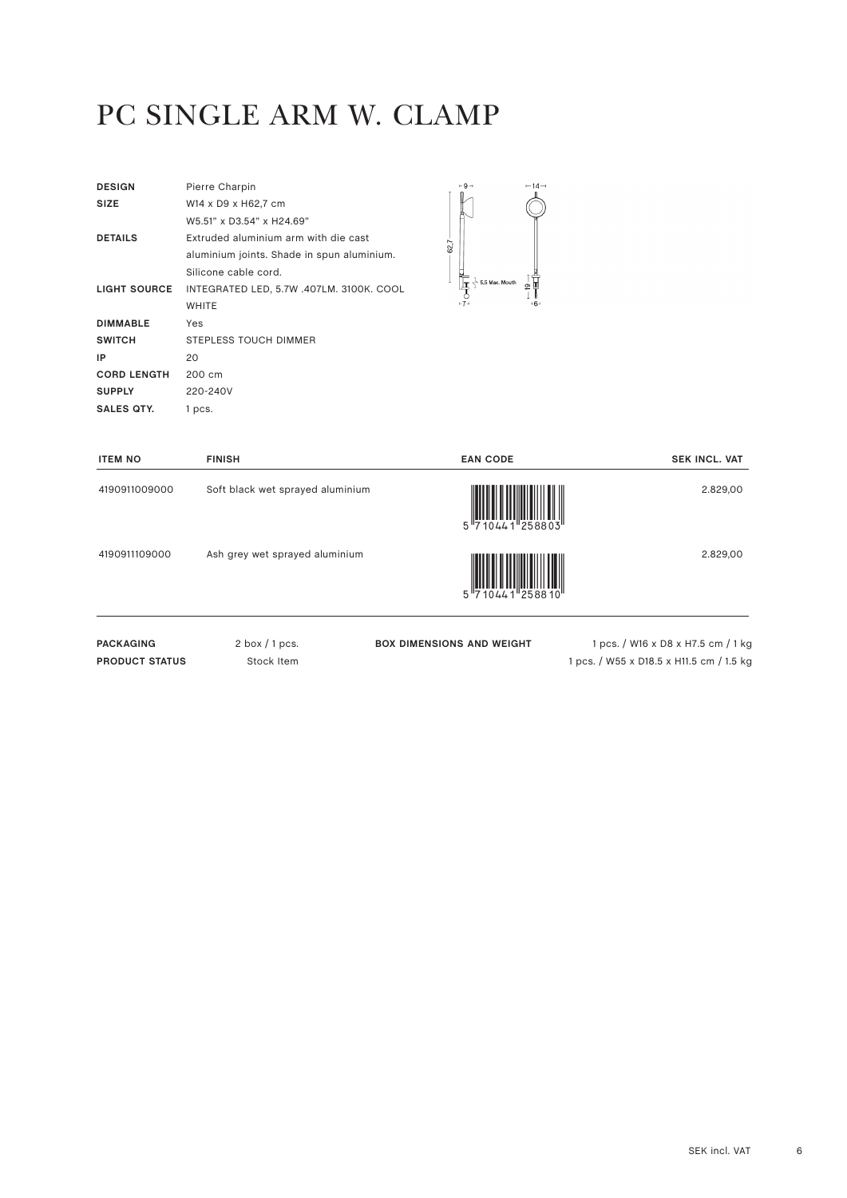# PC SINGLE ARM W. CLAMP

| | |
|---|---|
| **DESIGN** | Pierre Charpin |
| **SIZE** | W14 x D9 x H62,7 cm |
| | W5.51" x D3.54" x H24.69" |
| **DETAILS** | Extruded aluminium arm with die cast aluminium joints. Shade in spun aluminium. Silicone cable cord. |
| **LIGHT SOURCE** | INTEGRATED LED, 5.7W .407LM. 3100K. COOL WHITE |
| **DIMMABLE** | Yes |
| **SWITCH** | STEPLESS TOUCH DIMMER |
| **IP** | 20 |
| **CORD LENGTH** | 200 cm |
| **SUPPLY** | 220-240V |
| **SALES QTY.** | 1 pcs. |

| ITEM NO | FINISH | EAN CODE | SEK INCL. VAT |
|---|---|---|---|
| 4190911009000 | Soft black wet sprayed aluminium | 5 710441 258803 | 2.829,00 |
| 4190911109000 | Ash grey wet sprayed aluminium | 5 710441 258810 | 2.829,00 |

| | | | |
|---|---|---|---|
| **PACKAGING** | 2 box / 1 pcs. | **BOX DIMENSIONS AND WEIGHT** | 1 pcs. / W16 x D8 x H7.5 cm / 1 kg |
| **PRODUCT STATUS** | Stock Item | | 1 pcs. / W55 x D18.5 x H11.5 cm / 1.5 kg |

SEK incl. VAT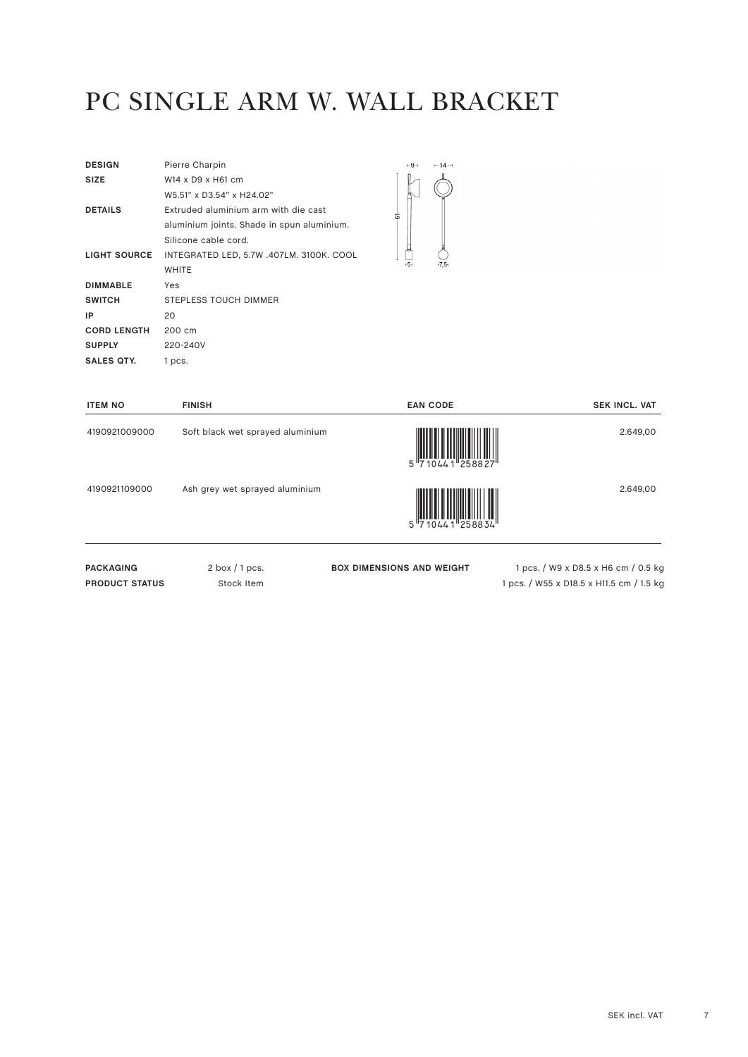# PC SINGLE ARM W. WALL BRACKET

| | |
|---|---|
| **DESIGN** | Pierre Charpin |
| **SIZE** | W14 x D9 x H61 cm<br>W5.51" x D3.54" x H24.02" |
| **DETAILS** | Extruded aluminium arm with die cast aluminium joints. Shade in spun aluminium. Silicone cable cord. |
| **LIGHT SOURCE** | INTEGRATED LED, 5.7W .407LM. 3100K. COOL WHITE |
| **DIMMABLE** | Yes |
| **SWITCH** | STEPLESS TOUCH DIMMER |
| **IP** | 20 |
| **CORD LENGTH** | 200 cm |
| **SUPPLY** | 220-240V |
| **SALES QTY.** | 1 pcs. |

| ITEM NO | FINISH | EAN CODE | SEK INCL. VAT |
|---|---|---|---|
| 4190921009000 | Soft black wet sprayed aluminium | 5 710441 258827 | 2.649,00 |
| 4190921109000 | Ash grey wet sprayed aluminium | 5 710441 258834 | 2.649,00 |

| | | | |
|---|---|---|---|
| **PACKAGING** | 2 box / 1 pcs. | **BOX DIMENSIONS AND WEIGHT** | 1 pcs. / W9 x D8.5 x H6 cm / 0.5 kg |
| **PRODUCT STATUS** | Stock Item | | 1 pcs. / W55 x D18.5 x H11.5 cm / 1.5 kg |

SEK incl. VAT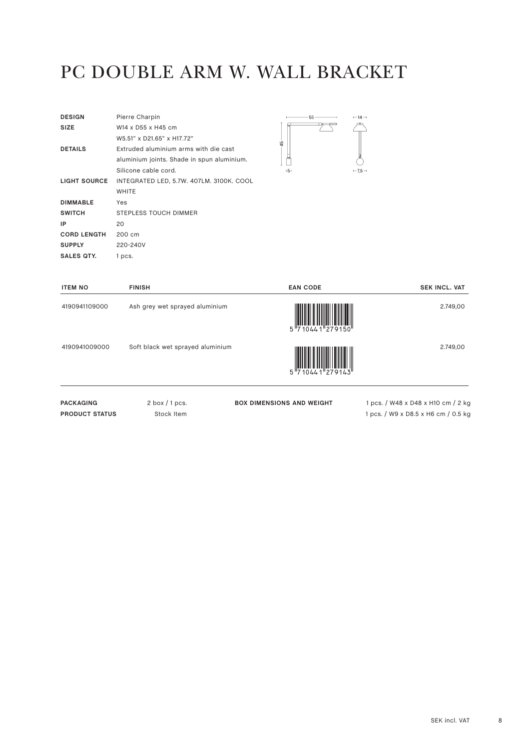# PC DOUBLE ARM W. WALL BRACKET

| | |
|---|---|
| **DESIGN** | Pierre Charpin |
| **SIZE** | W14 x D55 x H45 cm<br>W5.51" x D21.65" x H17.72" |
| **DETAILS** | Extruded aluminium arms with die cast aluminium joints. Shade in spun aluminium. Silicone cable cord. |
| **LIGHT SOURCE** | INTEGRATED LED, 5.7W. 407LM. 3100K. COOL WHITE |
| **DIMMABLE** | Yes |
| **SWITCH** | STEPLESS TOUCH DIMMER |
| **IP** | 20 |
| **CORD LENGTH** | 200 cm |
| **SUPPLY** | 220-240V |
| **SALES QTY.** | 1 pcs. |

| ITEM NO | FINISH | EAN CODE | SEK INCL. VAT |
|---|---|---|---|
| 4190941109000 | Ash grey wet sprayed aluminium | 5710441279150 | 2.749,00 |
| 4190941009000 | Soft black wet sprayed aluminium | 5710441279143 | 2.749,00 |

| | | | |
|---|---|---|---|
| **PACKAGING** | 2 box / 1 pcs. | **BOX DIMENSIONS AND WEIGHT** | 1 pcs. / W48 x D48 x H10 cm / 2 kg |
| **PRODUCT STATUS** | Stock Item | | 1 pcs. / W9 x D8.5 x H6 cm / 0.5 kg |

SEK incl. VAT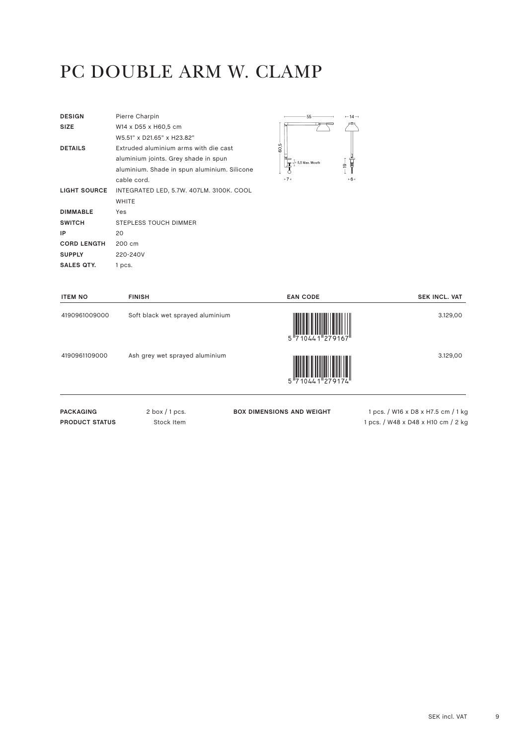# PC DOUBLE ARM W. CLAMP

| | |
|---|---|
| **DESIGN** | Pierre Charpin |
| **SIZE** | W14 x D55 x H60,5 cm<br>W5.51" x D21.65" x H23.82" |
| **DETAILS** | Extruded aluminium arms with die cast aluminium joints. Grey shade in spun aluminium. Shade in spun aluminium. Silicone cable cord. |
| **LIGHT SOURCE** | INTEGRATED LED, 5.7W. 407LM. 3100K. COOL WHITE |
| **DIMMABLE** | Yes |
| **SWITCH** | STEPLESS TOUCH DIMMER |
| **IP** | 20 |
| **CORD LENGTH** | 200 cm |
| **SUPPLY** | 220-240V |
| **SALES QTY.** | 1 pcs. |

| ITEM NO | FINISH | EAN CODE | SEK INCL. VAT |
|---|---|---|---|
| 4190961009000 | Soft black wet sprayed aluminium | 5 710441 279167 | 3.129,00 |
| 4190961109000 | Ash grey wet sprayed aluminium | 5 710441 279174 | 3.129,00 |

| | | | |
|---|---|---|---|
| **PACKAGING** | 2 box / 1 pcs. | **BOX DIMENSIONS AND WEIGHT** | 1 pcs. / W16 x D8 x H7.5 cm / 1 kg |
| **PRODUCT STATUS** | Stock Item | | 1 pcs. / W48 x D48 x H10 cm / 2 kg |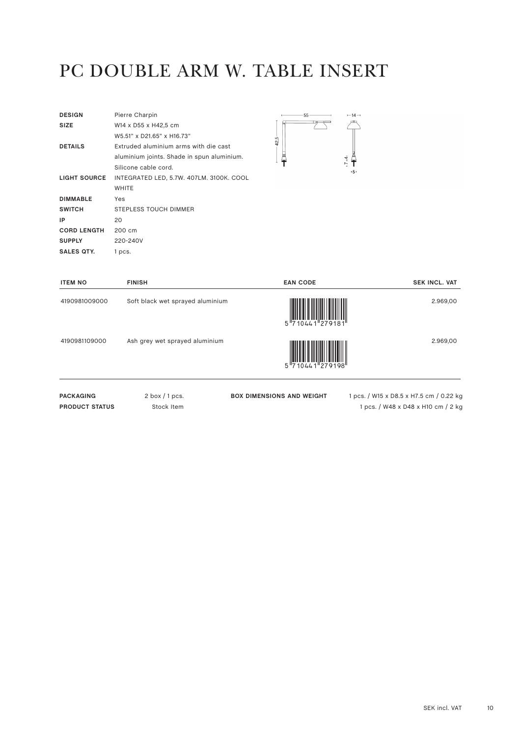# PC DOUBLE ARM W. TABLE INSERT

| | |
|---|---|
| **DESIGN** | Pierre Charpin |
| **SIZE** | W14 x D55 x H42,5 cm<br>W5.51" x D21.65" x H16.73" |
| **DETAILS** | Extruded aluminium arms with die cast aluminium joints. Shade in spun aluminium. Silicone cable cord. |
| **LIGHT SOURCE** | INTEGRATED LED, 5.7W. 407LM. 3100K. COOL WHITE |
| **DIMMABLE** | Yes |
| **SWITCH** | STEPLESS TOUCH DIMMER |
| **IP** | 20 |
| **CORD LENGTH** | 200 cm |
| **SUPPLY** | 220-240V |
| **SALES QTY.** | 1 pcs. |

| ITEM NO | FINISH | EAN CODE | SEK INCL. VAT |
|---|---|---|---|
| 4190981009000 | Soft black wet sprayed aluminium | 5 710441 279181 | 2.969,00 |
| 4190981109000 | Ash grey wet sprayed aluminium | 5 710441 279198 | 2.969,00 |

| | | | |
|---|---|---|---|
| **PACKAGING** | 2 box / 1 pcs. | **BOX DIMENSIONS AND WEIGHT** | 1 pcs. / W15 x D8.5 x H7.5 cm / 0.22 kg |
| **PRODUCT STATUS** | Stock Item | | 1 pcs. / W48 x D48 x H10 cm / 2 kg |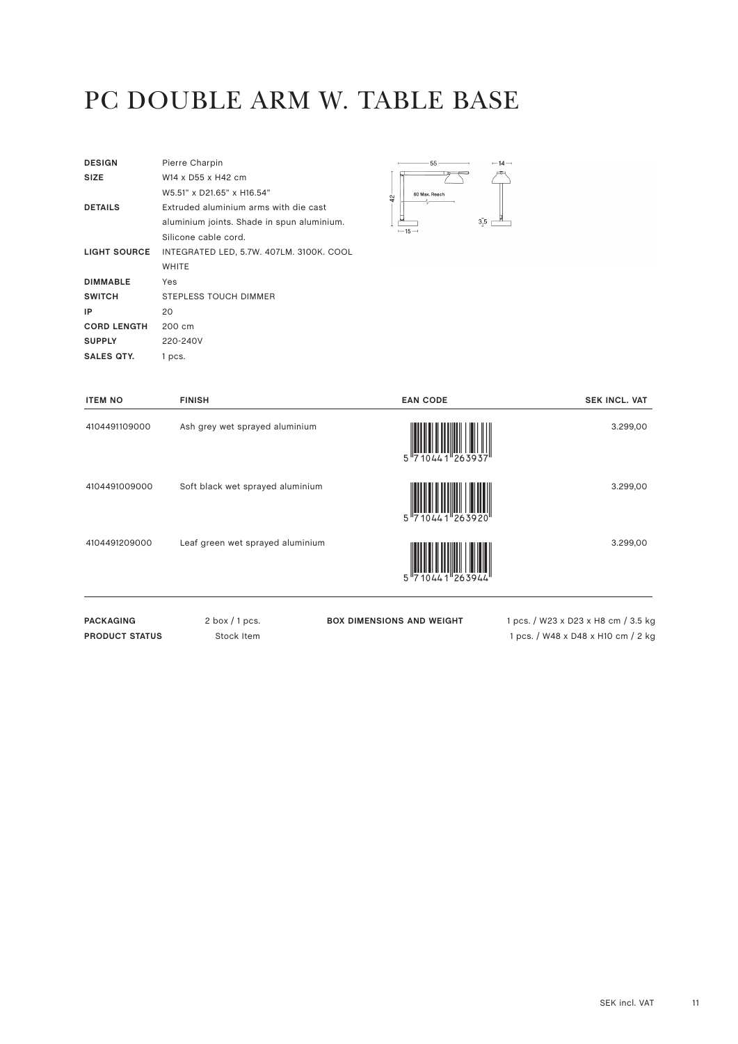# PC DOUBLE ARM W. TABLE BASE

| | |
|---|---|
| **DESIGN** | Pierre Charpin |
| **SIZE** | W14 x D55 x H42 cm |
| | W5.51" x D21.65" x H16.54" |
| **DETAILS** | Extruded aluminium arms with die cast aluminium joints. Shade in spun aluminium. Silicone cable cord. |
| **LIGHT SOURCE** | INTEGRATED LED, 5.7W. 407LM. 3100K. COOL WHITE |
| **DIMMABLE** | Yes |
| **SWITCH** | STEPLESS TOUCH DIMMER |
| **IP** | 20 |
| **CORD LENGTH** | 200 cm |
| **SUPPLY** | 220-240V |
| **SALES QTY.** | 1 pcs. |

| ITEM NO | FINISH | EAN CODE | SEK INCL. VAT |
|---|---|---|---|
| 4104491109000 | Ash grey wet sprayed aluminium | 5 710441 263937 | 3.299,00 |
| 4104491009000 | Soft black wet sprayed aluminium | 5 710441 263920 | 3.299,00 |
| 4104491209000 | Leaf green wet sprayed aluminium | 5 710441 263944 | 3.299,00 |

| | | | |
|---|---|---|---|
| **PACKAGING** | 2 box / 1 pcs. | **BOX DIMENSIONS AND WEIGHT** | 1 pcs. / W23 x D23 x H8 cm / 3.5 kg |
| **PRODUCT STATUS** | Stock Item | | 1 pcs. / W48 x D48 x H10 cm / 2 kg |

SEK incl. VAT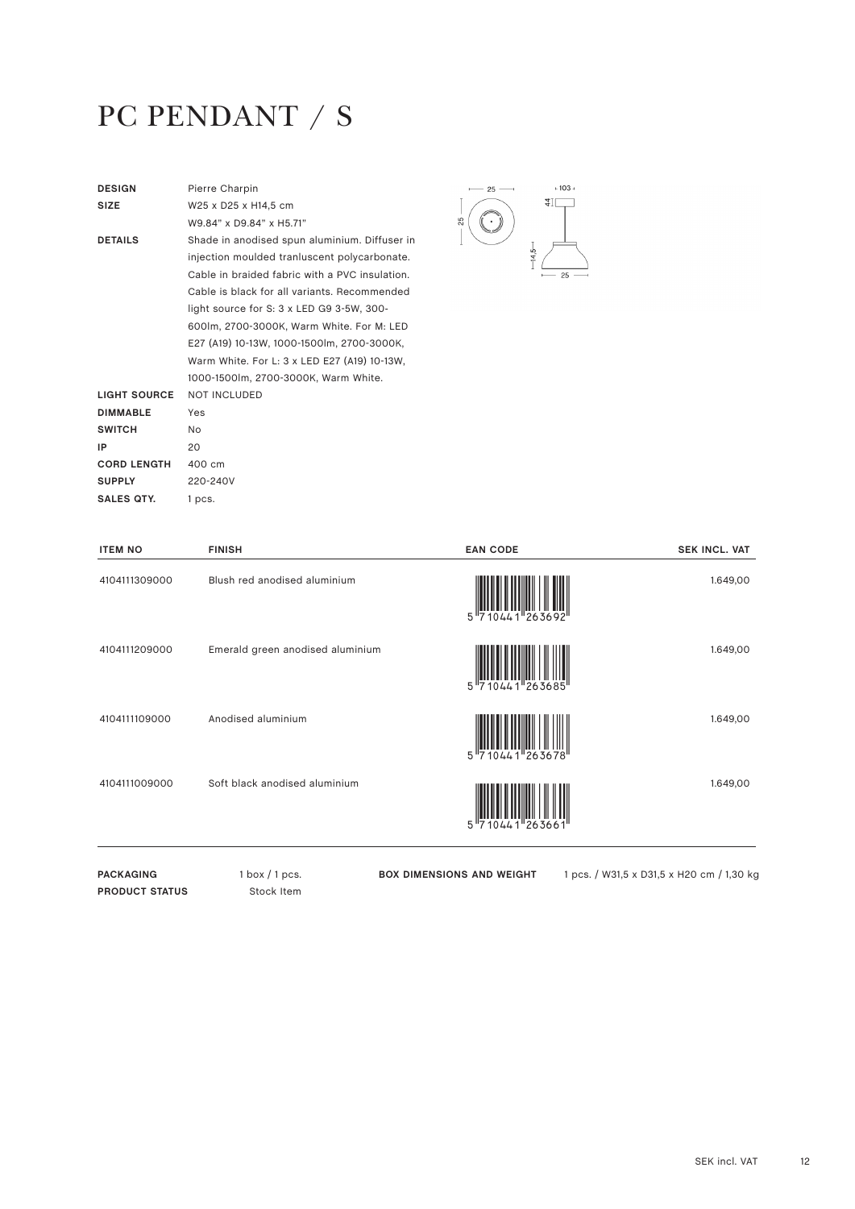# PC PENDANT / S

| | |
|---|---|
| **DESIGN** | Pierre Charpin |
| **SIZE** | W25 x D25 x H14,5 cm<br>W9.84" x D9.84" x H5.71" |
| **DETAILS** | Shade in anodised spun aluminium. Diffuser in injection moulded tranluscent polycarbonate. Cable in braided fabric with a PVC insulation. Cable is black for all variants. Recommended light source for S: 3 x LED G9 3-5W, 300-600lm, 2700-3000K, Warm White. For M: LED E27 (A19) 10-13W, 1000-1500lm, 2700-3000K, Warm White. For L: 3 x LED E27 (A19) 10-13W, 1000-1500lm, 2700-3000K, Warm White. |
| **LIGHT SOURCE** | NOT INCLUDED |
| **DIMMABLE** | Yes |
| **SWITCH** | No |
| **IP** | 20 |
| **CORD LENGTH** | 400 cm |
| **SUPPLY** | 220-240V |
| **SALES QTY.** | 1 pcs. |

| ITEM NO | FINISH | EAN CODE | SEK INCL. VAT |
|---|---|---|---|
| 4104111309000 | Blush red anodised aluminium | 5 710441 263692 | 1.649,00 |
| 4104111209000 | Emerald green anodised aluminium | 5 710441 263685 | 1.649,00 |
| 4104111109000 | Anodised aluminium | 5 710441 263678 | 1.649,00 |
| 4104111009000 | Soft black anodised aluminium | 5 710441 263661 | 1.649,00 |

**PACKAGING** 1 box / 1 pcs.
**PRODUCT STATUS** Stock Item
**BOX DIMENSIONS AND WEIGHT** 1 pcs. / W31,5 x D31,5 x H20 cm / 1,30 kg

SEK incl. VAT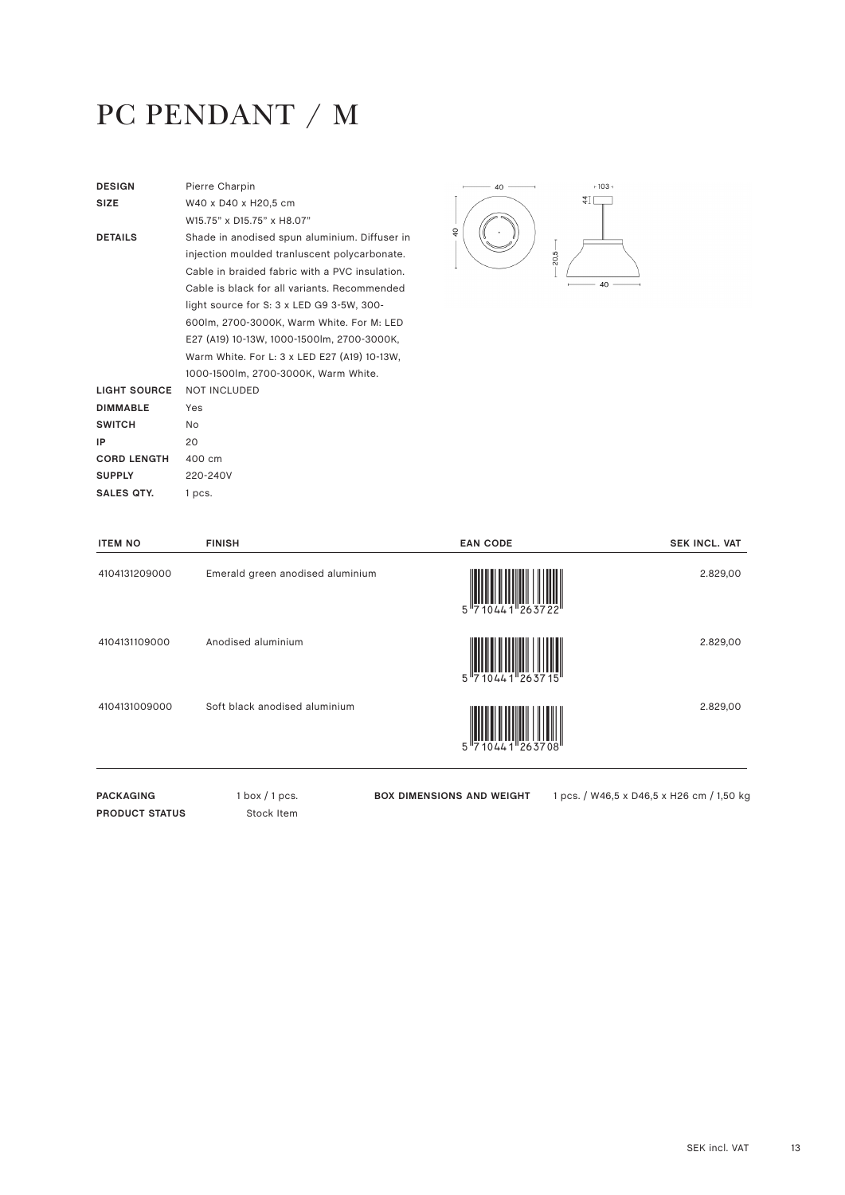# PC PENDANT / M

| | |
|---|---|
| **DESIGN** | Pierre Charpin |
| **SIZE** | W40 x D40 x H20,5 cm<br>W15.75" x D15.75" x H8.07" |
| **DETAILS** | Shade in anodised spun aluminium. Diffuser in injection moulded tranluscent polycarbonate. Cable in braided fabric with a PVC insulation. Cable is black for all variants. Recommended light source for S: 3 x LED G9 3-5W, 300-600lm, 2700-3000K, Warm White. For M: LED E27 (A19) 10-13W, 1000-1500lm, 2700-3000K, Warm White. For L: 3 x LED E27 (A19) 10-13W, 1000-1500lm, 2700-3000K, Warm White. |
| **LIGHT SOURCE** | NOT INCLUDED |
| **DIMMABLE** | Yes |
| **SWITCH** | No |
| **IP** | 20 |
| **CORD LENGTH** | 400 cm |
| **SUPPLY** | 220-240V |
| **SALES QTY.** | 1 pcs. |

| ITEM NO | FINISH | EAN CODE | SEK INCL. VAT |
|---|---|---|---|
| 4104131209000 | Emerald green anodised aluminium | 5 710441 263722 | 2.829,00 |
| 4104131109000 | Anodised aluminium | 5 710441 263715 | 2.829,00 |
| 4104131009000 | Soft black anodised aluminium | 5 710441 263708 | 2.829,00 |

**PACKAGING** 1 box / 1 pcs.

**PRODUCT STATUS** Stock Item

**BOX DIMENSIONS AND WEIGHT** 1 pcs. / W46,5 x D46,5 x H26 cm / 1,50 kg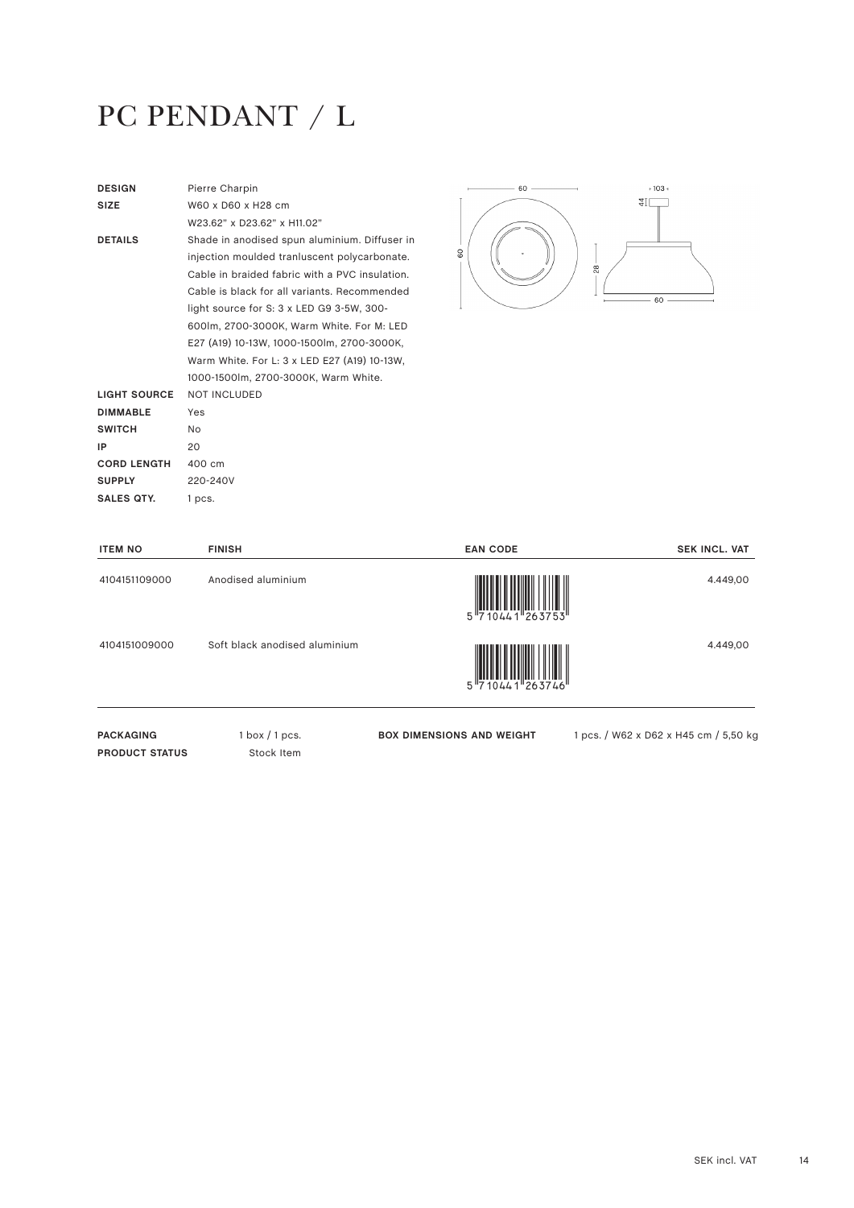# PC PENDANT / L

| | |
|---|---|
| **DESIGN** | Pierre Charpin |
| **SIZE** | W60 x D60 x H28 cm<br>W23.62" x D23.62" x H11.02" |
| **DETAILS** | Shade in anodised spun aluminium. Diffuser in injection moulded tranluscent polycarbonate. Cable in braided fabric with a PVC insulation. Cable is black for all variants. Recommended light source for S: 3 x LED G9 3-5W, 300-600lm, 2700-3000K, Warm White. For M: LED E27 (A19) 10-13W, 1000-1500lm, 2700-3000K, Warm White. For L: 3 x LED E27 (A19) 10-13W, 1000-1500lm, 2700-3000K, Warm White. |
| **LIGHT SOURCE** | NOT INCLUDED |
| **DIMMABLE** | Yes |
| **SWITCH** | No |
| **IP** | 20 |
| **CORD LENGTH** | 400 cm |
| **SUPPLY** | 220-240V |
| **SALES QTY.** | 1 pcs. |

| ITEM NO | FINISH | EAN CODE | SEK INCL. VAT |
|---|---|---|---|
| 4104151109000 | Anodised aluminium | 5 710441 263753 | 4.449,00 |
| 4104151009000 | Soft black anodised aluminium | 5 710441 263746 | 4.449,00 |

| | | | |
|---|---|---|---|
| **PACKAGING** | 1 box / 1 pcs. | **BOX DIMENSIONS AND WEIGHT** | 1 pcs. / W62 x D62 x H45 cm / 5,50 kg |
| **PRODUCT STATUS** | Stock Item | | |

SEK incl. VAT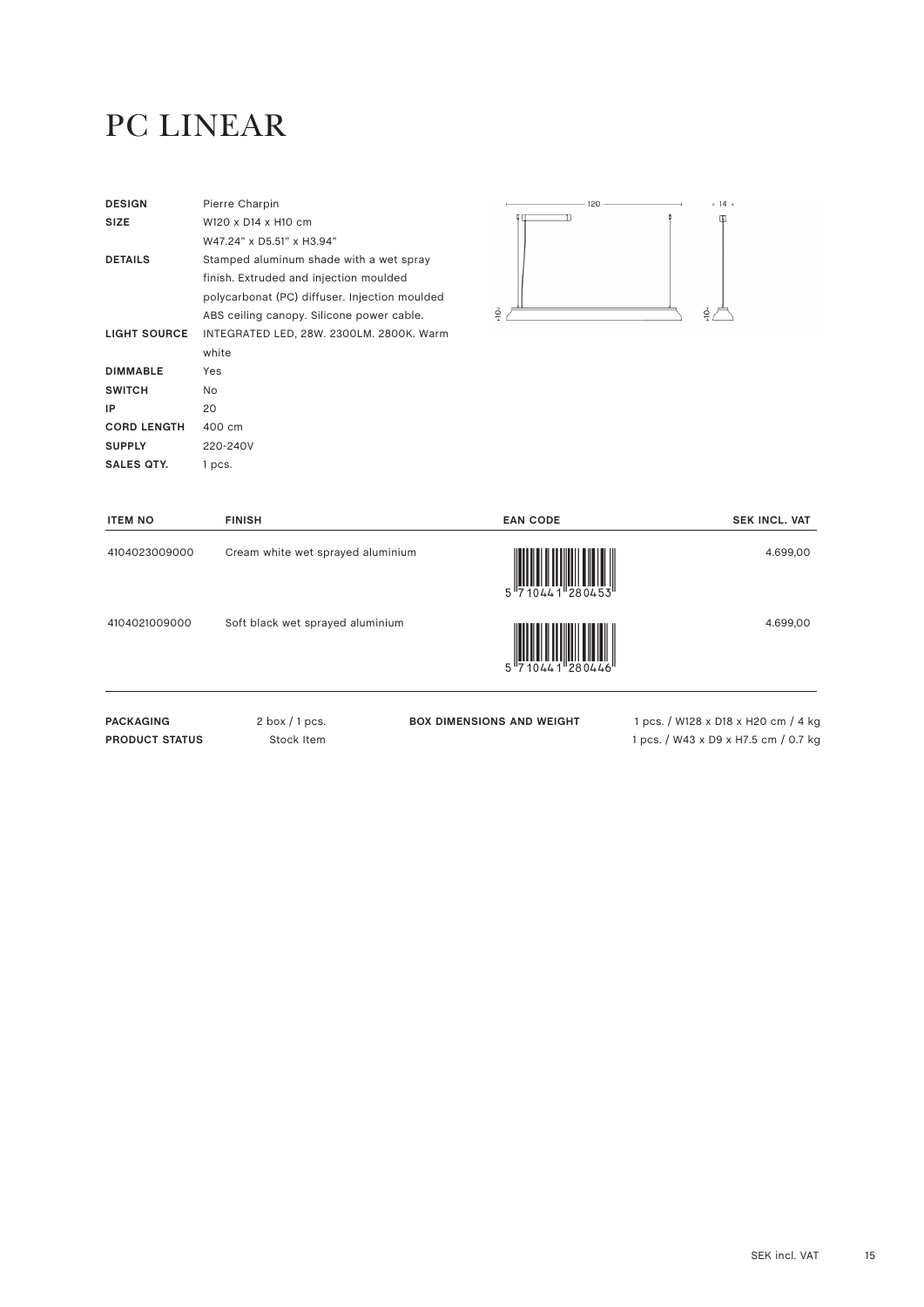# PC LINEAR

| | |
|---|---|
| **DESIGN** | Pierre Charpin |
| **SIZE** | W120 x D14 x H10 cm<br>W47.24" x D5.51" x H3.94" |
| **DETAILS** | Stamped aluminum shade with a wet spray finish. Extruded and injection moulded polycarbonat (PC) diffuser. Injection moulded ABS ceiling canopy. Silicone power cable. |
| **LIGHT SOURCE** | INTEGRATED LED, 28W. 2300LM. 2800K. Warm white |
| **DIMMABLE** | Yes |
| **SWITCH** | No |
| **IP** | 20 |
| **CORD LENGTH** | 400 cm |
| **SUPPLY** | 220-240V |
| **SALES QTY.** | 1 pcs. |

| ITEM NO | FINISH | EAN CODE | SEK INCL. VAT |
|---|---|---|---|
| 4104023009000 | Cream white wet sprayed aluminium | 5710441280453 | 4.699,00 |
| 4104021009000 | Soft black wet sprayed aluminium | 5710441280446 | 4.699,00 |

| | | | |
|---|---|---|---|
| **PACKAGING** | 2 box / 1 pcs. | **BOX DIMENSIONS AND WEIGHT** | 1 pcs. / W128 x D18 x H20 cm / 4 kg |
| **PRODUCT STATUS** | Stock Item | | 1 pcs. / W43 x D9 x H7.5 cm / 0.7 kg |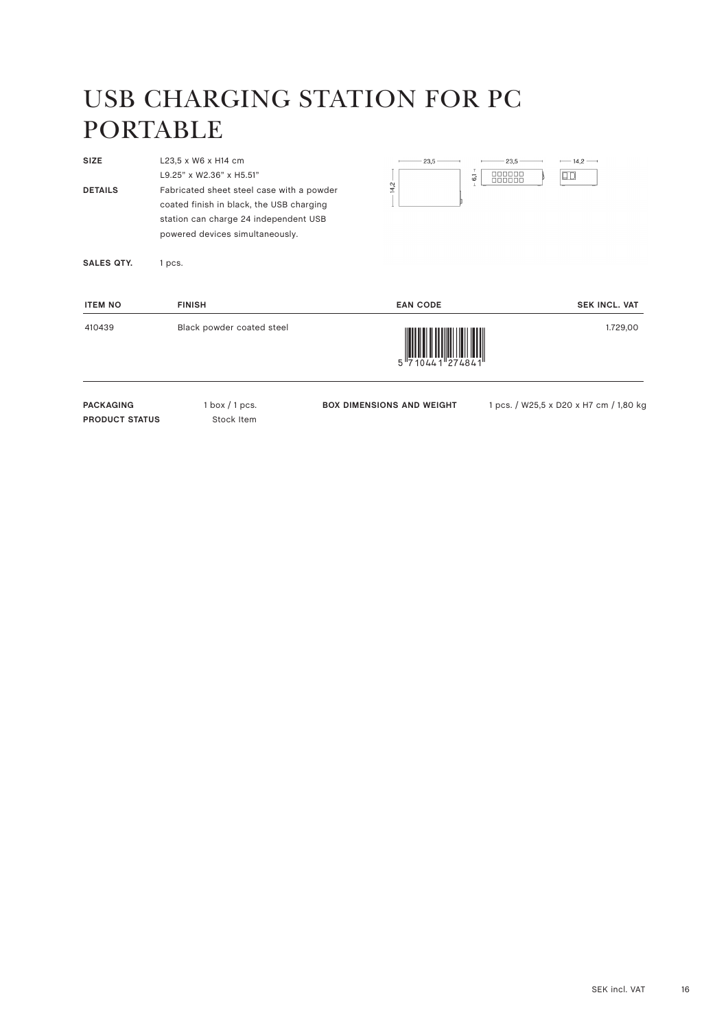# USB CHARGING STATION FOR PC PORTABLE

**SIZE** L23,5 x W6 x H14 cm
L9.25" x W2.36" x H5.51"

**DETAILS** Fabricated sheet steel case with a powder coated finish in black, the USB charging station can charge 24 independent USB powered devices simultaneously.

**SALES QTY.** 1 pcs.

| ITEM NO | FINISH | EAN CODE | SEK INCL. VAT |
|---|---|---|---|
| 410439 | Black powder coated steel | 5 710441 274841 | 1.729,00 |

**PACKAGING** 1 box / 1 pcs.
**PRODUCT STATUS** Stock Item

**BOX DIMENSIONS AND WEIGHT** 1 pcs. / W25,5 x D20 x H7 cm / 1,80 kg

SEK incl. VAT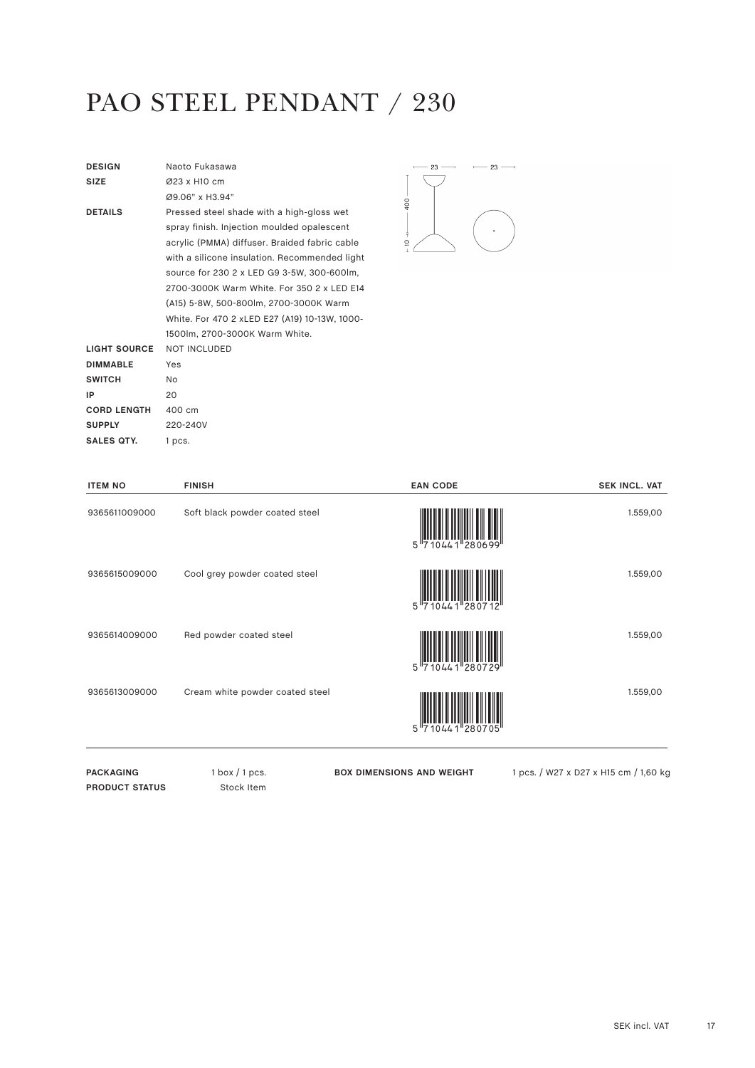# PAO STEEL PENDANT / 230

| | |
|---|---|
| **DESIGN** | Naoto Fukasawa |
| **SIZE** | Ø23 x H10 cm<br>Ø9.06" x H3.94" |
| **DETAILS** | Pressed steel shade with a high-gloss wet spray finish. Injection moulded opalescent acrylic (PMMA) diffuser. Braided fabric cable with a silicone insulation. Recommended light source for 230 2 x LED G9 3-5W, 300-600lm, 2700-3000K Warm White. For 350 2 x LED E14 (A15) 5-8W, 500-800lm, 2700-3000K Warm White. For 470 2 xLED E27 (A19) 10-13W, 1000-1500lm, 2700-3000K Warm White. |
| **LIGHT SOURCE** | NOT INCLUDED |
| **DIMMABLE** | Yes |
| **SWITCH** | No |
| **IP** | 20 |
| **CORD LENGTH** | 400 cm |
| **SUPPLY** | 220-240V |
| **SALES QTY.** | 1 pcs. |

| ITEM NO | FINISH | EAN CODE | SEK INCL. VAT |
|---|---|---|---|
| 9365611009000 | Soft black powder coated steel | 5710441280699 | 1.559,00 |
| 9365615009000 | Cool grey powder coated steel | 5710441280712 | 1.559,00 |
| 9365614009000 | Red powder coated steel | 5710441280729 | 1.559,00 |
| 9365613009000 | Cream white powder coated steel | 5710441280705 | 1.559,00 |

**PACKAGING** 1 box / 1 pcs.
**PRODUCT STATUS** Stock Item

**BOX DIMENSIONS AND WEIGHT** 1 pcs. / W27 x D27 x H15 cm / 1,60 kg

SEK incl. VAT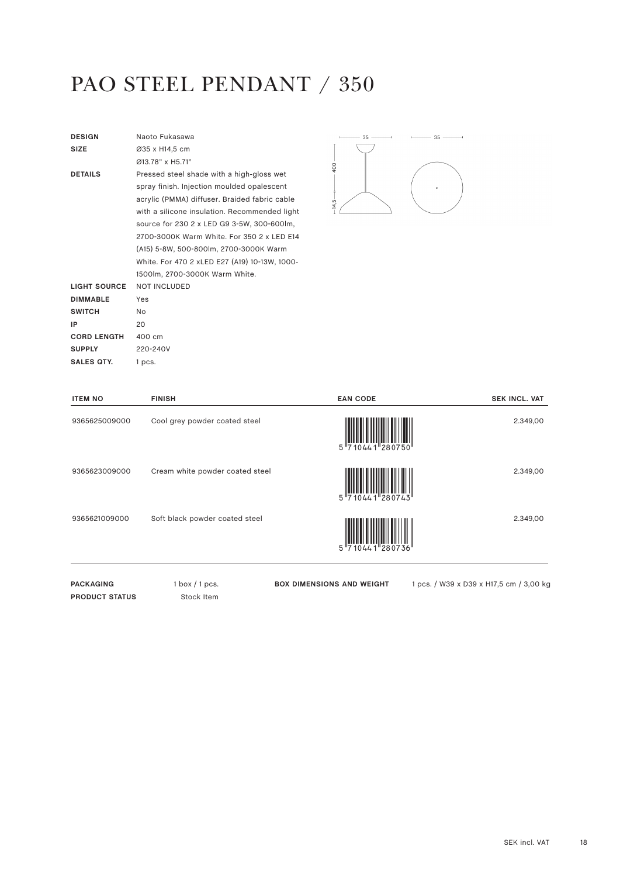# PAO STEEL PENDANT / 350

| | |
|---|---|
| **DESIGN** | Naoto Fukasawa |
| **SIZE** | Ø35 x H14,5 cm<br>Ø13.78" x H5.71" |
| **DETAILS** | Pressed steel shade with a high-gloss wet spray finish. Injection moulded opalescent acrylic (PMMA) diffuser. Braided fabric cable with a silicone insulation. Recommended light source for 230 2 x LED G9 3-5W, 300-600lm, 2700-3000K Warm White. For 350 2 x LED E14 (A15) 5-8W, 500-800lm, 2700-3000K Warm White. For 470 2 xLED E27 (A19) 10-13W, 1000-1500lm, 2700-3000K Warm White. |
| **LIGHT SOURCE** | NOT INCLUDED |
| **DIMMABLE** | Yes |
| **SWITCH** | No |
| **IP** | 20 |
| **CORD LENGTH** | 400 cm |
| **SUPPLY** | 220-240V |
| **SALES QTY.** | 1 pcs. |

| ITEM NO | FINISH | EAN CODE | SEK INCL. VAT |
|---|---|---|---|
| 9365625009000 | Cool grey powder coated steel | 5 710441 280750 | 2.349,00 |
| 9365623009000 | Cream white powder coated steel | 5 710441 280743 | 2.349,00 |
| 9365621009000 | Soft black powder coated steel | 5 710441 280736 | 2.349,00 |

| | | | |
|---|---|---|---|
| **PACKAGING** | 1 box / 1 pcs. | **BOX DIMENSIONS AND WEIGHT** | 1 pcs. / W39 x D39 x H17,5 cm / 3,00 kg |
| **PRODUCT STATUS** | Stock Item | | |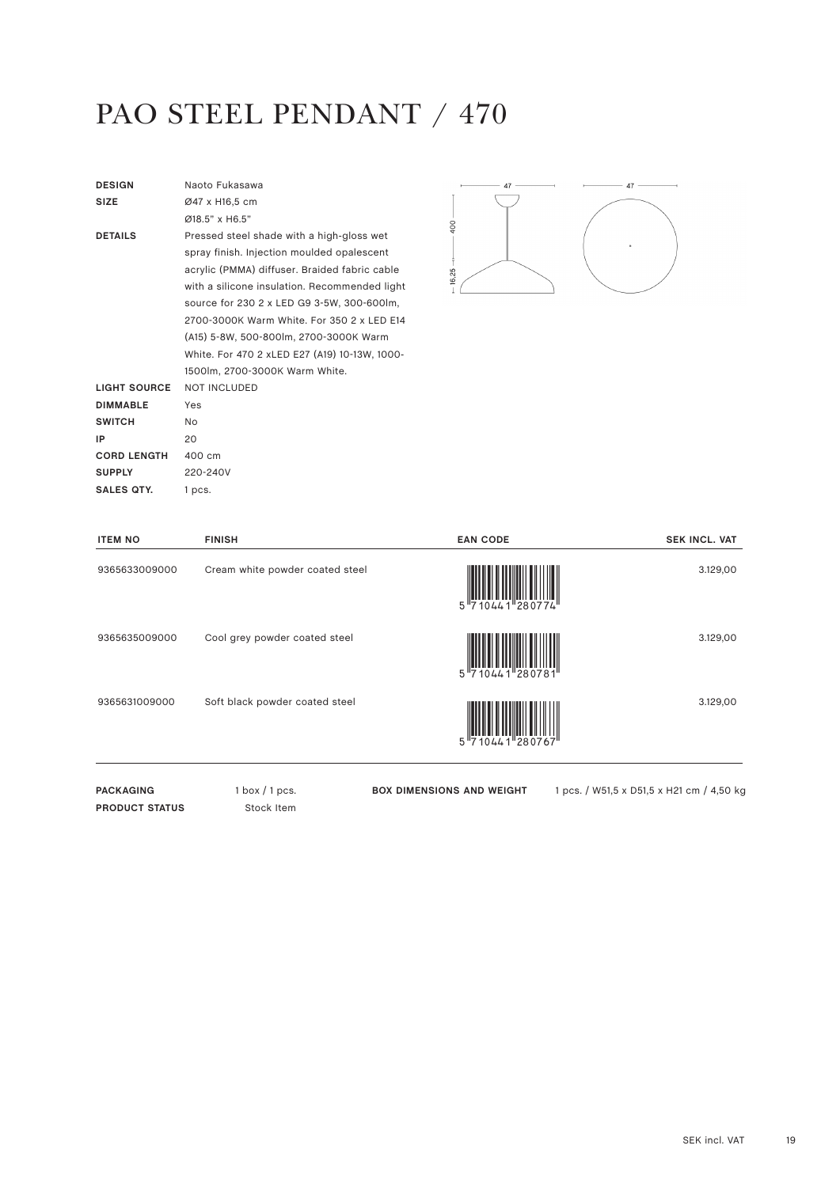# PAO STEEL PENDANT / 470

| | |
|---|---|
| **DESIGN** | Naoto Fukasawa |
| **SIZE** | Ø47 x H16,5 cm<br>Ø18.5" x H6.5" |
| **DETAILS** | Pressed steel shade with a high-gloss wet spray finish. Injection moulded opalescent acrylic (PMMA) diffuser. Braided fabric cable with a silicone insulation. Recommended light source for 230 2 x LED G9 3-5W, 300-600lm, 2700-3000K Warm White. For 350 2 x LED E14 (A15) 5-8W, 500-800lm, 2700-3000K Warm White. For 470 2 xLED E27 (A19) 10-13W, 1000-1500lm, 2700-3000K Warm White. |
| **LIGHT SOURCE** | NOT INCLUDED |
| **DIMMABLE** | Yes |
| **SWITCH** | No |
| **IP** | 20 |
| **CORD LENGTH** | 400 cm |
| **SUPPLY** | 220-240V |
| **SALES QTY.** | 1 pcs. |

| ITEM NO | FINISH | EAN CODE | SEK INCL. VAT |
|---|---|---|---|
| 9365633009000 | Cream white powder coated steel | 5 710441 280774 | 3.129,00 |
| 9365635009000 | Cool grey powder coated steel | 5 710441 280781 | 3.129,00 |
| 9365631009000 | Soft black powder coated steel | 5 710441 280767 | 3.129,00 |

**PACKAGING** 1 box / 1 pcs.
**PRODUCT STATUS** Stock Item

**BOX DIMENSIONS AND WEIGHT** 1 pcs. / W51,5 x D51,5 x H21 cm / 4,50 kg

SEK incl. VAT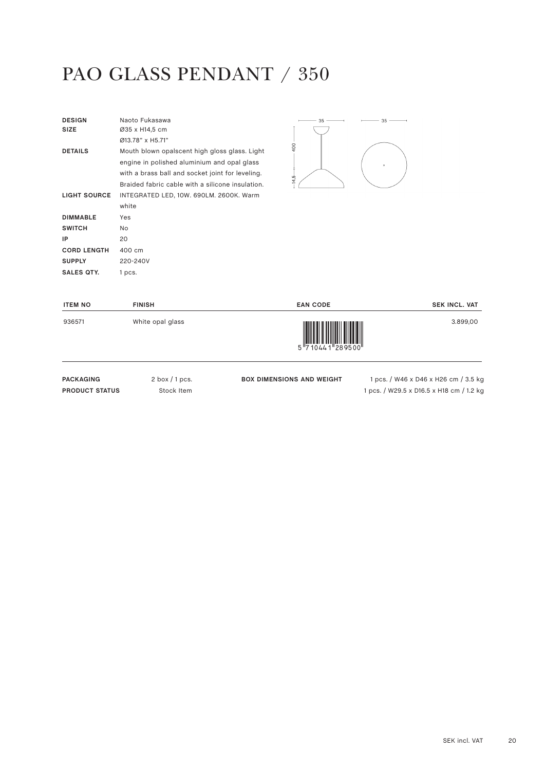# PAO GLASS PENDANT / 350

| | |
|---|---|
| **DESIGN** | Naoto Fukasawa |
| **SIZE** | Ø35 x H14,5 cm<br>Ø13.78" x H5.71" |
| **DETAILS** | Mouth blown opalscent high gloss glass. Light engine in polished aluminium and opal glass with a brass ball and socket joint for leveling. Braided fabric cable with a silicone insulation. |
| **LIGHT SOURCE** | INTEGRATED LED, 10W. 690LM. 2600K. Warm white |
| **DIMMABLE** | Yes |
| **SWITCH** | No |
| **IP** | 20 |
| **CORD LENGTH** | 400 cm |
| **SUPPLY** | 220-240V |
| **SALES QTY.** | 1 pcs. |

| ITEM NO | FINISH | EAN CODE | SEK INCL. VAT |
|---|---|---|---|
| 936571 | White opal glass | 5710441289500 | 3.899,00 |

| | | | |
|---|---|---|---|
| **PACKAGING** | 2 box / 1 pcs. | **BOX DIMENSIONS AND WEIGHT** | 1 pcs. / W46 x D46 x H26 cm / 3.5 kg |
| **PRODUCT STATUS** | Stock Item | | 1 pcs. / W29.5 x D16.5 x H18 cm / 1.2 kg |

SEK incl. VAT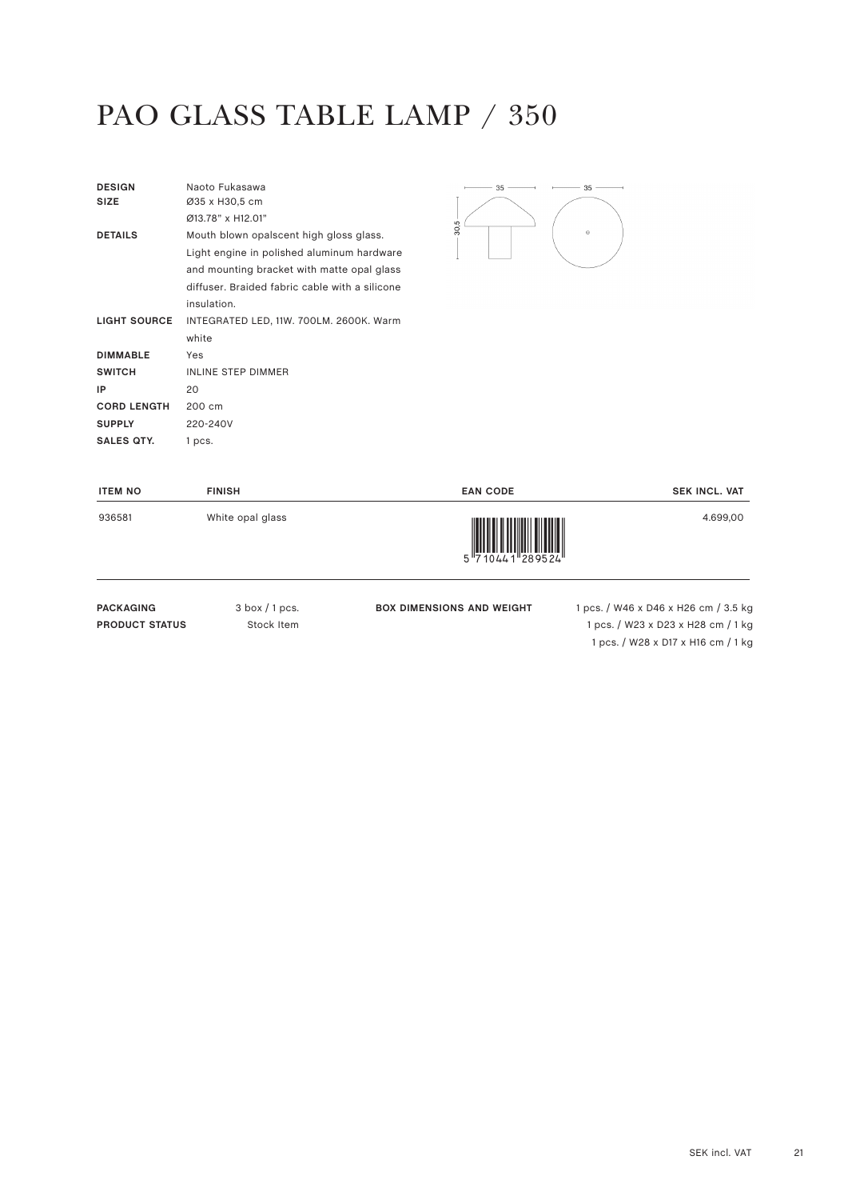# PAO GLASS TABLE LAMP / 350

| | |
|---|---|
| **DESIGN** | Naoto Fukasawa |
| **SIZE** | Ø35 x H30,5 cm<br>Ø13.78" x H12.01" |
| **DETAILS** | Mouth blown opalscent high gloss glass. Light engine in polished aluminum hardware and mounting bracket with matte opal glass diffuser. Braided fabric cable with a silicone insulation. |
| **LIGHT SOURCE** | INTEGRATED LED, 11W. 700LM. 2600K. Warm white |
| **DIMMABLE** | Yes |
| **SWITCH** | INLINE STEP DIMMER |
| **IP** | 20 |
| **CORD LENGTH** | 200 cm |
| **SUPPLY** | 220-240V |
| **SALES QTY.** | 1 pcs. |

| ITEM NO | FINISH | EAN CODE | SEK INCL. VAT |
|---|---|---|---|
| 936581 | White opal glass | 5 710441 289524 | 4.699,00 |

| | | | |
|---|---|---|---|
| **PACKAGING** | 3 box / 1 pcs. | **BOX DIMENSIONS AND WEIGHT** | 1 pcs. / W46 x D46 x H26 cm / 3.5 kg |
| **PRODUCT STATUS** | Stock Item | | 1 pcs. / W23 x D23 x H28 cm / 1 kg |
| | | | 1 pcs. / W28 x D17 x H16 cm / 1 kg |

SEK incl. VAT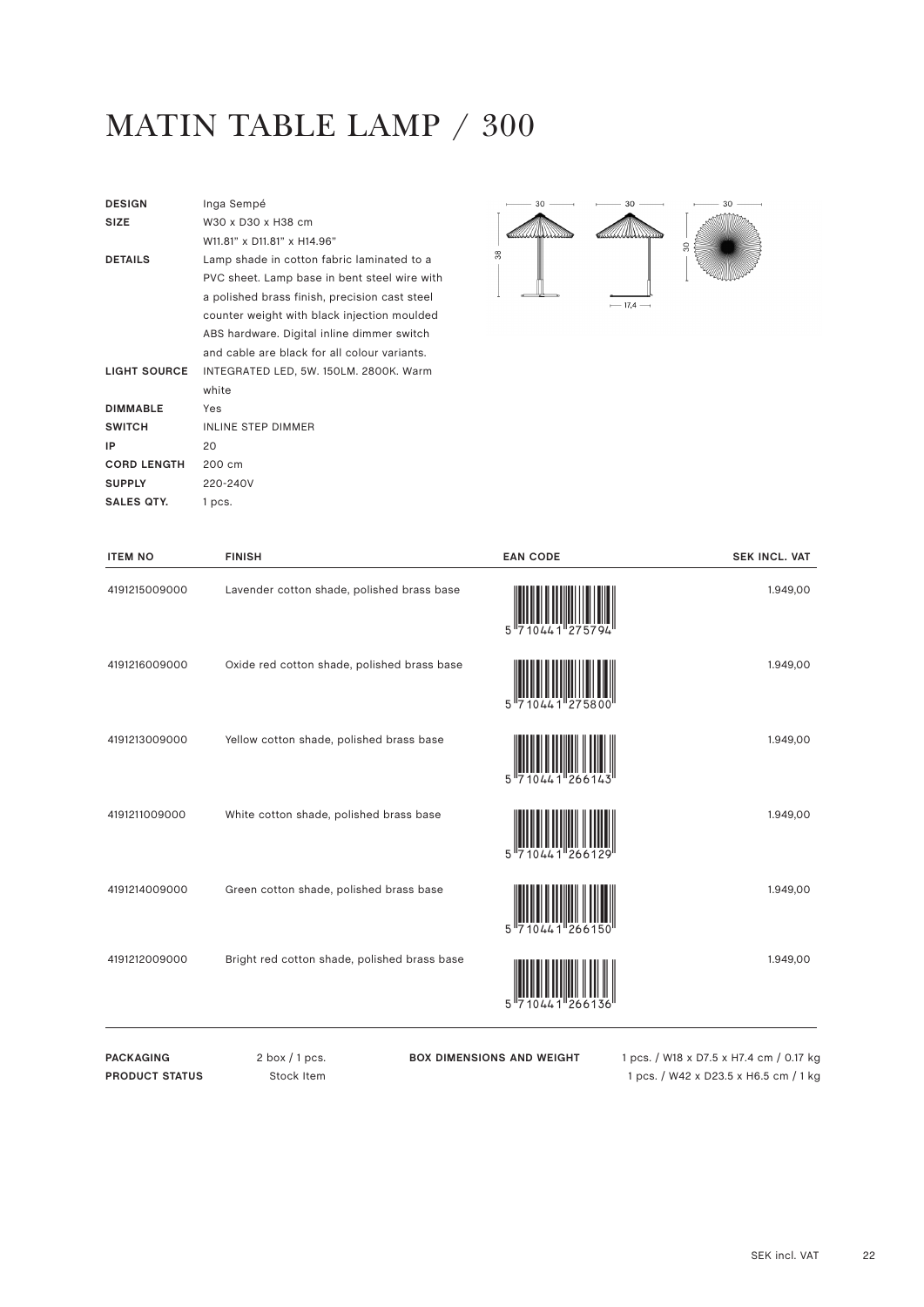# MATIN TABLE LAMP / 300

| | |
|---|---|
| **DESIGN** | Inga Sempé |
| **SIZE** | W30 x D30 x H38 cm<br>W11.81" x D11.81" x H14.96" |
| **DETAILS** | Lamp shade in cotton fabric laminated to a PVC sheet. Lamp base in bent steel wire with a polished brass finish, precision cast steel counter weight with black injection moulded ABS hardware. Digital inline dimmer switch and cable are black for all colour variants. |
| **LIGHT SOURCE** | INTEGRATED LED, 5W. 150LM. 2800K. Warm white |
| **DIMMABLE** | Yes |
| **SWITCH** | INLINE STEP DIMMER |
| **IP** | 20 |
| **CORD LENGTH** | 200 cm |
| **SUPPLY** | 220-240V |
| **SALES QTY.** | 1 pcs. |

| ITEM NO | FINISH | EAN CODE | SEK INCL. VAT |
|---|---|---|---|
| 4191215009000 | Lavender cotton shade, polished brass base | 5 710441 275794 | 1.949,00 |
| 4191216009000 | Oxide red cotton shade, polished brass base | 5 710441 275800 | 1.949,00 |
| 4191213009000 | Yellow cotton shade, polished brass base | 5 710441 266143 | 1.949,00 |
| 4191211009000 | White cotton shade, polished brass base | 5 710441 266129 | 1.949,00 |
| 4191214009000 | Green cotton shade, polished brass base | 5 710441 266150 | 1.949,00 |
| 4191212009000 | Bright red cotton shade, polished brass base | 5 710441 266136 | 1.949,00 |

| | | | |
|---|---|---|---|
| **PACKAGING** | 2 box / 1 pcs. | **BOX DIMENSIONS AND WEIGHT** | 1 pcs. / W18 x D7.5 x H7.4 cm / 0.17 kg |
| **PRODUCT STATUS** | Stock Item | | 1 pcs. / W42 x D23.5 x H6.5 cm / 1 kg |

SEK incl. VAT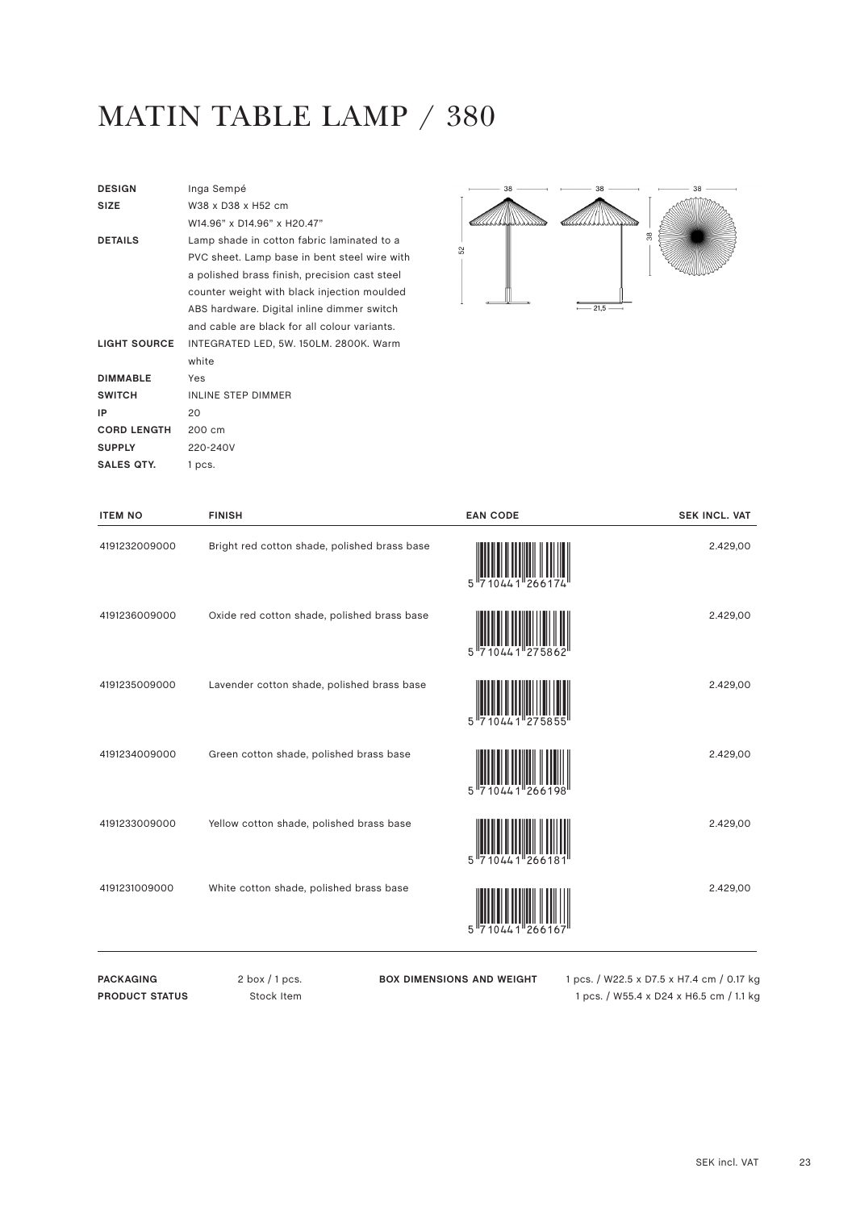# MATIN TABLE LAMP / 380

| | |
|---|---|
| **DESIGN** | Inga Sempé |
| **SIZE** | W38 x D38 x H52 cm<br>W14.96" x D14.96" x H20.47" |
| **DETAILS** | Lamp shade in cotton fabric laminated to a PVC sheet. Lamp base in bent steel wire with a polished brass finish, precision cast steel counter weight with black injection moulded ABS hardware. Digital inline dimmer switch and cable are black for all colour variants. |
| **LIGHT SOURCE** | INTEGRATED LED, 5W. 150LM. 2800K. Warm white |
| **DIMMABLE** | Yes |
| **SWITCH** | INLINE STEP DIMMER |
| **IP** | 20 |
| **CORD LENGTH** | 200 cm |
| **SUPPLY** | 220-240V |
| **SALES QTY.** | 1 pcs. |

| ITEM NO | FINISH | EAN CODE | SEK INCL. VAT |
|---|---|---|---|
| 4191232009000 | Bright red cotton shade, polished brass base | 5 710441 266174 | 2.429,00 |
| 4191236009000 | Oxide red cotton shade, polished brass base | 5 710441 275862 | 2.429,00 |
| 4191235009000 | Lavender cotton shade, polished brass base | 5 710441 275855 | 2.429,00 |
| 4191234009000 | Green cotton shade, polished brass base | 5 710441 266198 | 2.429,00 |
| 4191233009000 | Yellow cotton shade, polished brass base | 5 710441 266181 | 2.429,00 |
| 4191231009000 | White cotton shade, polished brass base | 5 710441 266167 | 2.429,00 |

| | | | |
|---|---|---|---|
| **PACKAGING** | 2 box / 1 pcs. | **BOX DIMENSIONS AND WEIGHT** | 1 pcs. / W22.5 x D7.5 x H7.4 cm / 0.17 kg |
| **PRODUCT STATUS** | Stock Item | | 1 pcs. / W55.4 x D24 x H6.5 cm / 1.1 kg |

SEK incl. VAT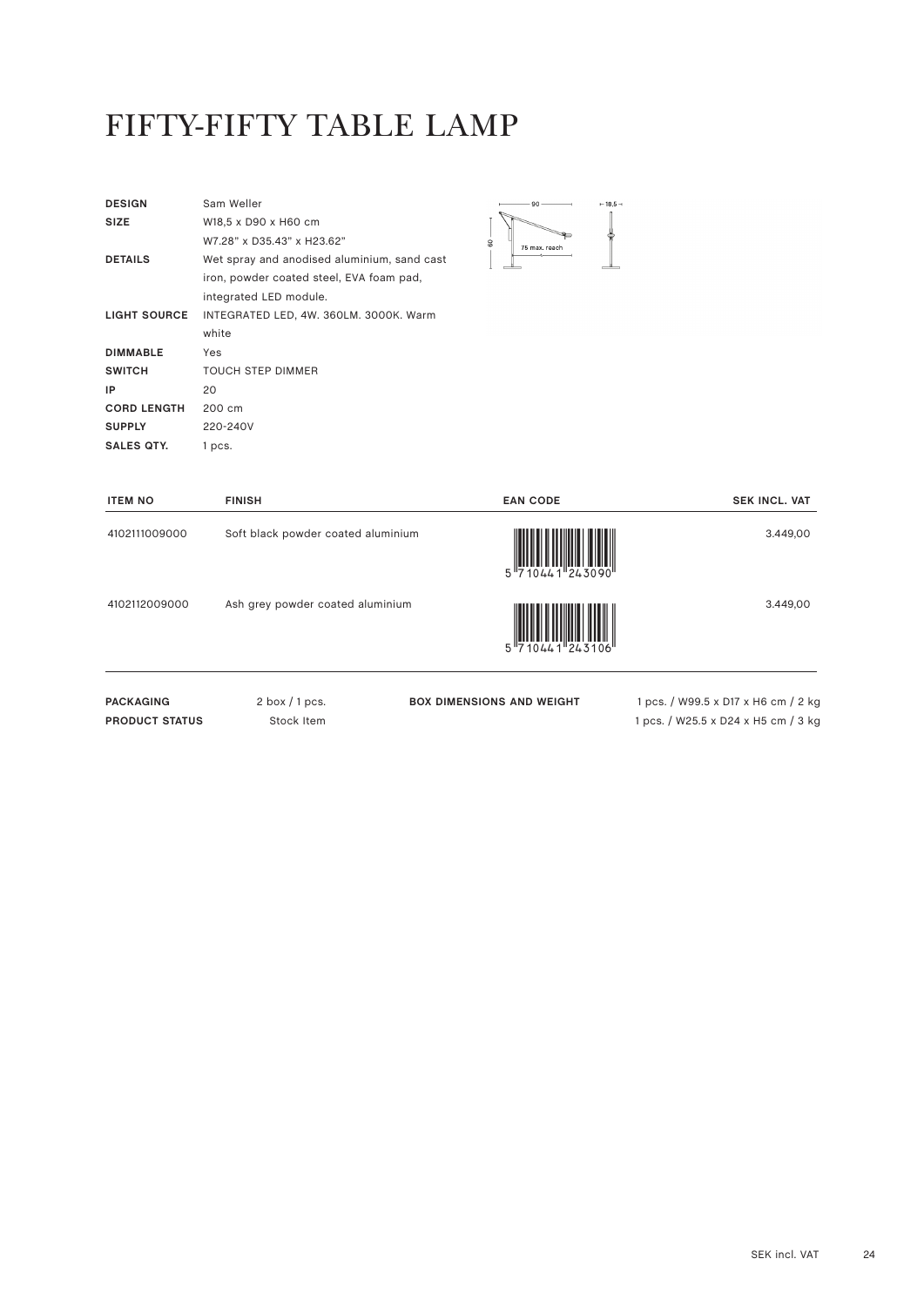# FIFTY-FIFTY TABLE LAMP

| | |
|---|---|
| **DESIGN** | Sam Weller |
| **SIZE** | W18,5 x D90 x H60 cm<br>W7.28" x D35.43" x H23.62" |
| **DETAILS** | Wet spray and anodised aluminium, sand cast iron, powder coated steel, EVA foam pad, integrated LED module. |
| **LIGHT SOURCE** | INTEGRATED LED, 4W. 360LM. 3000K. Warm white |
| **DIMMABLE** | Yes |
| **SWITCH** | TOUCH STEP DIMMER |
| **IP** | 20 |
| **CORD LENGTH** | 200 cm |
| **SUPPLY** | 220-240V |
| **SALES QTY.** | 1 pcs. |

90 — 18,5 — 60 — 75 max. reach

| ITEM NO | FINISH | EAN CODE | SEK INCL. VAT |
|---|---|---|---|
| 4102111009000 | Soft black powder coated aluminium | 5 710441 243090 | 3.449,00 |
| 4102112009000 | Ash grey powder coated aluminium | 5 710441 243106 | 3.449,00 |

| | | | |
|---|---|---|---|
| **PACKAGING** | 2 box / 1 pcs. | **BOX DIMENSIONS AND WEIGHT** | 1 pcs. / W99.5 x D17 x H6 cm / 2 kg |
| **PRODUCT STATUS** | Stock Item | | 1 pcs. / W25.5 x D24 x H5 cm / 3 kg |

SEK incl. VAT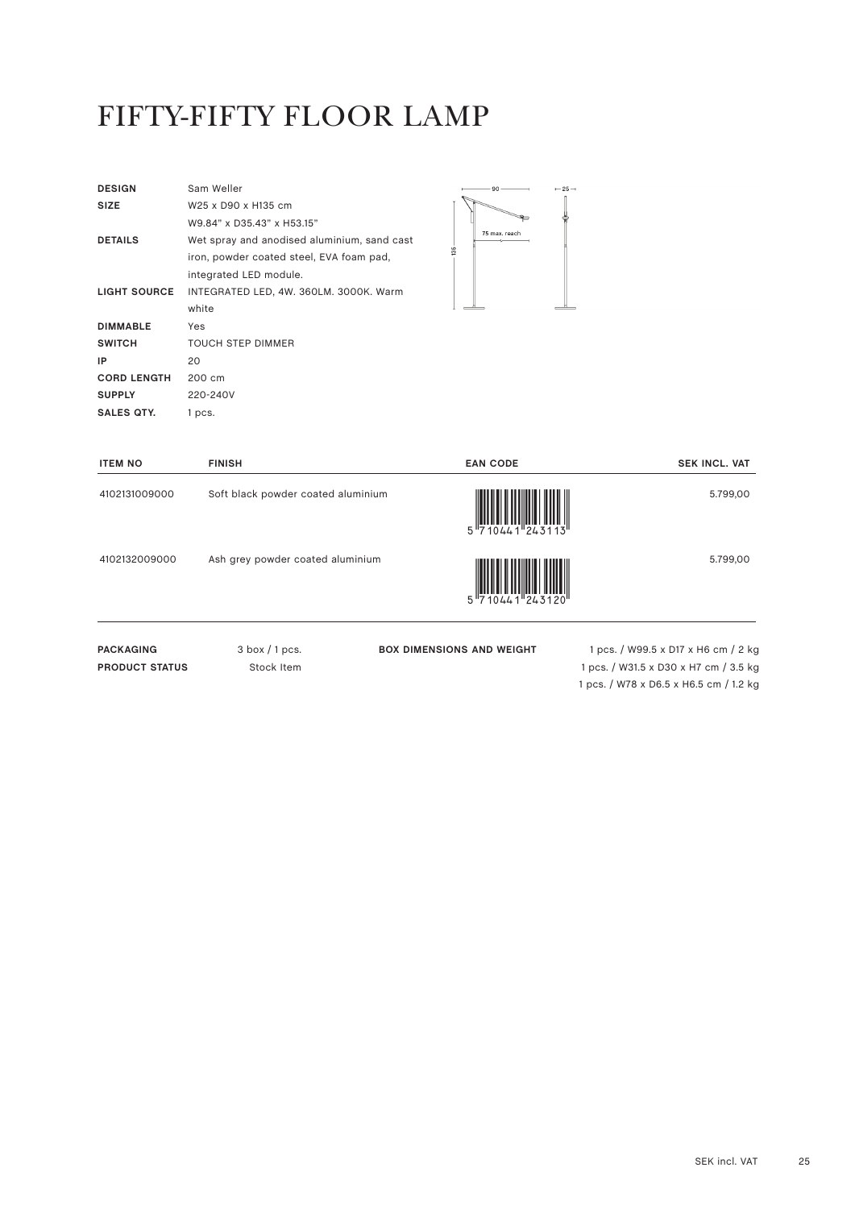# FIFTY-FIFTY FLOOR LAMP

| | |
|---|---|
| **DESIGN** | Sam Weller |
| **SIZE** | W25 x D90 x H135 cm<br>W9.84" x D35.43" x H53.15" |
| **DETAILS** | Wet spray and anodised aluminium, sand cast iron, powder coated steel, EVA foam pad, integrated LED module. |
| **LIGHT SOURCE** | INTEGRATED LED, 4W. 360LM. 3000K. Warm white |
| **DIMMABLE** | Yes |
| **SWITCH** | TOUCH STEP DIMMER |
| **IP** | 20 |
| **CORD LENGTH** | 200 cm |
| **SUPPLY** | 220-240V |
| **SALES QTY.** | 1 pcs. |

90 — 25 — 75 max. reach — 135

| ITEM NO | FINISH | EAN CODE | SEK INCL. VAT |
|---|---|---|---|
| 4102131009000 | Soft black powder coated aluminium | 5 710441 243113 | 5.799,00 |
| 4102132009000 | Ash grey powder coated aluminium | 5 710441 243120 | 5.799,00 |

**PACKAGING** 3 box / 1 pcs.

**PRODUCT STATUS** Stock Item

**BOX DIMENSIONS AND WEIGHT**
1 pcs. / W99.5 x D17 x H6 cm / 2 kg
1 pcs. / W31.5 x D30 x H7 cm / 3.5 kg
1 pcs. / W78 x D6.5 x H6.5 cm / 1.2 kg

SEK incl. VAT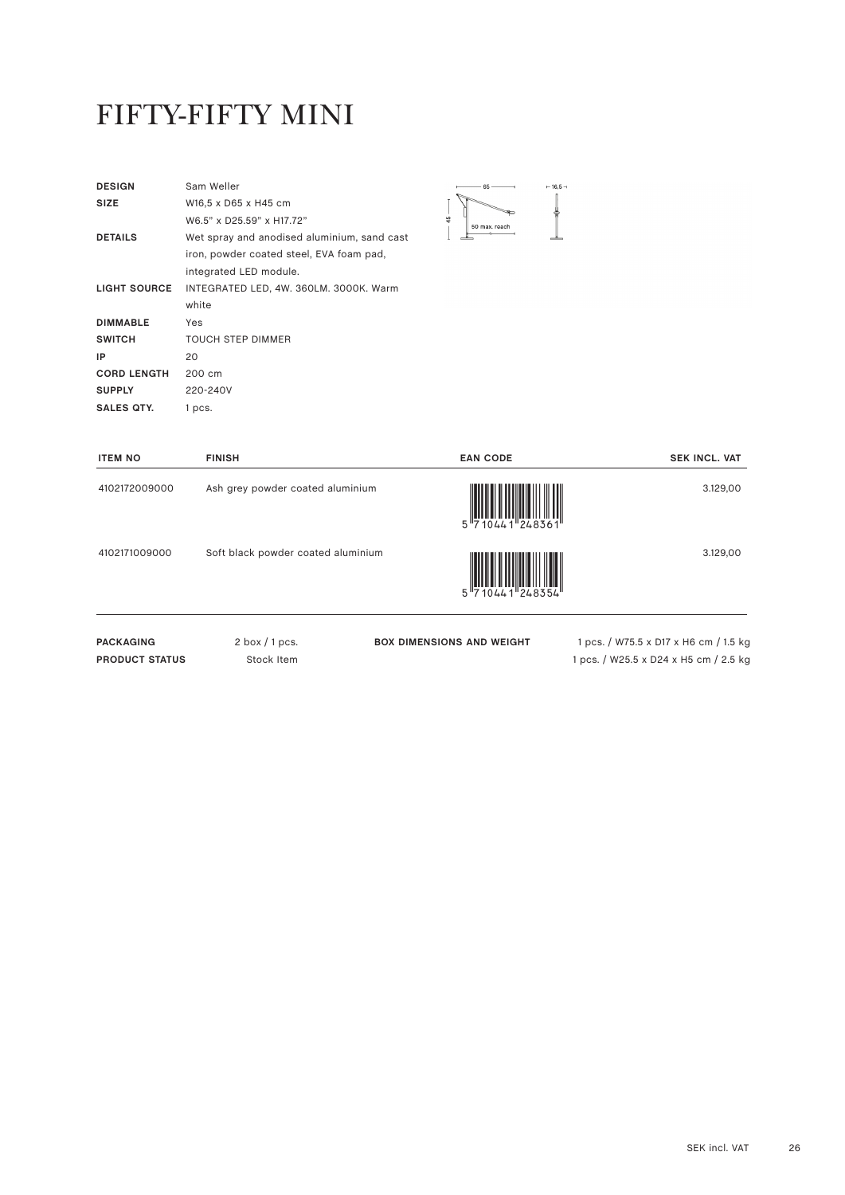# FIFTY-FIFTY MINI

| | |
|---|---|
| **DESIGN** | Sam Weller |
| **SIZE** | W16,5 x D65 x H45 cm<br>W6.5" x D25.59" x H17.72" |
| **DETAILS** | Wet spray and anodised aluminium, sand cast iron, powder coated steel, EVA foam pad, integrated LED module. |
| **LIGHT SOURCE** | INTEGRATED LED, 4W. 360LM. 3000K. Warm white |
| **DIMMABLE** | Yes |
| **SWITCH** | TOUCH STEP DIMMER |
| **IP** | 20 |
| **CORD LENGTH** | 200 cm |
| **SUPPLY** | 220-240V |
| **SALES QTY.** | 1 pcs. |

65 — 16,5 — 45 — 50 max. reach

| ITEM NO | FINISH | EAN CODE | SEK INCL. VAT |
|---|---|---|---|
| 4102172009000 | Ash grey powder coated aluminium | 5 710441 248361 | 3.129,00 |
| 4102171009000 | Soft black powder coated aluminium | 5 710441 248354 | 3.129,00 |

| | | | |
|---|---|---|---|
| **PACKAGING** | 2 box / 1 pcs. | **BOX DIMENSIONS AND WEIGHT** | 1 pcs. / W75.5 x D17 x H6 cm / 1.5 kg |
| **PRODUCT STATUS** | Stock Item | | 1 pcs. / W25.5 x D24 x H5 cm / 2.5 kg |

SEK incl. VAT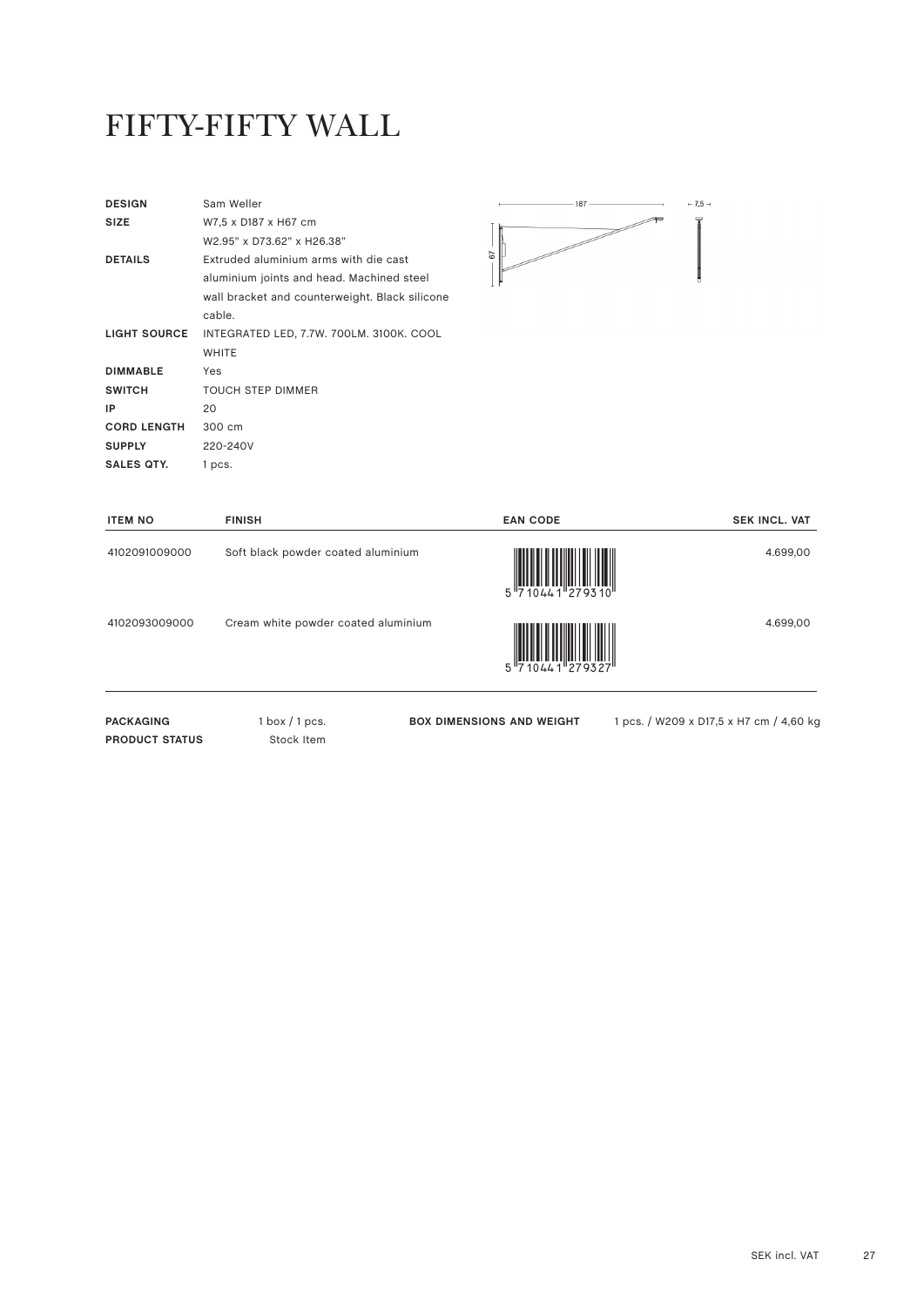# FIFTY-FIFTY WALL

| | |
|---|---|
| **DESIGN** | Sam Weller |
| **SIZE** | W7,5 x D187 x H67 cm<br>W2.95" x D73.62" x H26.38" |
| **DETAILS** | Extruded aluminium arms with die cast aluminium joints and head. Machined steel wall bracket and counterweight. Black silicone cable. |
| **LIGHT SOURCE** | INTEGRATED LED, 7.7W. 700LM. 3100K. COOL WHITE |
| **DIMMABLE** | Yes |
| **SWITCH** | TOUCH STEP DIMMER |
| **IP** | 20 |
| **CORD LENGTH** | 300 cm |
| **SUPPLY** | 220-240V |
| **SALES QTY.** | 1 pcs. |

| ITEM NO | FINISH | EAN CODE | SEK INCL. VAT |
|---|---|---|---|
| 4102091009000 | Soft black powder coated aluminium | 5 710441 279310 | 4.699,00 |
| 4102093009000 | Cream white powder coated aluminium | 5 710441 279327 | 4.699,00 |

**PACKAGING** 1 box / 1 pcs.
**PRODUCT STATUS** Stock Item
**BOX DIMENSIONS AND WEIGHT** 1 pcs. / W209 x D17,5 x H7 cm / 4,60 kg

SEK incl. VAT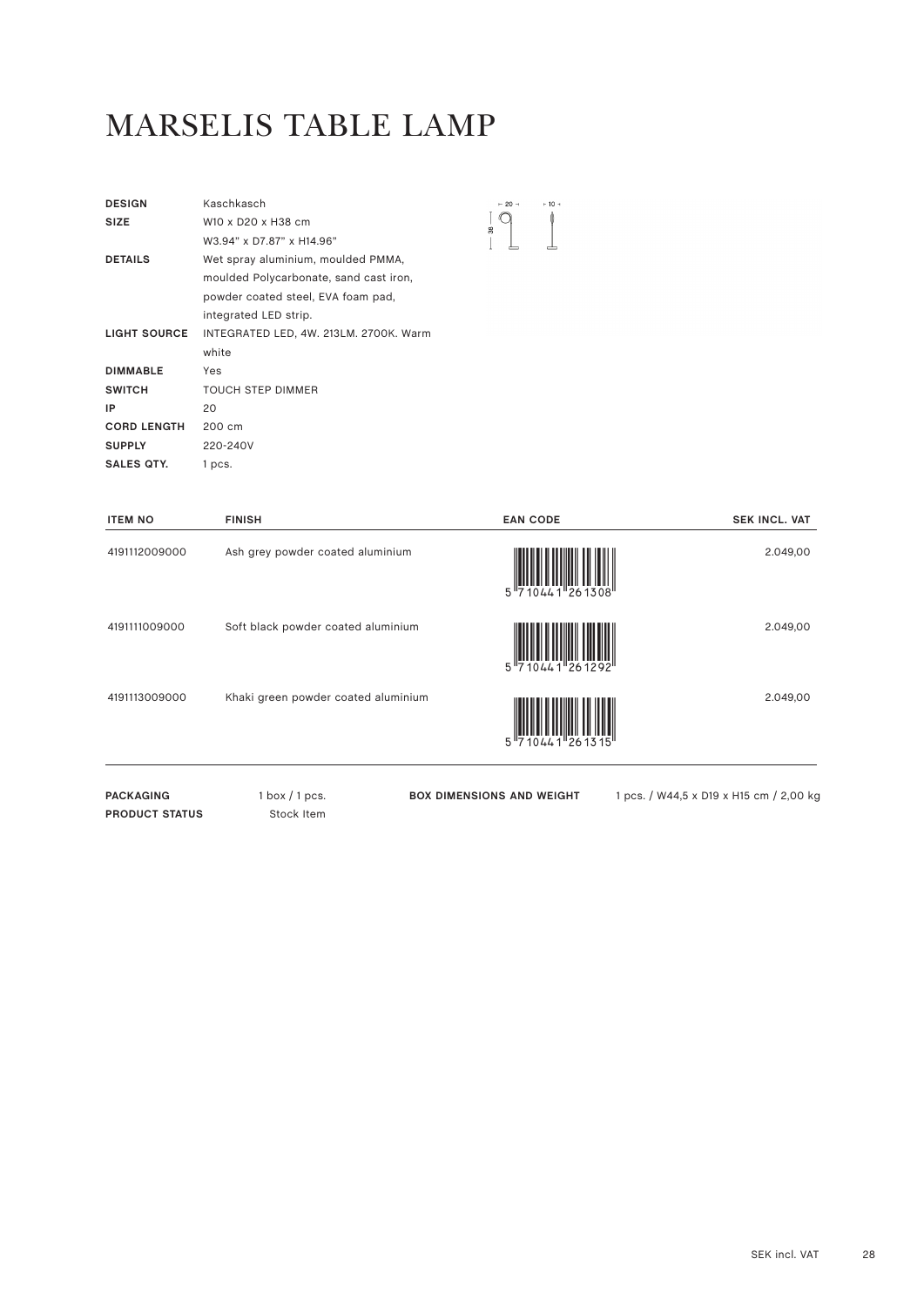# MARSELIS TABLE LAMP

| | |
|---|---|
| **DESIGN** | Kaschkasch |
| **SIZE** | W10 x D20 x H38 cm<br>W3.94" x D7.87" x H14.96" |
| **DETAILS** | Wet spray aluminium, moulded PMMA, moulded Polycarbonate, sand cast iron, powder coated steel, EVA foam pad, integrated LED strip. |
| **LIGHT SOURCE** | INTEGRATED LED, 4W. 213LM. 2700K. Warm white |
| **DIMMABLE** | Yes |
| **SWITCH** | TOUCH STEP DIMMER |
| **IP** | 20 |
| **CORD LENGTH** | 200 cm |
| **SUPPLY** | 220-240V |
| **SALES QTY.** | 1 pcs. |

| ITEM NO | FINISH | EAN CODE | SEK INCL. VAT |
|---|---|---|---|
| 4191112009000 | Ash grey powder coated aluminium | 5 710441 261308 | 2.049,00 |
| 4191111009000 | Soft black powder coated aluminium | 5 710441 261292 | 2.049,00 |
| 4191113009000 | Khaki green powder coated aluminium | 5 710441 261315 | 2.049,00 |

**PACKAGING** 1 box / 1 pcs.

**PRODUCT STATUS** Stock Item

**BOX DIMENSIONS AND WEIGHT** 1 pcs. / W44,5 x D19 x H15 cm / 2,00 kg

SEK incl. VAT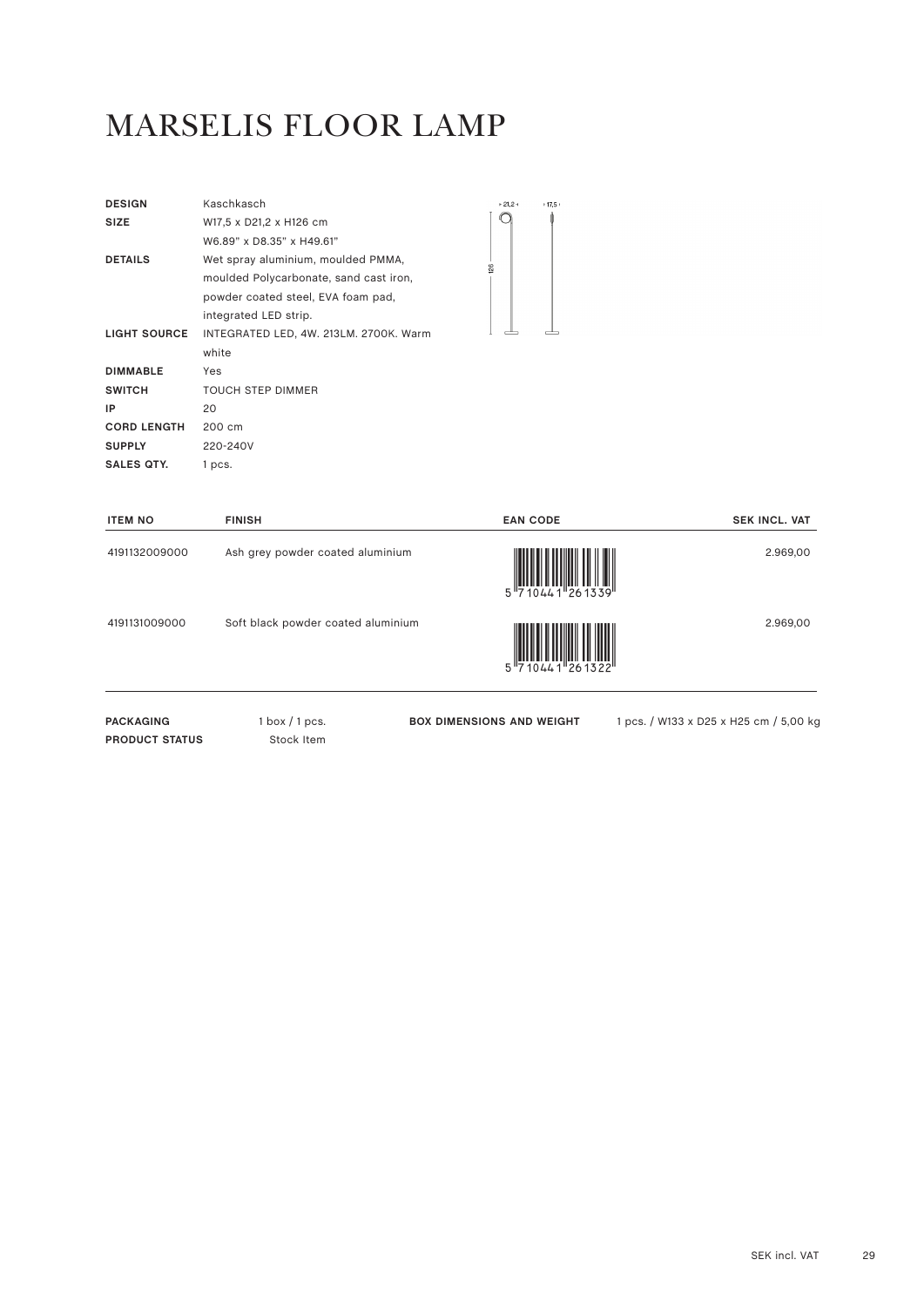# MARSELIS FLOOR LAMP

| | |
|---|---|
| **DESIGN** | Kaschkasch |
| **SIZE** | W17,5 x D21,2 x H126 cm<br>W6.89" x D8.35" x H49.61" |
| **DETAILS** | Wet spray aluminium, moulded PMMA, moulded Polycarbonate, sand cast iron, powder coated steel, EVA foam pad, integrated LED strip. |
| **LIGHT SOURCE** | INTEGRATED LED, 4W. 213LM. 2700K. Warm white |
| **DIMMABLE** | Yes |
| **SWITCH** | TOUCH STEP DIMMER |
| **IP** | 20 |
| **CORD LENGTH** | 200 cm |
| **SUPPLY** | 220-240V |
| **SALES QTY.** | 1 pcs. |

| ITEM NO | FINISH | EAN CODE | SEK INCL. VAT |
|---|---|---|---|
| 4191132009000 | Ash grey powder coated aluminium | 5 710441 261339 | 2.969,00 |
| 4191131009000 | Soft black powder coated aluminium | 5 710441 261322 | 2.969,00 |

| | | | |
|---|---|---|---|
| **PACKAGING** | 1 box / 1 pcs. | **BOX DIMENSIONS AND WEIGHT** | 1 pcs. / W133 x D25 x H25 cm / 5,00 kg |
| **PRODUCT STATUS** | Stock Item | | |

SEK incl. VAT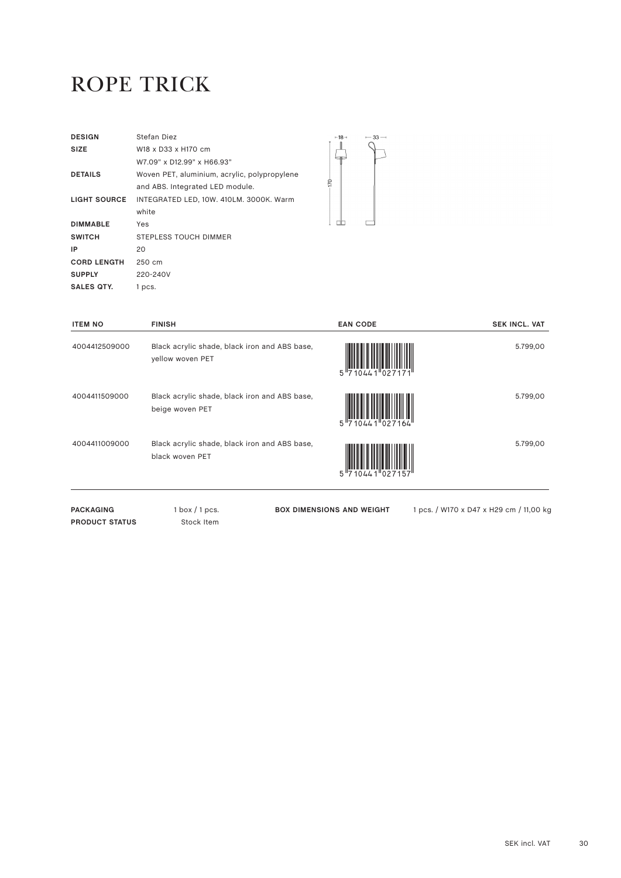# ROPE TRICK

| | |
|---|---|
| **DESIGN** | Stefan Diez |
| **SIZE** | W18 x D33 x H170 cm<br>W7.09" x D12.99" x H66.93" |
| **DETAILS** | Woven PET, aluminium, acrylic, polypropylene and ABS. Integrated LED module. |
| **LIGHT SOURCE** | INTEGRATED LED, 10W. 410LM. 3000K. Warm white |
| **DIMMABLE** | Yes |
| **SWITCH** | STEPLESS TOUCH DIMMER |
| **IP** | 20 |
| **CORD LENGTH** | 250 cm |
| **SUPPLY** | 220-240V |
| **SALES QTY.** | 1 pcs. |

| ITEM NO | FINISH | EAN CODE | SEK INCL. VAT |
|---|---|---|---|
| 4004412509000 | Black acrylic shade, black iron and ABS base, yellow woven PET | 5 710441 027171 | 5.799,00 |
| 4004411509000 | Black acrylic shade, black iron and ABS base, beige woven PET | 5 710441 027164 | 5.799,00 |
| 4004411009000 | Black acrylic shade, black iron and ABS base, black woven PET | 5 710441 027157 | 5.799,00 |

**PACKAGING** 1 box / 1 pcs.
**PRODUCT STATUS** Stock Item

**BOX DIMENSIONS AND WEIGHT** 1 pcs. / W170 x D47 x H29 cm / 11,00 kg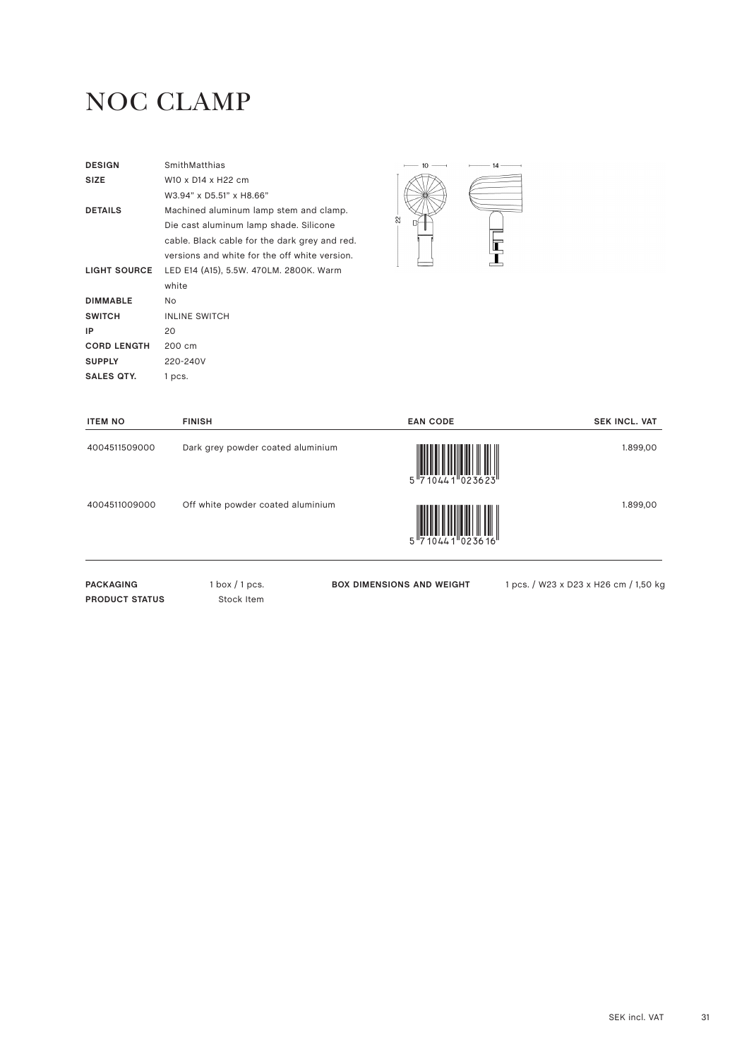# NOC CLAMP

| | |
|---|---|
| **DESIGN** | SmithMatthias |
| **SIZE** | W10 x D14 x H22 cm<br>W3.94" x D5.51" x H8.66" |
| **DETAILS** | Machined aluminum lamp stem and clamp. Die cast aluminum lamp shade. Silicone cable. Black cable for the dark grey and red. versions and white for the off white version. |
| **LIGHT SOURCE** | LED E14 (A15), 5.5W. 470LM. 2800K. Warm white |
| **DIMMABLE** | No |
| **SWITCH** | INLINE SWITCH |
| **IP** | 20 |
| **CORD LENGTH** | 200 cm |
| **SUPPLY** | 220-240V |
| **SALES QTY.** | 1 pcs. |

| ITEM NO | FINISH | EAN CODE | SEK INCL. VAT |
|---|---|---|---|
| 4004511509000 | Dark grey powder coated aluminium | 5 710441 023623 | 1.899,00 |
| 4004511009000 | Off white powder coated aluminium | 5 710441 023616 | 1.899,00 |

**PACKAGING** 1 box / 1 pcs.

**PRODUCT STATUS** Stock Item

**BOX DIMENSIONS AND WEIGHT** 1 pcs. / W23 x D23 x H26 cm / 1,50 kg

SEK incl. VAT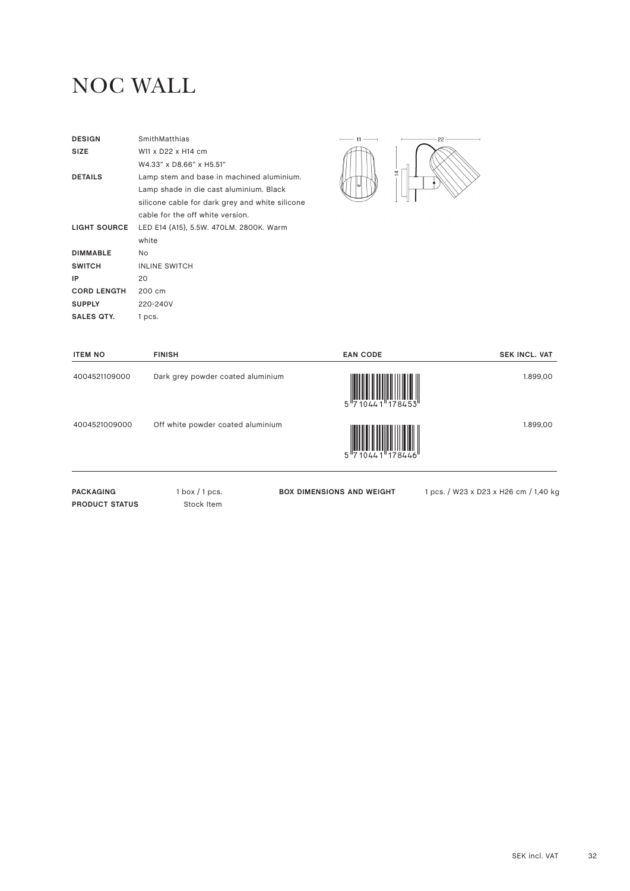# NOC WALL

| | |
|---|---|
| **DESIGN** | SmithMatthias |
| **SIZE** | W11 x D22 x H14 cm<br>W4.33" x D8.66" x H5.51" |
| **DETAILS** | Lamp stem and base in machined aluminium. Lamp shade in die cast aluminium. Black silicone cable for dark grey and white silicone cable for the off white version. |
| **LIGHT SOURCE** | LED E14 (A15), 5.5W. 470LM. 2800K. Warm white |
| **DIMMABLE** | No |
| **SWITCH** | INLINE SWITCH |
| **IP** | 20 |
| **CORD LENGTH** | 200 cm |
| **SUPPLY** | 220-240V |
| **SALES QTY.** | 1 pcs. |

| ITEM NO | FINISH | EAN CODE | SEK INCL. VAT |
|---|---|---|---|
| 4004521109000 | Dark grey powder coated aluminium | 5 710441 178453 | 1.899,00 |
| 4004521009000 | Off white powder coated aluminium | 5 710441 178446 | 1.899,00 |

**PACKAGING** 1 box / 1 pcs.
**PRODUCT STATUS** Stock Item

**BOX DIMENSIONS AND WEIGHT** 1 pcs. / W23 x D23 x H26 cm / 1,40 kg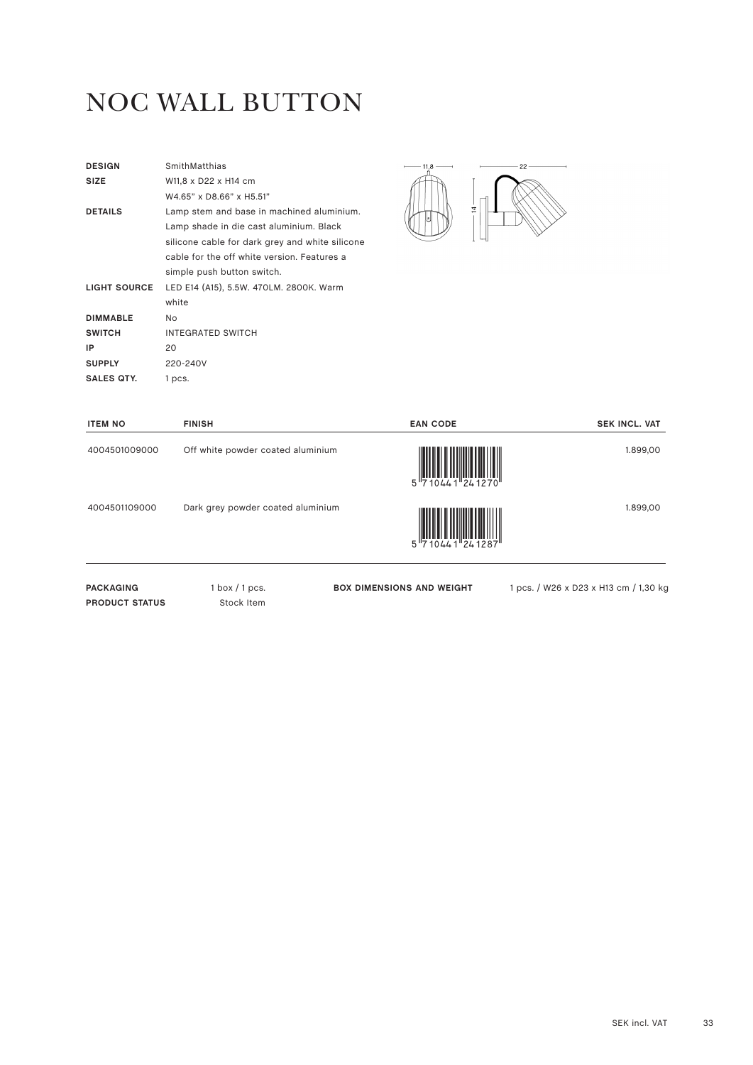# NOC WALL BUTTON

| | |
|---|---|
| **DESIGN** | SmithMatthias |
| **SIZE** | W11,8 x D22 x H14 cm<br>W4.65" x D8.66" x H5.51" |
| **DETAILS** | Lamp stem and base in machined aluminium. Lamp shade in die cast aluminium. Black silicone cable for dark grey and white silicone cable for the off white version. Features a simple push button switch. |
| **LIGHT SOURCE** | LED E14 (A15), 5.5W. 470LM. 2800K. Warm white |
| **DIMMABLE** | No |
| **SWITCH** | INTEGRATED SWITCH |
| **IP** | 20 |
| **SUPPLY** | 220-240V |
| **SALES QTY.** | 1 pcs. |

| ITEM NO | FINISH | EAN CODE | SEK INCL. VAT |
|---|---|---|---|
| 4004501009000 | Off white powder coated aluminium | 5 710441 241270 | 1.899,00 |
| 4004501109000 | Dark grey powder coated aluminium | 5 710441 241287 | 1.899,00 |

**PACKAGING** 1 box / 1 pcs.
**PRODUCT STATUS** Stock Item
**BOX DIMENSIONS AND WEIGHT** 1 pcs. / W26 x D23 x H13 cm / 1,30 kg

SEK incl. VAT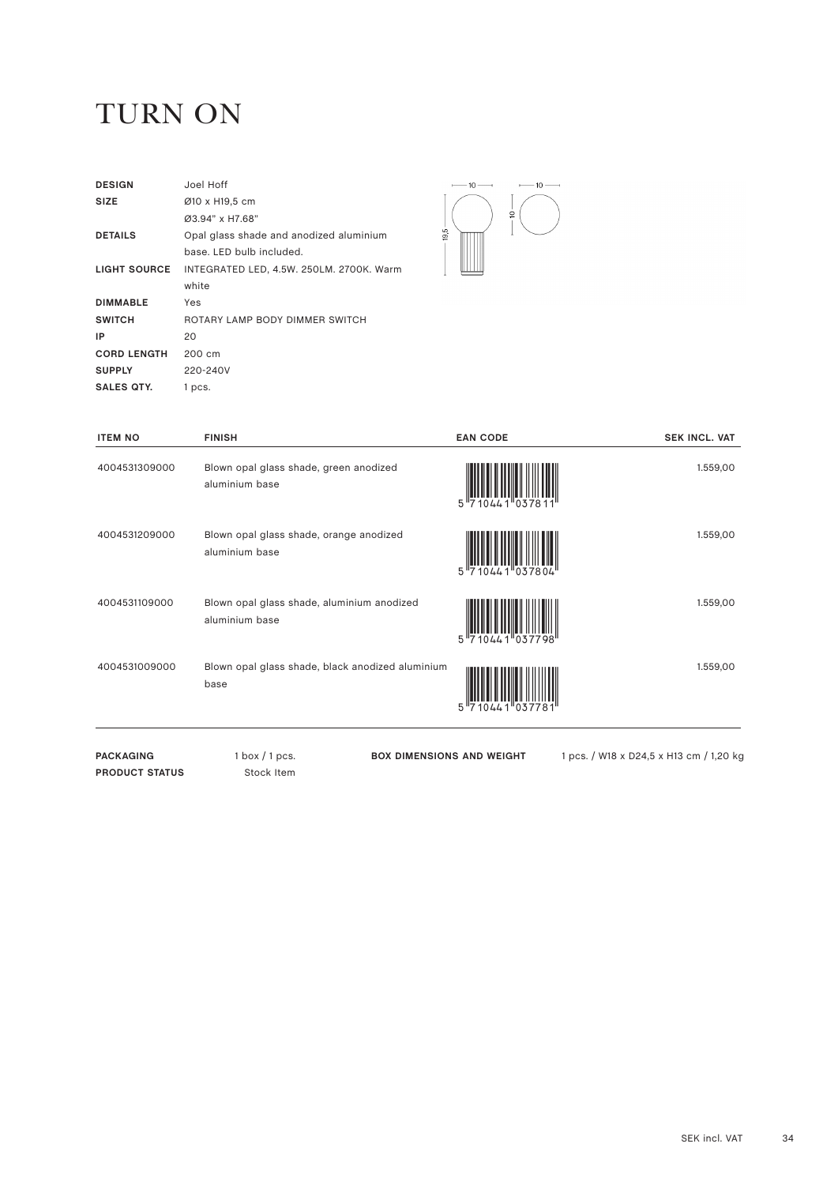# TURN ON

| | |
|---|---|
| **DESIGN** | Joel Hoff |
| **SIZE** | Ø10 x H19,5 cm<br>Ø3.94" x H7.68" |
| **DETAILS** | Opal glass shade and anodized aluminium base. LED bulb included. |
| **LIGHT SOURCE** | INTEGRATED LED, 4.5W. 250LM. 2700K. Warm white |
| **DIMMABLE** | Yes |
| **SWITCH** | ROTARY LAMP BODY DIMMER SWITCH |
| **IP** | 20 |
| **CORD LENGTH** | 200 cm |
| **SUPPLY** | 220-240V |
| **SALES QTY.** | 1 pcs. |

| ITEM NO | FINISH | EAN CODE | SEK INCL. VAT |
|---|---|---|---|
| 4004531309000 | Blown opal glass shade, green anodized aluminium base | 5 710441 037811 | 1.559,00 |
| 4004531209000 | Blown opal glass shade, orange anodized aluminium base | 5 710441 037804 | 1.559,00 |
| 4004531109000 | Blown opal glass shade, aluminium anodized aluminium base | 5 710441 037798 | 1.559,00 |
| 4004531009000 | Blown opal glass shade, black anodized aluminium base | 5 710441 037781 | 1.559,00 |

**PACKAGING** 1 box / 1 pcs.

**PRODUCT STATUS** Stock Item

**BOX DIMENSIONS AND WEIGHT** 1 pcs. / W18 x D24,5 x H13 cm / 1,20 kg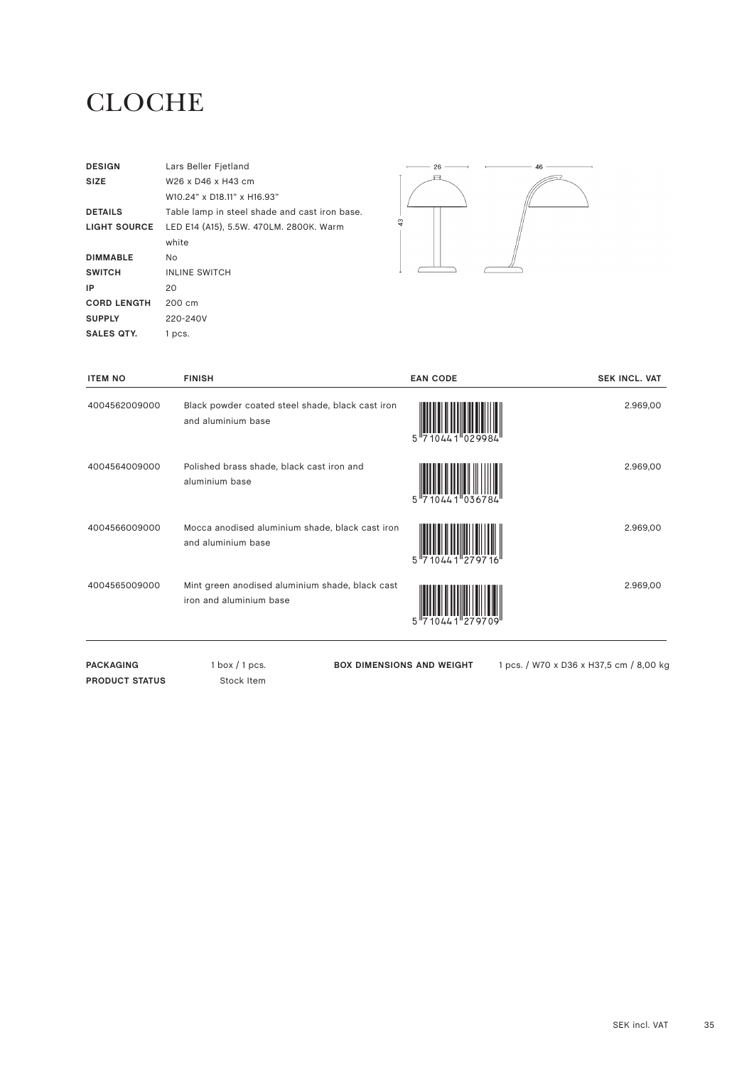# CLOCHE

| | |
|---|---|
| **DESIGN** | Lars Beller Fjetland |
| **SIZE** | W26 x D46 x H43 cm<br>W10.24" x D18.11" x H16.93" |
| **DETAILS** | Table lamp in steel shade and cast iron base. |
| **LIGHT SOURCE** | LED E14 (A15), 5.5W. 470LM. 2800K. Warm white |
| **DIMMABLE** | No |
| **SWITCH** | INLINE SWITCH |
| **IP** | 20 |
| **CORD LENGTH** | 200 cm |
| **SUPPLY** | 220-240V |
| **SALES QTY.** | 1 pcs. |

| ITEM NO | FINISH | EAN CODE | SEK INCL. VAT |
|---|---|---|---|
| 4004562009000 | Black powder coated steel shade, black cast iron and aluminium base | 5 710441 029984 | 2.969,00 |
| 4004564009000 | Polished brass shade, black cast iron and aluminium base | 5 710441 036784 | 2.969,00 |
| 4004566009000 | Mocca anodised aluminium shade, black cast iron and aluminium base | 5 710441 279716 | 2.969,00 |
| 4004565009000 | Mint green anodised aluminium shade, black cast iron and aluminium base | 5 710441 279709 | 2.969,00 |

**PACKAGING** 1 box / 1 pcs.

**BOX DIMENSIONS AND WEIGHT** 1 pcs. / W70 x D36 x H37,5 cm / 8,00 kg

**PRODUCT STATUS** Stock Item

SEK incl. VAT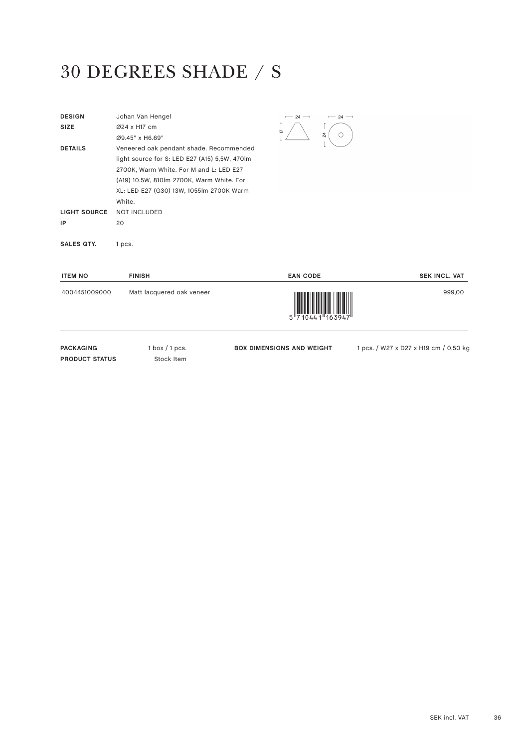# 30 DEGREES SHADE / S

| | |
|---|---|
| **DESIGN** | Johan Van Hengel |
| **SIZE** | Ø24 x H17 cm<br>Ø9.45" x H6.69" |
| **DETAILS** | Veneered oak pendant shade. Recommended light source for S: LED E27 (A15) 5,5W, 470lm 2700K, Warm White. For M and L: LED E27 (A19) 10.5W, 810lm 2700K, Warm White. For XL: LED E27 (G30) 13W, 1055lm 2700K Warm White. |
| **LIGHT SOURCE** | NOT INCLUDED |
| **IP** | 20 |
| **SALES QTY.** | 1 pcs. |

| ITEM NO | FINISH | EAN CODE | SEK INCL. VAT |
|---|---|---|---|
| 4004451009000 | Matt lacquered oak veneer | 5 710441 163947 | 999,00 |

| | | | |
|---|---|---|---|
| **PACKAGING** | 1 box / 1 pcs. | **BOX DIMENSIONS AND WEIGHT** | 1 pcs. / W27 x D27 x H19 cm / 0,50 kg |
| **PRODUCT STATUS** | Stock Item | | |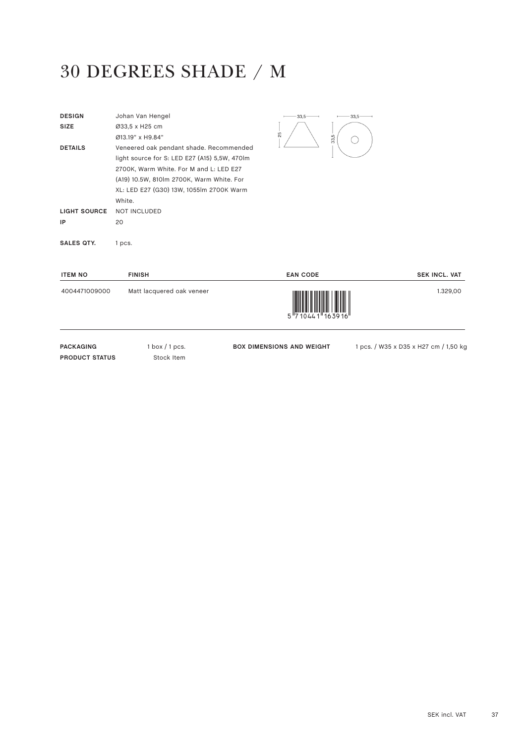# 30 DEGREES SHADE / M

| | |
|---|---|
| **DESIGN** | Johan Van Hengel |
| **SIZE** | Ø33,5 x H25 cm<br>Ø13.19" x H9.84" |
| **DETAILS** | Veneered oak pendant shade. Recommended light source for S: LED E27 (A15) 5,5W, 470lm 2700K, Warm White. For M and L: LED E27 (A19) 10.5W, 810lm 2700K, Warm White. For XL: LED E27 (G30) 13W, 1055lm 2700K Warm White. |
| **LIGHT SOURCE** | NOT INCLUDED |
| **IP** | 20 |

**SALES QTY.** 1 pcs.

| ITEM NO | FINISH | EAN CODE | SEK INCL. VAT |
|---|---|---|---|
| 4004471009000 | Matt lacquered oak veneer | 5 710441 163916 | 1.329,00 |

| | | | |
|---|---|---|---|
| **PACKAGING** | 1 box / 1 pcs. | **BOX DIMENSIONS AND WEIGHT** | 1 pcs. / W35 x D35 x H27 cm / 1,50 kg |
| **PRODUCT STATUS** | Stock Item | | |

SEK incl. VAT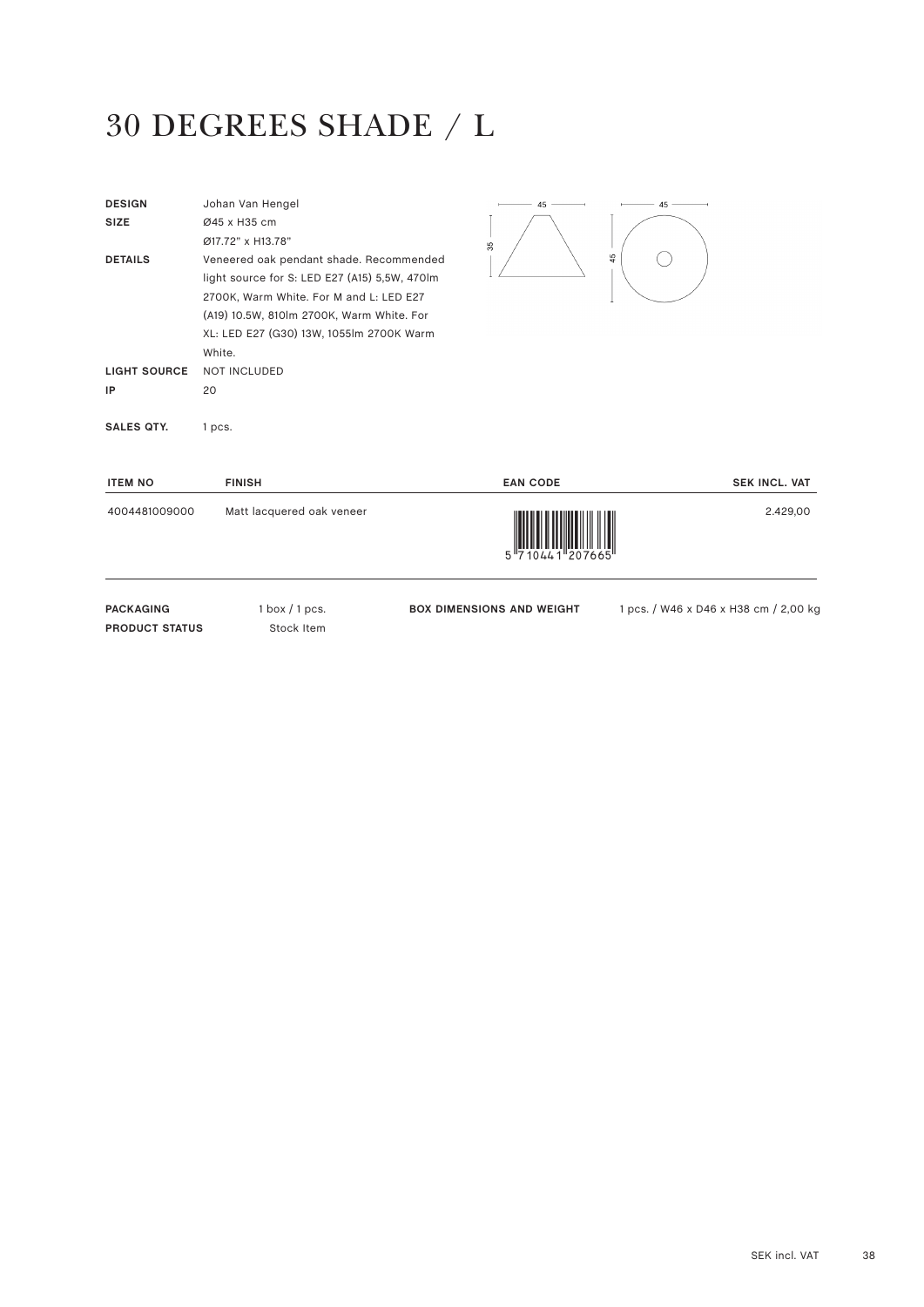# 30 DEGREES SHADE / L

**DESIGN** Johan Van Hengel

**SIZE** Ø45 x H35 cm
Ø17.72" x H13.78"

**DETAILS** Veneered oak pendant shade. Recommended light source for S: LED E27 (A15) 5,5W, 470lm 2700K, Warm White. For M and L: LED E27 (A19) 10.5W, 810lm 2700K, Warm White. For XL: LED E27 (G30) 13W, 1055lm 2700K Warm White.

**LIGHT SOURCE** NOT INCLUDED

**IP** 20

**SALES QTY.** 1 pcs.

| ITEM NO | FINISH | EAN CODE | SEK INCL. VAT |
| --- | --- | --- | --- |
| 4004481009000 | Matt lacquered oak veneer | 5 710441 207665 | 2.429,00 |

**PACKAGING** 1 box / 1 pcs.

**PRODUCT STATUS** Stock Item

**BOX DIMENSIONS AND WEIGHT** 1 pcs. / W46 x D46 x H38 cm / 2,00 kg

SEK incl. VAT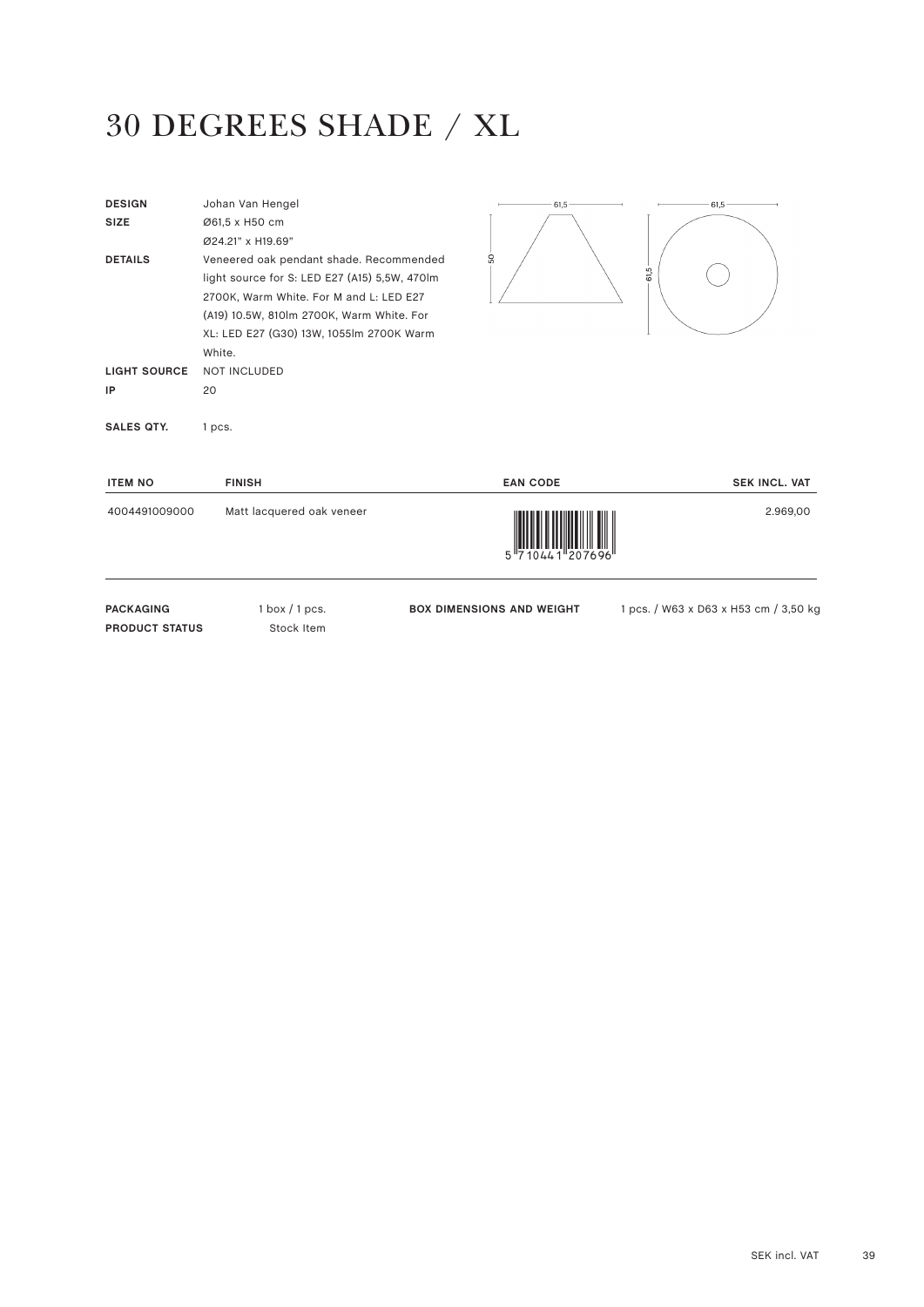# 30 DEGREES SHADE / XL

**DESIGN** Johan Van Hengel

**SIZE** Ø61,5 x H50 cm
Ø24.21" x H19.69"

**DETAILS** Veneered oak pendant shade. Recommended light source for S: LED E27 (A15) 5,5W, 470lm 2700K, Warm White. For M and L: LED E27 (A19) 10.5W, 810lm 2700K, Warm White. For XL: LED E27 (G30) 13W, 1055lm 2700K Warm White.

**LIGHT SOURCE** NOT INCLUDED

**IP** 20

**SALES QTY.** 1 pcs.

| ITEM NO | FINISH | EAN CODE | SEK INCL. VAT |
|---|---|---|---|
| 4004491009000 | Matt lacquered oak veneer | 5 710441 207696 | 2.969,00 |

**PACKAGING** 1 box / 1 pcs.

**PRODUCT STATUS** Stock Item

**BOX DIMENSIONS AND WEIGHT** 1 pcs. / W63 x D63 x H53 cm / 3,50 kg

SEK incl. VAT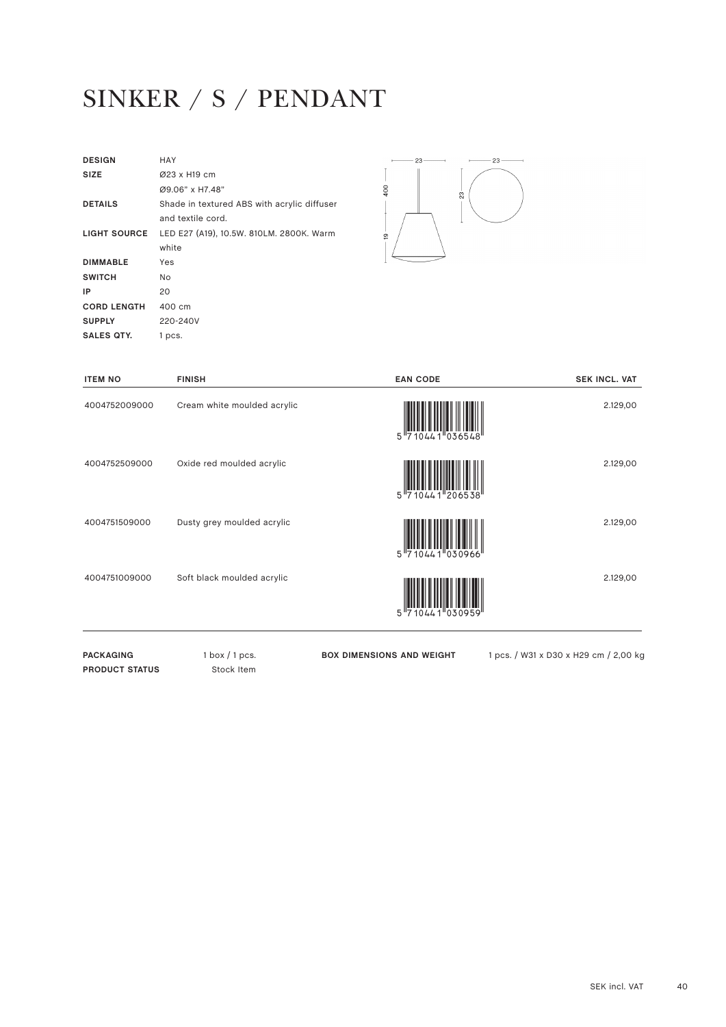# SINKER / S / PENDANT

| | |
|---|---|
| **DESIGN** | HAY |
| **SIZE** | Ø23 x H19 cm<br>Ø9.06" x H7.48" |
| **DETAILS** | Shade in textured ABS with acrylic diffuser and textile cord. |
| **LIGHT SOURCE** | LED E27 (A19), 10.5W. 810LM. 2800K. Warm white |
| **DIMMABLE** | Yes |
| **SWITCH** | No |
| **IP** | 20 |
| **CORD LENGTH** | 400 cm |
| **SUPPLY** | 220-240V |
| **SALES QTY.** | 1 pcs. |

| ITEM NO | FINISH | EAN CODE | SEK INCL. VAT |
|---|---|---|---|
| 4004752009000 | Cream white moulded acrylic | 5 710441 036548 | 2.129,00 |
| 4004752509000 | Oxide red moulded acrylic | 5 710441 206538 | 2.129,00 |
| 4004751509000 | Dusty grey moulded acrylic | 5 710441 030966 | 2.129,00 |
| 4004751009000 | Soft black moulded acrylic | 5 710441 030959 | 2.129,00 |

**PACKAGING** 1 box / 1 pcs.
**PRODUCT STATUS** Stock Item

**BOX DIMENSIONS AND WEIGHT** 1 pcs. / W31 x D30 x H29 cm / 2,00 kg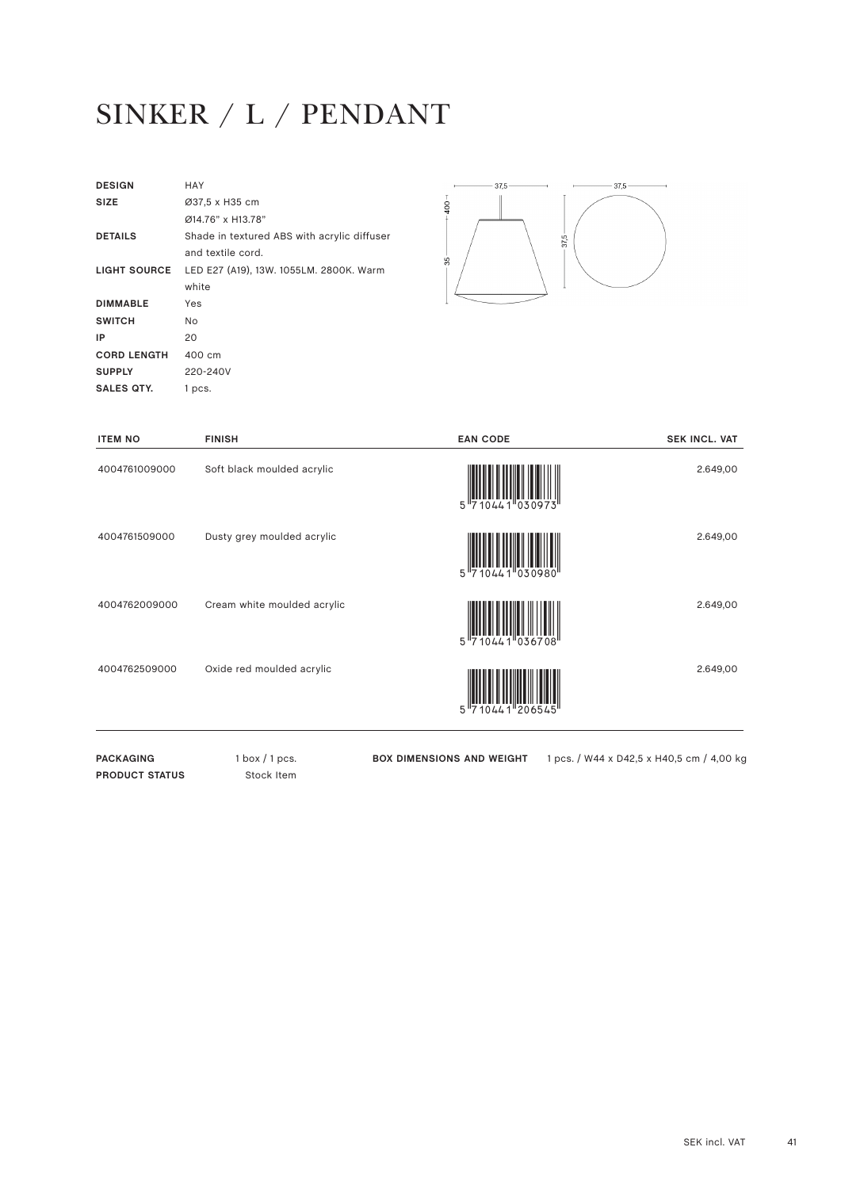# SINKER / L / PENDANT

| | |
|---|---|
| **DESIGN** | HAY |
| **SIZE** | Ø37,5 x H35 cm<br>Ø14.76" x H13.78" |
| **DETAILS** | Shade in textured ABS with acrylic diffuser and textile cord. |
| **LIGHT SOURCE** | LED E27 (A19), 13W. 1055LM. 2800K. Warm white |
| **DIMMABLE** | Yes |
| **SWITCH** | No |
| **IP** | 20 |
| **CORD LENGTH** | 400 cm |
| **SUPPLY** | 220-240V |
| **SALES QTY.** | 1 pcs. |

| ITEM NO | FINISH | EAN CODE | SEK INCL. VAT |
|---|---|---|---|
| 4004761009000 | Soft black moulded acrylic | 5 710441 030973 | 2.649,00 |
| 4004761509000 | Dusty grey moulded acrylic | 5 710441 030980 | 2.649,00 |
| 4004762009000 | Cream white moulded acrylic | 5 710441 036708 | 2.649,00 |
| 4004762509000 | Oxide red moulded acrylic | 5 710441 206545 | 2.649,00 |

**PACKAGING** 1 box / 1 pcs.
**PRODUCT STATUS** Stock Item

**BOX DIMENSIONS AND WEIGHT** 1 pcs. / W44 x D42,5 x H40,5 cm / 4,00 kg

SEK incl. VAT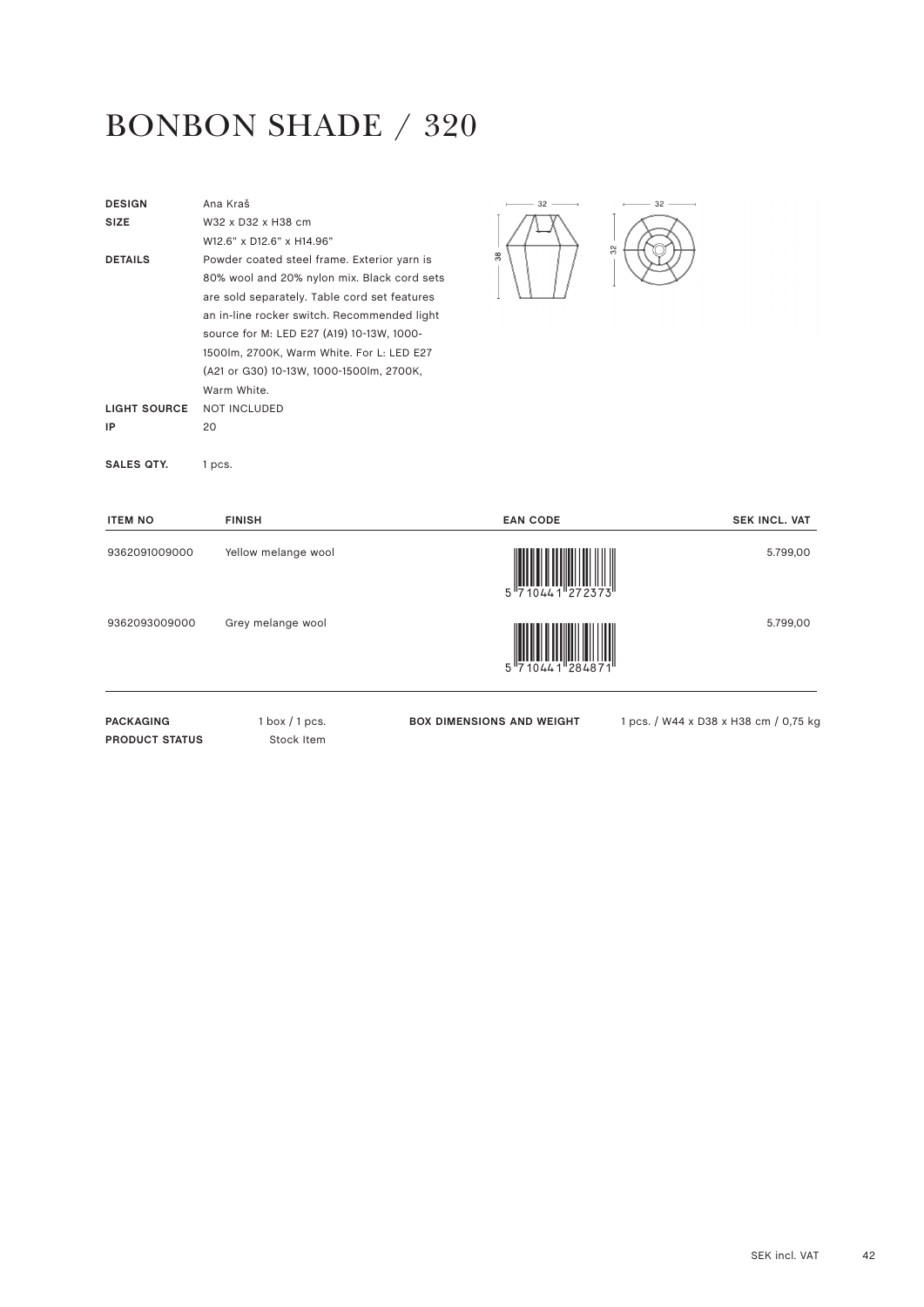# BONBON SHADE / 320

| | |
|---|---|
| **DESIGN** | Ana Kraš |
| **SIZE** | W32 x D32 x H38 cm<br>W12.6" x D12.6" x H14.96" |
| **DETAILS** | Powder coated steel frame. Exterior yarn is 80% wool and 20% nylon mix. Black cord sets are sold separately. Table cord set features an in-line rocker switch. Recommended light source for M: LED E27 (A19) 10-13W, 1000-1500lm, 2700K, Warm White. For L: LED E27 (A21 or G30) 10-13W, 1000-1500lm, 2700K, Warm White. |
| **LIGHT SOURCE** | NOT INCLUDED |
| **IP** | 20 |
| **SALES QTY.** | 1 pcs. |

| ITEM NO | FINISH | EAN CODE | SEK INCL. VAT |
|---|---|---|---|
| 9362091009000 | Yellow melange wool | 5 710441 272373 | 5.799,00 |
| 9362093009000 | Grey melange wool | 5 710441 284871 | 5.799,00 |

| | | | |
|---|---|---|---|
| **PACKAGING** | 1 box / 1 pcs. | **BOX DIMENSIONS AND WEIGHT** | 1 pcs. / W44 x D38 x H38 cm / 0,75 kg |
| **PRODUCT STATUS** | Stock Item | | |

SEK incl. VAT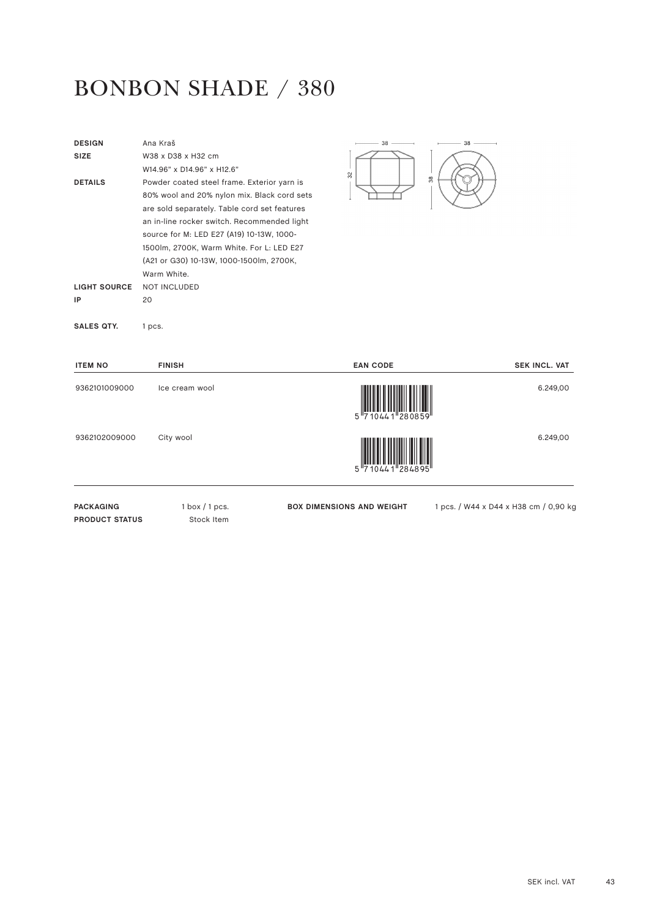# BONBON SHADE / 380

| | |
|---|---|
| **DESIGN** | Ana Kraš |
| **SIZE** | W38 x D38 x H32 cm<br>W14.96" x D14.96" x H12.6" |
| **DETAILS** | Powder coated steel frame. Exterior yarn is 80% wool and 20% nylon mix. Black cord sets are sold separately. Table cord set features an in-line rocker switch. Recommended light source for M: LED E27 (A19) 10-13W, 1000-1500lm, 2700K, Warm White. For L: LED E27 (A21 or G30) 10-13W, 1000-1500lm, 2700K, Warm White. |
| **LIGHT SOURCE** | NOT INCLUDED |
| **IP** | 20 |
| **SALES QTY.** | 1 pcs. |

| ITEM NO | FINISH | EAN CODE | SEK INCL. VAT |
|---|---|---|---|
| 9362101009000 | Ice cream wool | 5 710441 280859 | 6.249,00 |
| 9362102009000 | City wool | 5 710441 284895 | 6.249,00 |

| | | | |
|---|---|---|---|
| **PACKAGING** | 1 box / 1 pcs. | **BOX DIMENSIONS AND WEIGHT** | 1 pcs. / W44 x D44 x H38 cm / 0,90 kg |
| **PRODUCT STATUS** | Stock Item | | |

SEK incl. VAT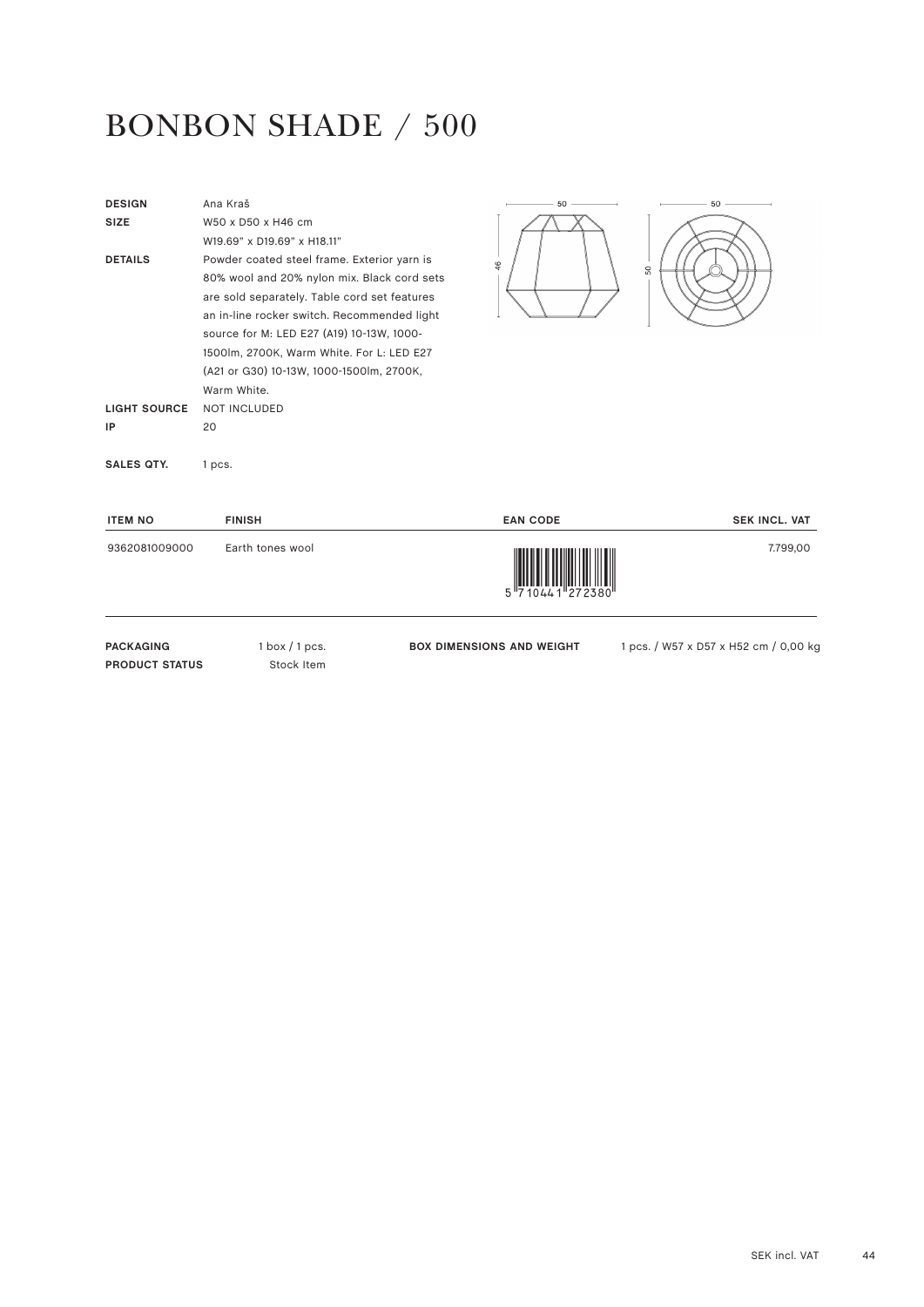# BONBON SHADE / 500

**DESIGN** Ana Kraš

**SIZE** W50 x D50 x H46 cm
W19.69" x D19.69" x H18.11"

**DETAILS** Powder coated steel frame. Exterior yarn is 80% wool and 20% nylon mix. Black cord sets are sold separately. Table cord set features an in-line rocker switch. Recommended light source for M: LED E27 (A19) 10-13W, 1000-1500lm, 2700K, Warm White. For L: LED E27 (A21 or G30) 10-13W, 1000-1500lm, 2700K, Warm White.

**LIGHT SOURCE** NOT INCLUDED

**IP** 20

**SALES QTY.** 1 pcs.

| ITEM NO | FINISH | EAN CODE | SEK INCL. VAT |
|---|---|---|---|
| 9362081009000 | Earth tones wool | 5 710441 272380 | 7.799,00 |

**PACKAGING** 1 box / 1 pcs.

**PRODUCT STATUS** Stock Item

**BOX DIMENSIONS AND WEIGHT** 1 pcs. / W57 x D57 x H52 cm / 0,00 kg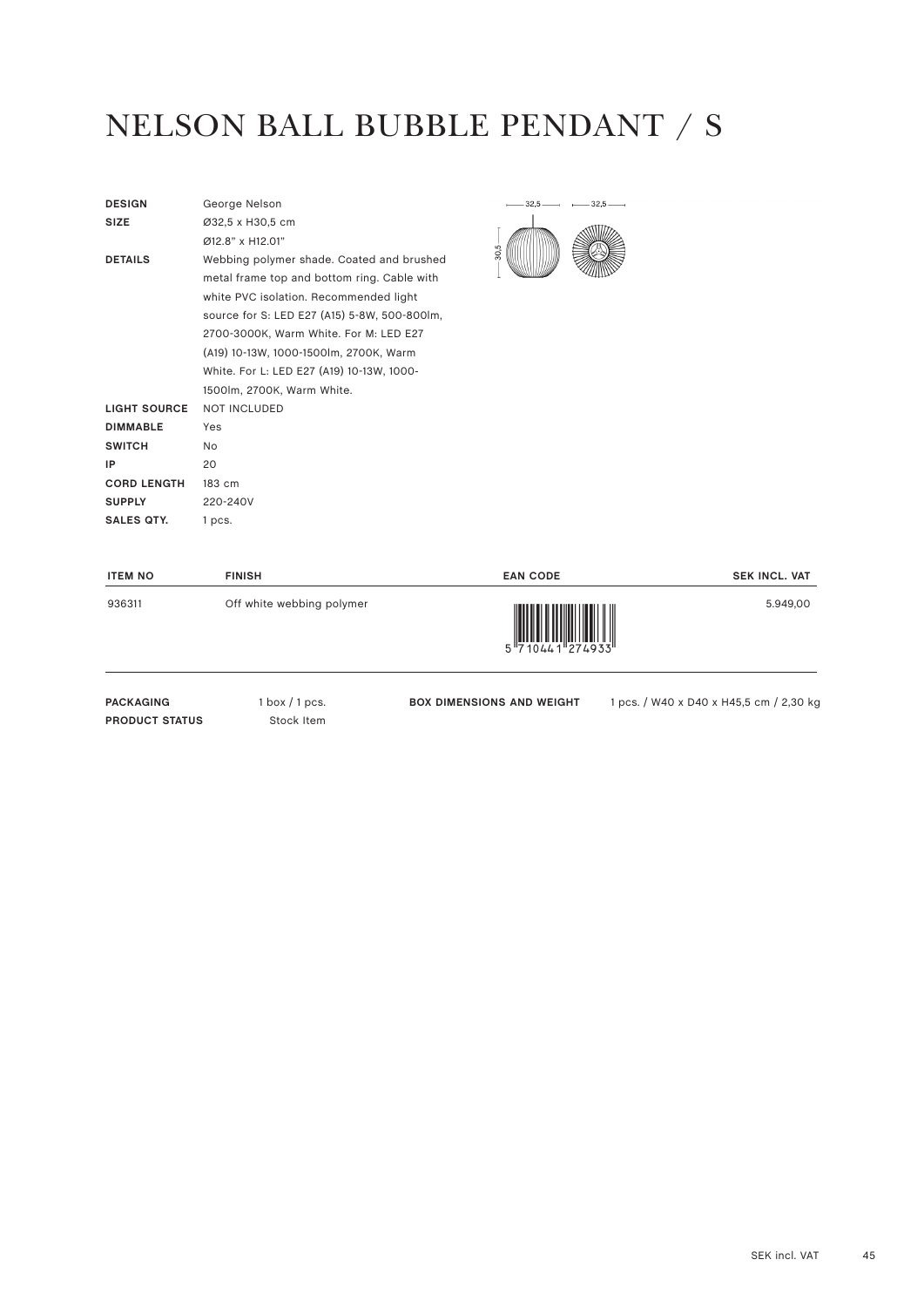# NELSON BALL BUBBLE PENDANT / S

| | |
|---|---|
| **DESIGN** | George Nelson |
| **SIZE** | Ø32,5 x H30,5 cm<br>Ø12.8" x H12.01" |
| **DETAILS** | Webbing polymer shade. Coated and brushed metal frame top and bottom ring. Cable with white PVC isolation. Recommended light source for S: LED E27 (A15) 5-8W, 500-800lm, 2700-3000K, Warm White. For M: LED E27 (A19) 10-13W, 1000-1500lm, 2700K, Warm White. For L: LED E27 (A19) 10-13W, 1000-1500lm, 2700K, Warm White. |
| **LIGHT SOURCE** | NOT INCLUDED |
| **DIMMABLE** | Yes |
| **SWITCH** | No |
| **IP** | 20 |
| **CORD LENGTH** | 183 cm |
| **SUPPLY** | 220-240V |
| **SALES QTY.** | 1 pcs. |

| ITEM NO | FINISH | EAN CODE | SEK INCL. VAT |
|---|---|---|---|
| 936311 | Off white webbing polymer | 5 710441 274933 | 5.949,00 |

**PACKAGING** 1 box / 1 pcs.
**PRODUCT STATUS** Stock Item

**BOX DIMENSIONS AND WEIGHT** 1 pcs. / W40 x D40 x H45,5 cm / 2,30 kg

SEK incl. VAT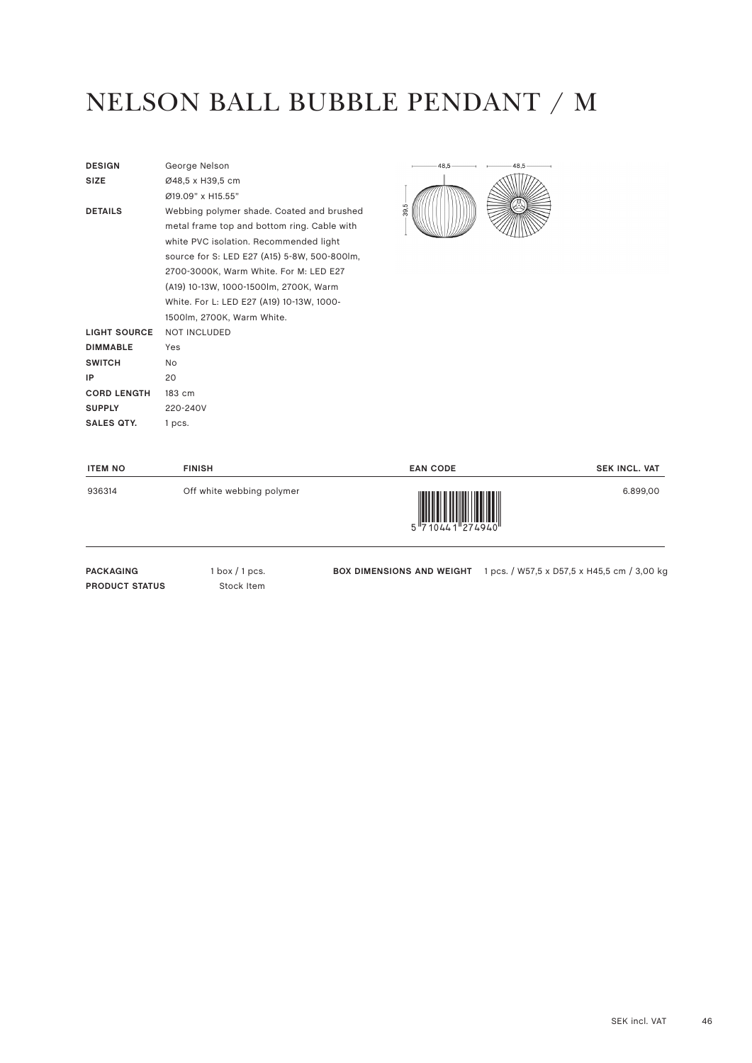# NELSON BALL BUBBLE PENDANT / M

| | |
|---|---|
| **DESIGN** | George Nelson |
| **SIZE** | Ø48,5 x H39,5 cm<br>Ø19.09" x H15.55" |
| **DETAILS** | Webbing polymer shade. Coated and brushed metal frame top and bottom ring. Cable with white PVC isolation. Recommended light source for S: LED E27 (A15) 5-8W, 500-800lm, 2700-3000K, Warm White. For M: LED E27 (A19) 10-13W, 1000-1500lm, 2700K, Warm White. For L: LED E27 (A19) 10-13W, 1000-1500lm, 2700K, Warm White. |
| **LIGHT SOURCE** | NOT INCLUDED |
| **DIMMABLE** | Yes |
| **SWITCH** | No |
| **IP** | 20 |
| **CORD LENGTH** | 183 cm |
| **SUPPLY** | 220-240V |
| **SALES QTY.** | 1 pcs. |

48,5 48,5 39,5

| ITEM NO | FINISH | EAN CODE | SEK INCL. VAT |
|---|---|---|---|
| 936314 | Off white webbing polymer | 5 710441 274940 | 6.899,00 |

**PACKAGING** 1 box / 1 pcs.
**PRODUCT STATUS** Stock Item

**BOX DIMENSIONS AND WEIGHT** 1 pcs. / W57,5 x D57,5 x H45,5 cm / 3,00 kg

SEK incl. VAT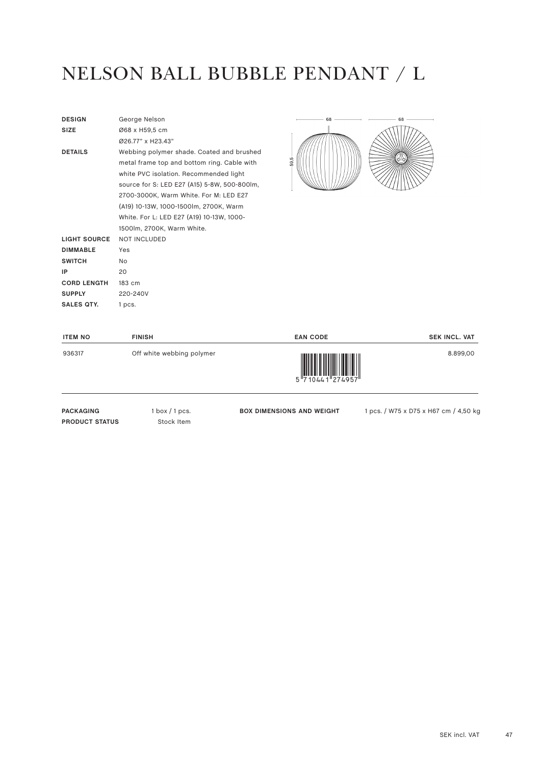# NELSON BALL BUBBLE PENDANT / L

| | |
|---|---|
| **DESIGN** | George Nelson |
| **SIZE** | Ø68 x H59,5 cm<br>Ø26.77" x H23.43" |
| **DETAILS** | Webbing polymer shade. Coated and brushed metal frame top and bottom ring. Cable with white PVC isolation. Recommended light source for S: LED E27 (A15) 5-8W, 500-800lm, 2700-3000K, Warm White. For M: LED E27 (A19) 10-13W, 1000-1500lm, 2700K, Warm White. For L: LED E27 (A19) 10-13W, 1000-1500lm, 2700K, Warm White. |
| **LIGHT SOURCE** | NOT INCLUDED |
| **DIMMABLE** | Yes |
| **SWITCH** | No |
| **IP** | 20 |
| **CORD LENGTH** | 183 cm |
| **SUPPLY** | 220-240V |
| **SALES QTY.** | 1 pcs. |

68 68 59.5

| ITEM NO | FINISH | EAN CODE | SEK INCL. VAT |
|---|---|---|---|
| 936317 | Off white webbing polymer | 5 710441 274957 | 8.899,00 |

**PACKAGING** 1 box / 1 pcs.
**PRODUCT STATUS** Stock Item
**BOX DIMENSIONS AND WEIGHT** 1 pcs. / W75 x D75 x H67 cm / 4,50 kg

SEK incl. VAT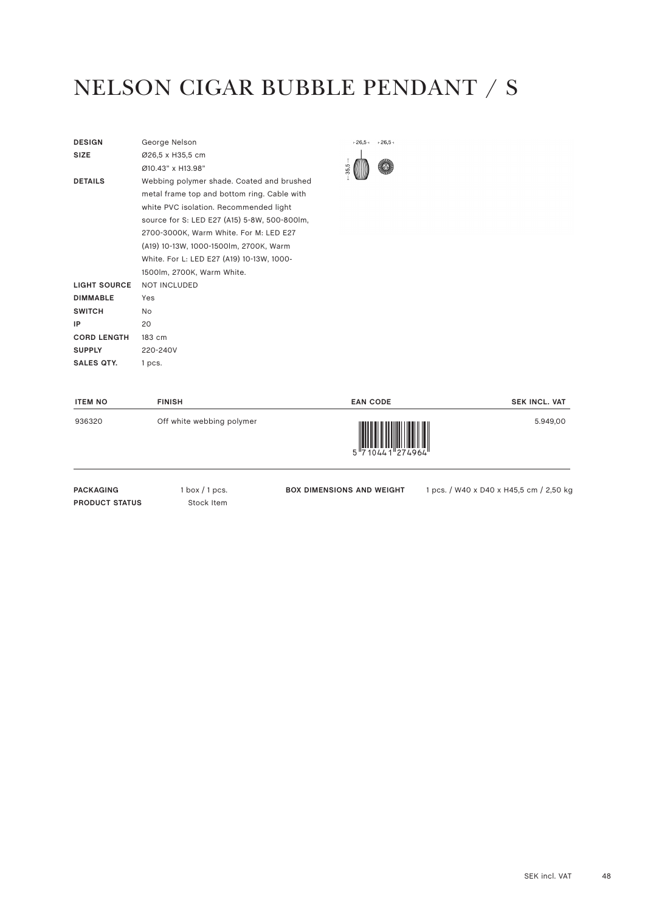# NELSON CIGAR BUBBLE PENDANT / S

| | |
|---|---|
| **DESIGN** | George Nelson |
| **SIZE** | Ø26,5 x H35,5 cm<br>Ø10.43" x H13.98" |
| **DETAILS** | Webbing polymer shade. Coated and brushed metal frame top and bottom ring. Cable with white PVC isolation. Recommended light source for S: LED E27 (A15) 5-8W, 500-800lm, 2700-3000K, Warm White. For M: LED E27 (A19) 10-13W, 1000-1500lm, 2700K, Warm White. For L: LED E27 (A19) 10-13W, 1000-1500lm, 2700K, Warm White. |
| **LIGHT SOURCE** | NOT INCLUDED |
| **DIMMABLE** | Yes |
| **SWITCH** | No |
| **IP** | 20 |
| **CORD LENGTH** | 183 cm |
| **SUPPLY** | 220-240V |
| **SALES QTY.** | 1 pcs. |

26,5 26,5 35,5

| ITEM NO | FINISH | EAN CODE | SEK INCL. VAT |
|---|---|---|---|
| 936320 | Off white webbing polymer | 5 710441 274964 | 5.949,00 |

| | | | |
|---|---|---|---|
| **PACKAGING** | 1 box / 1 pcs. | **BOX DIMENSIONS AND WEIGHT** | 1 pcs. / W40 x D40 x H45,5 cm / 2,50 kg |
| **PRODUCT STATUS** | Stock Item | | |

SEK incl. VAT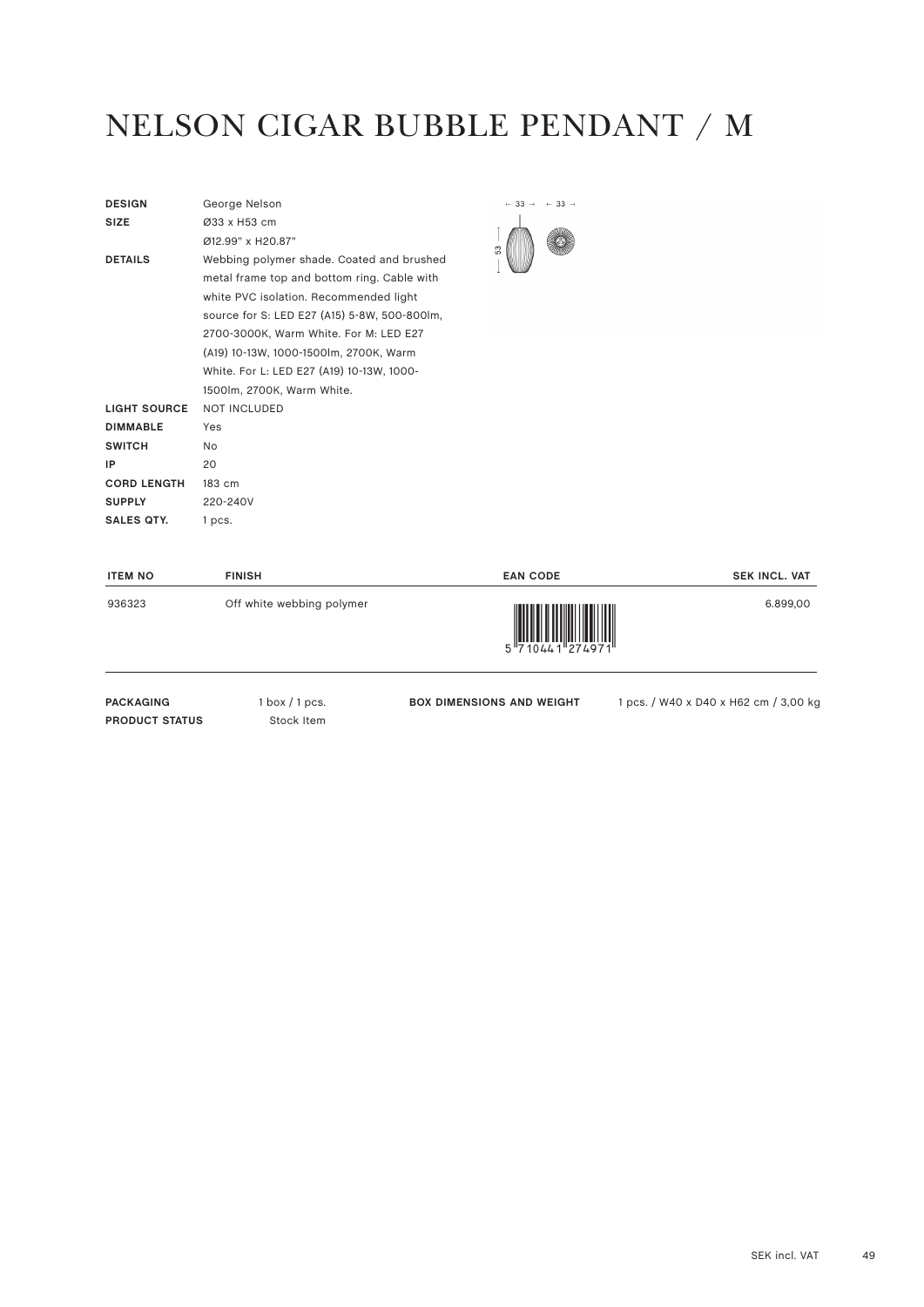# NELSON CIGAR BUBBLE PENDANT / M

| | |
|---|---|
| **DESIGN** | George Nelson |
| **SIZE** | Ø33 x H53 cm<br>Ø12.99" x H20.87" |
| **DETAILS** | Webbing polymer shade. Coated and brushed metal frame top and bottom ring. Cable with white PVC isolation. Recommended light source for S: LED E27 (A15) 5-8W, 500-800lm, 2700-3000K, Warm White. For M: LED E27 (A19) 10-13W, 1000-1500lm, 2700K, Warm White. For L: LED E27 (A19) 10-13W, 1000-1500lm, 2700K, Warm White. |
| **LIGHT SOURCE** | NOT INCLUDED |
| **DIMMABLE** | Yes |
| **SWITCH** | No |
| **IP** | 20 |
| **CORD LENGTH** | 183 cm |
| **SUPPLY** | 220-240V |
| **SALES QTY.** | 1 pcs. |

| ITEM NO | FINISH | EAN CODE | SEK INCL. VAT |
|---|---|---|---|
| 936323 | Off white webbing polymer | 5 710441 274971 | 6.899,00 |

| | | | |
|---|---|---|---|
| **PACKAGING** | 1 box / 1 pcs. | **BOX DIMENSIONS AND WEIGHT** | 1 pcs. / W40 x D40 x H62 cm / 3,00 kg |
| **PRODUCT STATUS** | Stock Item | | |

SEK incl. VAT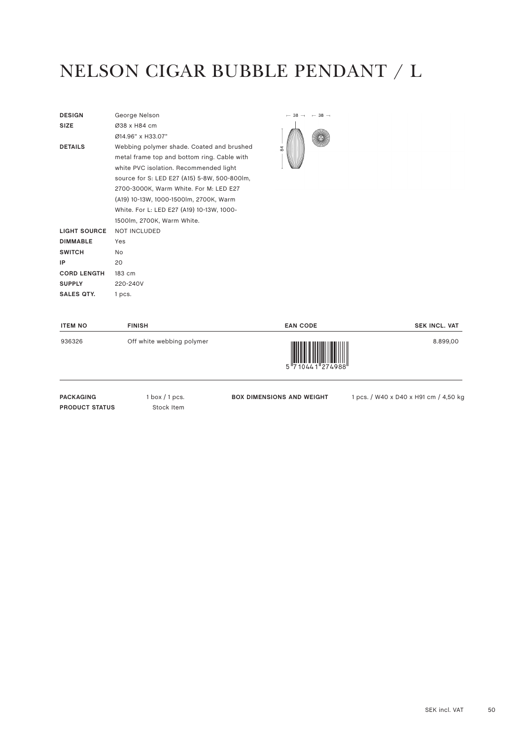# NELSON CIGAR BUBBLE PENDANT / L

| | |
|---|---|
| **DESIGN** | George Nelson |
| **SIZE** | Ø38 x H84 cm<br>Ø14.96" x H33.07" |
| **DETAILS** | Webbing polymer shade. Coated and brushed metal frame top and bottom ring. Cable with white PVC isolation. Recommended light source for S: LED E27 (A15) 5-8W, 500-800lm, 2700-3000K, Warm White. For M: LED E27 (A19) 10-13W, 1000-1500lm, 2700K, Warm White. For L: LED E27 (A19) 10-13W, 1000-1500lm, 2700K, Warm White. |
| **LIGHT SOURCE** | NOT INCLUDED |
| **DIMMABLE** | Yes |
| **SWITCH** | No |
| **IP** | 20 |
| **CORD LENGTH** | 183 cm |
| **SUPPLY** | 220-240V |
| **SALES QTY.** | 1 pcs. |

| ITEM NO | FINISH | EAN CODE | SEK INCL. VAT |
|---|---|---|---|
| 936326 | Off white webbing polymer | 5 710441 274988 | 8.899,00 |

**PACKAGING** 1 box / 1 pcs.
**PRODUCT STATUS** Stock Item

**BOX DIMENSIONS AND WEIGHT** 1 pcs. / W40 x D40 x H91 cm / 4,50 kg

SEK incl. VAT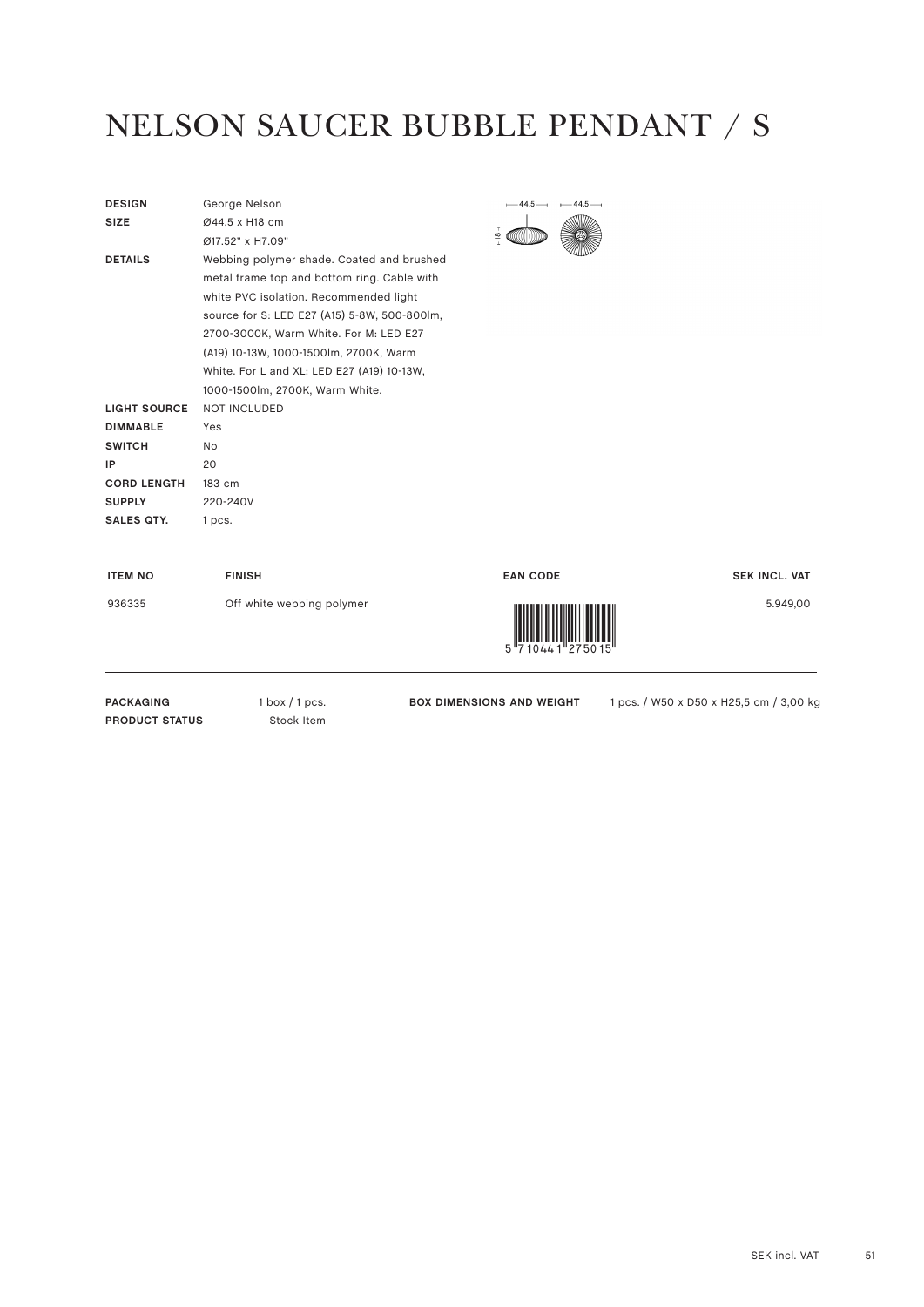# NELSON SAUCER BUBBLE PENDANT / S

| | |
|---|---|
| **DESIGN** | George Nelson |
| **SIZE** | Ø44,5 x H18 cm<br>Ø17.52" x H7.09" |
| **DETAILS** | Webbing polymer shade. Coated and brushed metal frame top and bottom ring. Cable with white PVC isolation. Recommended light source for S: LED E27 (A15) 5-8W, 500-800lm, 2700-3000K, Warm White. For M: LED E27 (A19) 10-13W, 1000-1500lm, 2700K, Warm White. For L and XL: LED E27 (A19) 10-13W, 1000-1500lm, 2700K, Warm White. |
| **LIGHT SOURCE** | NOT INCLUDED |
| **DIMMABLE** | Yes |
| **SWITCH** | No |
| **IP** | 20 |
| **CORD LENGTH** | 183 cm |
| **SUPPLY** | 220-240V |
| **SALES QTY.** | 1 pcs. |

| ITEM NO | FINISH | EAN CODE | SEK INCL. VAT |
|---|---|---|---|
| 936335 | Off white webbing polymer | 5710441275015 | 5.949,00 |

| | | | |
|---|---|---|---|
| **PACKAGING** | 1 box / 1 pcs. | **BOX DIMENSIONS AND WEIGHT** | 1 pcs. / W50 x D50 x H25,5 cm / 3,00 kg |
| **PRODUCT STATUS** | Stock Item | | |

SEK incl. VAT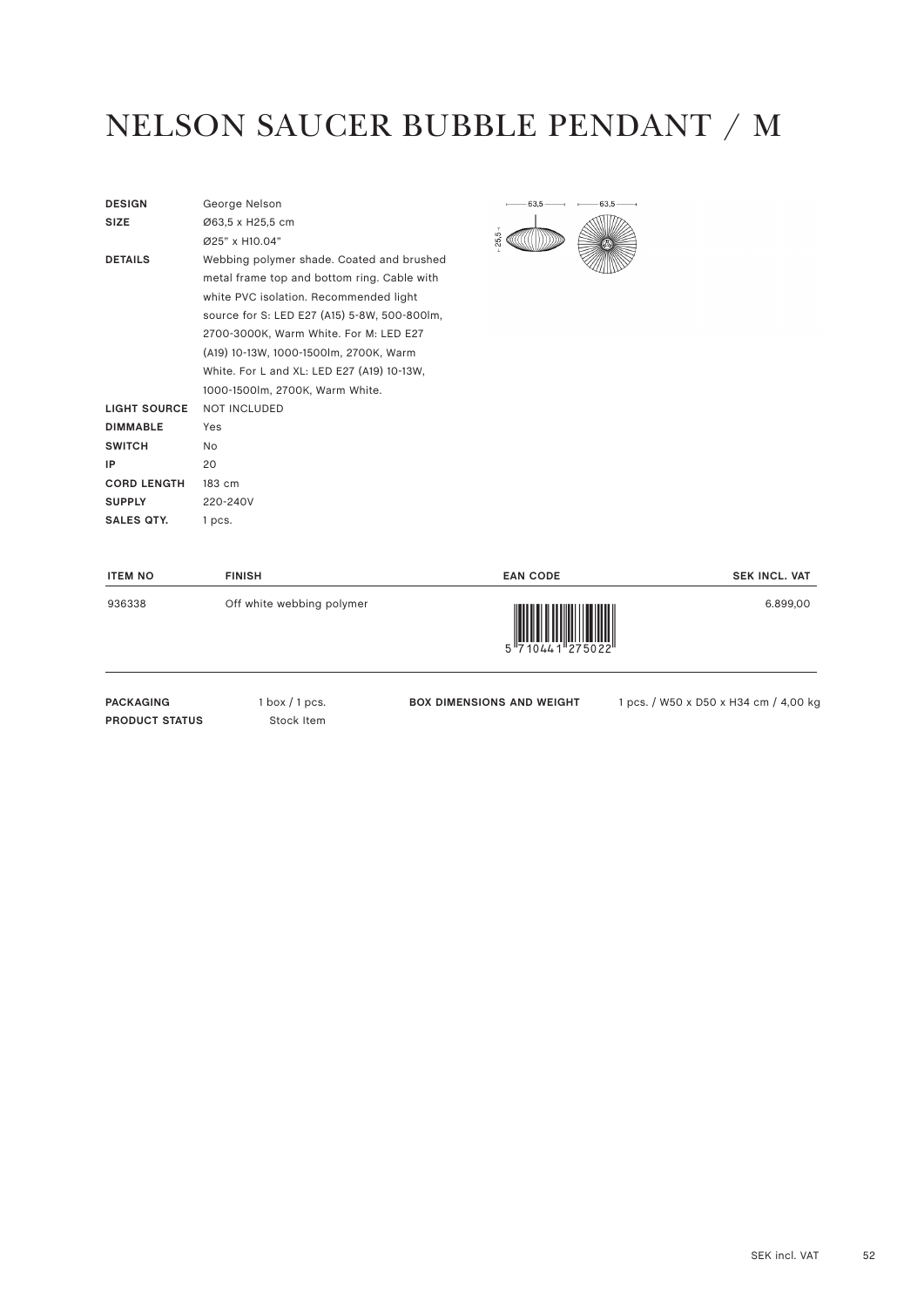# NELSON SAUCER BUBBLE PENDANT / M

| | |
|---|---|
| **DESIGN** | George Nelson |
| **SIZE** | Ø63,5 x H25,5 cm<br>Ø25" x H10.04" |
| **DETAILS** | Webbing polymer shade. Coated and brushed metal frame top and bottom ring. Cable with white PVC isolation. Recommended light source for S: LED E27 (A15) 5-8W, 500-800lm, 2700-3000K, Warm White. For M: LED E27 (A19) 10-13W, 1000-1500lm, 2700K, Warm White. For L and XL: LED E27 (A19) 10-13W, 1000-1500lm, 2700K, Warm White. |
| **LIGHT SOURCE** | NOT INCLUDED |
| **DIMMABLE** | Yes |
| **SWITCH** | No |
| **IP** | 20 |
| **CORD LENGTH** | 183 cm |
| **SUPPLY** | 220-240V |
| **SALES QTY.** | 1 pcs. |

| ITEM NO | FINISH | EAN CODE | SEK INCL. VAT |
|---|---|---|---|
| 936338 | Off white webbing polymer | 5710441275022 | 6.899,00 |

| | | | |
|---|---|---|---|
| **PACKAGING** | 1 box / 1 pcs. | **BOX DIMENSIONS AND WEIGHT** | 1 pcs. / W50 x D50 x H34 cm / 4,00 kg |
| **PRODUCT STATUS** | Stock Item | | |

SEK incl. VAT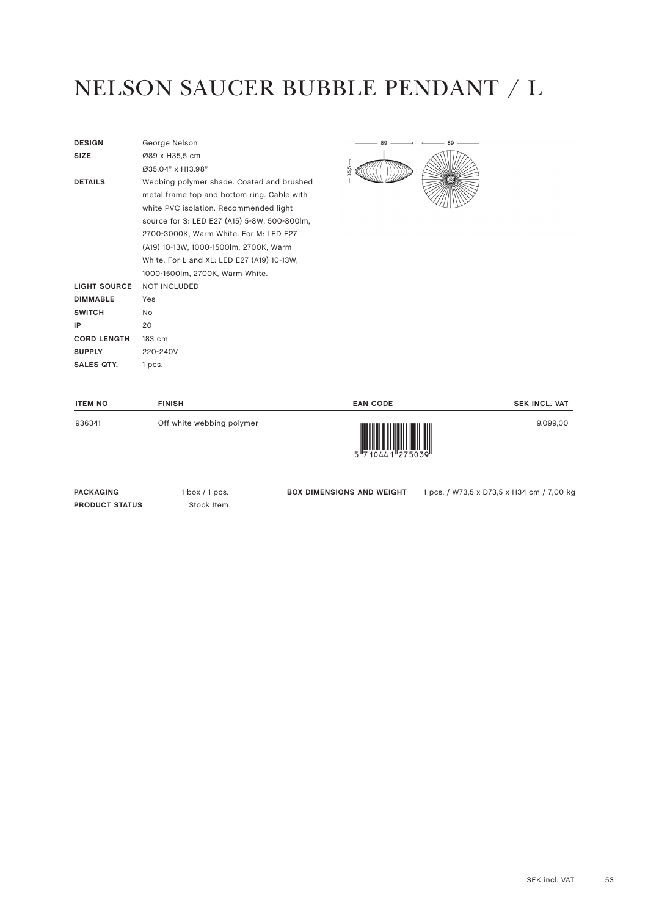# NELSON SAUCER BUBBLE PENDANT / L

| | |
|---|---|
| **DESIGN** | George Nelson |
| **SIZE** | Ø89 x H35,5 cm<br>Ø35.04" x H13.98" |
| **DETAILS** | Webbing polymer shade. Coated and brushed metal frame top and bottom ring. Cable with white PVC isolation. Recommended light source for S: LED E27 (A15) 5-8W, 500-800lm, 2700-3000K, Warm White. For M: LED E27 (A19) 10-13W, 1000-1500lm, 2700K, Warm White. For L and XL: LED E27 (A19) 10-13W, 1000-1500lm, 2700K, Warm White. |
| **LIGHT SOURCE** | NOT INCLUDED |
| **DIMMABLE** | Yes |
| **SWITCH** | No |
| **IP** | 20 |
| **CORD LENGTH** | 183 cm |
| **SUPPLY** | 220-240V |
| **SALES QTY.** | 1 pcs. |

| ITEM NO | FINISH | EAN CODE | SEK INCL. VAT |
|---|---|---|---|
| 936341 | Off white webbing polymer | 5710441275039 | 9.099,00 |

**PACKAGING** 1 box / 1 pcs.
**PRODUCT STATUS** Stock Item

**BOX DIMENSIONS AND WEIGHT** 1 pcs. / W73,5 x D73,5 x H34 cm / 7,00 kg

SEK incl. VAT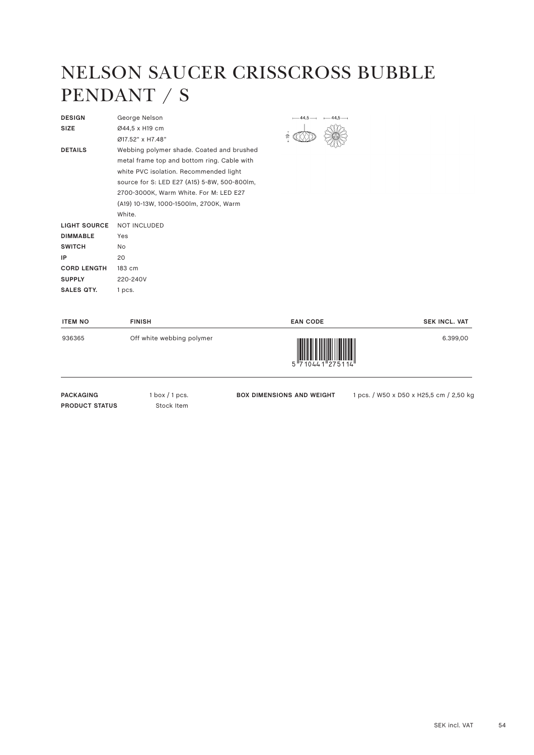# NELSON SAUCER CRISSCROSS BUBBLE PENDANT / S

| | |
|---|---|
| **DESIGN** | George Nelson |
| **SIZE** | Ø44,5 x H19 cm<br>Ø17.52" x H7.48" |
| **DETAILS** | Webbing polymer shade. Coated and brushed metal frame top and bottom ring. Cable with white PVC isolation. Recommended light source for S: LED E27 (A15) 5-8W, 500-800lm, 2700-3000K, Warm White. For M: LED E27 (A19) 10-13W, 1000-1500lm, 2700K, Warm White. |
| **LIGHT SOURCE** | NOT INCLUDED |
| **DIMMABLE** | Yes |
| **SWITCH** | No |
| **IP** | 20 |
| **CORD LENGTH** | 183 cm |
| **SUPPLY** | 220-240V |
| **SALES QTY.** | 1 pcs. |

44,5 44,5 19

| ITEM NO | FINISH | EAN CODE | SEK INCL. VAT |
|---|---|---|---|
| 936365 | Off white webbing polymer | 5 710441 275114 | 6.399,00 |

**PACKAGING** 1 box / 1 pcs.
**PRODUCT STATUS** Stock Item
**BOX DIMENSIONS AND WEIGHT** 1 pcs. / W50 x D50 x H25,5 cm / 2,50 kg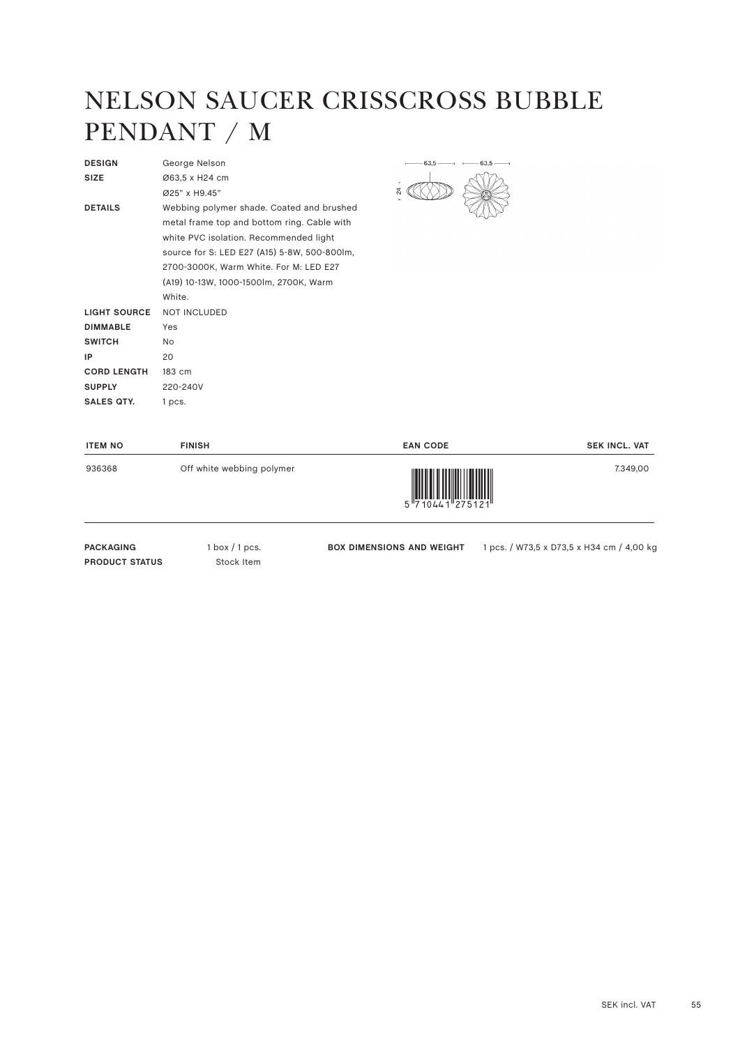# NELSON SAUCER CRISSCROSS BUBBLE PENDANT / M

| | |
|---|---|
| **DESIGN** | George Nelson |
| **SIZE** | Ø63,5 x H24 cm<br>Ø25" x H9.45" |
| **DETAILS** | Webbing polymer shade. Coated and brushed metal frame top and bottom ring. Cable with white PVC isolation. Recommended light source for S: LED E27 (A15) 5-8W, 500-800lm, 2700-3000K, Warm White. For M: LED E27 (A19) 10-13W, 1000-1500lm, 2700K, Warm White. |
| **LIGHT SOURCE** | NOT INCLUDED |
| **DIMMABLE** | Yes |
| **SWITCH** | No |
| **IP** | 20 |
| **CORD LENGTH** | 183 cm |
| **SUPPLY** | 220-240V |
| **SALES QTY.** | 1 pcs. |

| ITEM NO | FINISH | EAN CODE | SEK INCL. VAT |
|---|---|---|---|
| 936368 | Off white webbing polymer | 5 710441 275121 | 7.349,00 |

**PACKAGING** 1 box / 1 pcs.

**PRODUCT STATUS** Stock Item

**BOX DIMENSIONS AND WEIGHT** 1 pcs. / W73,5 x D73,5 x H34 cm / 4,00 kg

SEK incl. VAT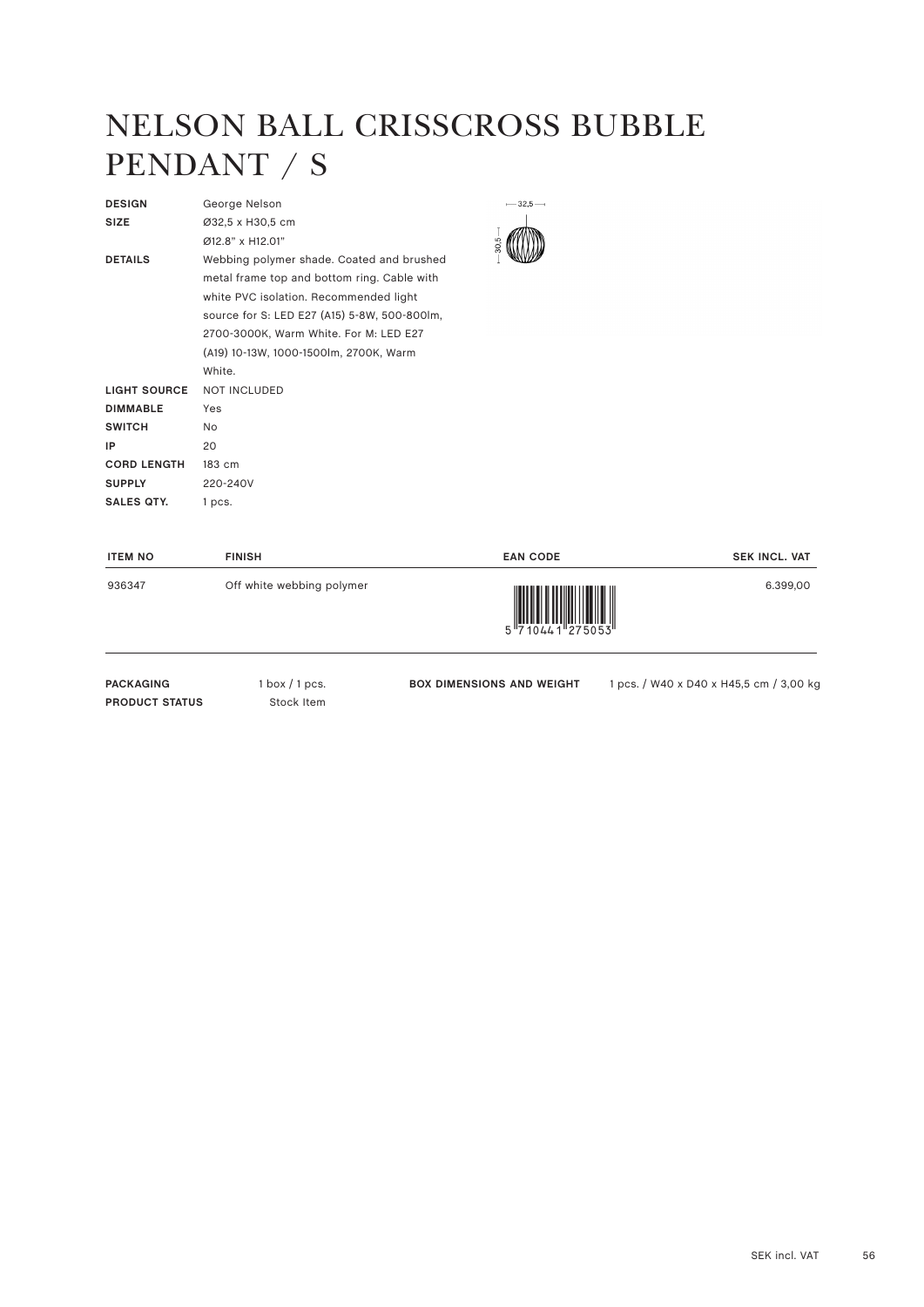# NELSON BALL CRISSCROSS BUBBLE PENDANT / S

| | |
|---|---|
| **DESIGN** | George Nelson |
| **SIZE** | Ø32,5 x H30,5 cm<br>Ø12.8" x H12.01" |
| **DETAILS** | Webbing polymer shade. Coated and brushed metal frame top and bottom ring. Cable with white PVC isolation. Recommended light source for S: LED E27 (A15) 5-8W, 500-800lm, 2700-3000K, Warm White. For M: LED E27 (A19) 10-13W, 1000-1500lm, 2700K, Warm White. |
| **LIGHT SOURCE** | NOT INCLUDED |
| **DIMMABLE** | Yes |
| **SWITCH** | No |
| **IP** | 20 |
| **CORD LENGTH** | 183 cm |
| **SUPPLY** | 220-240V |
| **SALES QTY.** | 1 pcs. |

| ITEM NO | FINISH | EAN CODE | SEK INCL. VAT |
|---|---|---|---|
| 936347 | Off white webbing polymer | 5710441275053 | 6.399,00 |

| | | | |
|---|---|---|---|
| **PACKAGING** | 1 box / 1 pcs. | **BOX DIMENSIONS AND WEIGHT** | 1 pcs. / W40 x D40 x H45,5 cm / 3,00 kg |
| **PRODUCT STATUS** | Stock Item | | |

SEK incl. VAT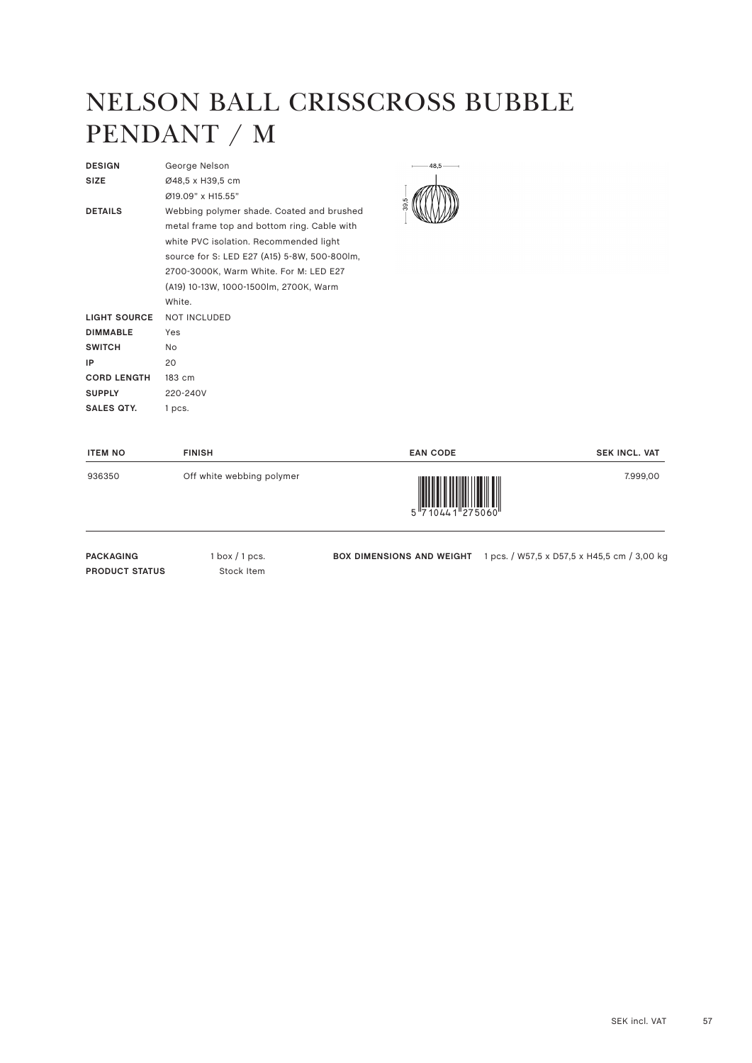# NELSON BALL CRISSCROSS BUBBLE PENDANT / M

| | |
|---|---|
| **DESIGN** | George Nelson |
| **SIZE** | Ø48,5 x H39,5 cm<br>Ø19.09" x H15.55" |
| **DETAILS** | Webbing polymer shade. Coated and brushed metal frame top and bottom ring. Cable with white PVC isolation. Recommended light source for S: LED E27 (A15) 5-8W, 500-800lm, 2700-3000K, Warm White. For M: LED E27 (A19) 10-13W, 1000-1500lm, 2700K, Warm White. |
| **LIGHT SOURCE** | NOT INCLUDED |
| **DIMMABLE** | Yes |
| **SWITCH** | No |
| **IP** | 20 |
| **CORD LENGTH** | 183 cm |
| **SUPPLY** | 220-240V |
| **SALES QTY.** | 1 pcs. |

48,5

39,5

| ITEM NO | FINISH | EAN CODE | SEK INCL. VAT |
|---|---|---|---|
| 936350 | Off white webbing polymer | 5 710441 275060 | 7.999,00 |

**PACKAGING** 1 box / 1 pcs.
**PRODUCT STATUS** Stock Item

**BOX DIMENSIONS AND WEIGHT** 1 pcs. / W57,5 x D57,5 x H45,5 cm / 3,00 kg

SEK incl. VAT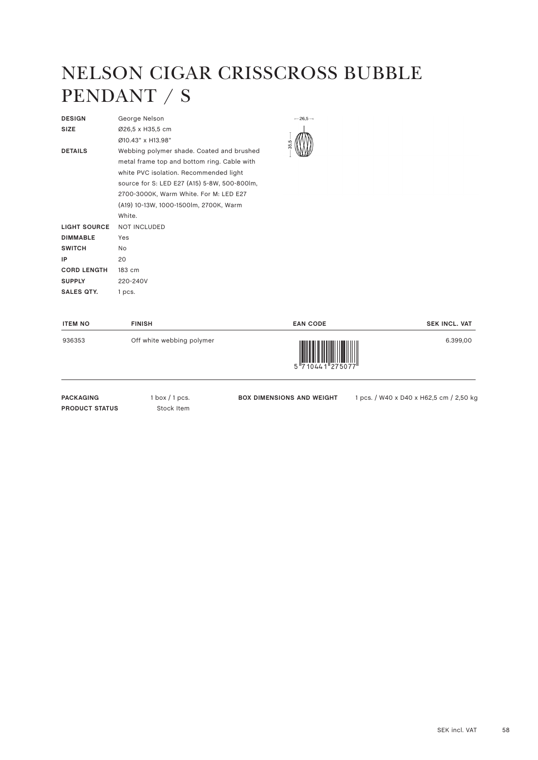# NELSON CIGAR CRISSCROSS BUBBLE PENDANT / S

| | |
|---|---|
| **DESIGN** | George Nelson |
| **SIZE** | Ø26,5 x H35,5 cm<br>Ø10.43" x H13.98" |
| **DETAILS** | Webbing polymer shade. Coated and brushed metal frame top and bottom ring. Cable with white PVC isolation. Recommended light source for S: LED E27 (A15) 5-8W, 500-800lm, 2700-3000K, Warm White. For M: LED E27 (A19) 10-13W, 1000-1500lm, 2700K, Warm White. |
| **LIGHT SOURCE** | NOT INCLUDED |
| **DIMMABLE** | Yes |
| **SWITCH** | No |
| **IP** | 20 |
| **CORD LENGTH** | 183 cm |
| **SUPPLY** | 220-240V |
| **SALES QTY.** | 1 pcs. |

| ITEM NO | FINISH | EAN CODE | SEK INCL. VAT |
|---|---|---|---|
| 936353 | Off white webbing polymer | 5 710441 275077 | 6.399,00 |

| | | | |
|---|---|---|---|
| **PACKAGING** | 1 box / 1 pcs. | **BOX DIMENSIONS AND WEIGHT** | 1 pcs. / W40 x D40 x H62,5 cm / 2,50 kg |
| **PRODUCT STATUS** | Stock Item | | |

SEK incl. VAT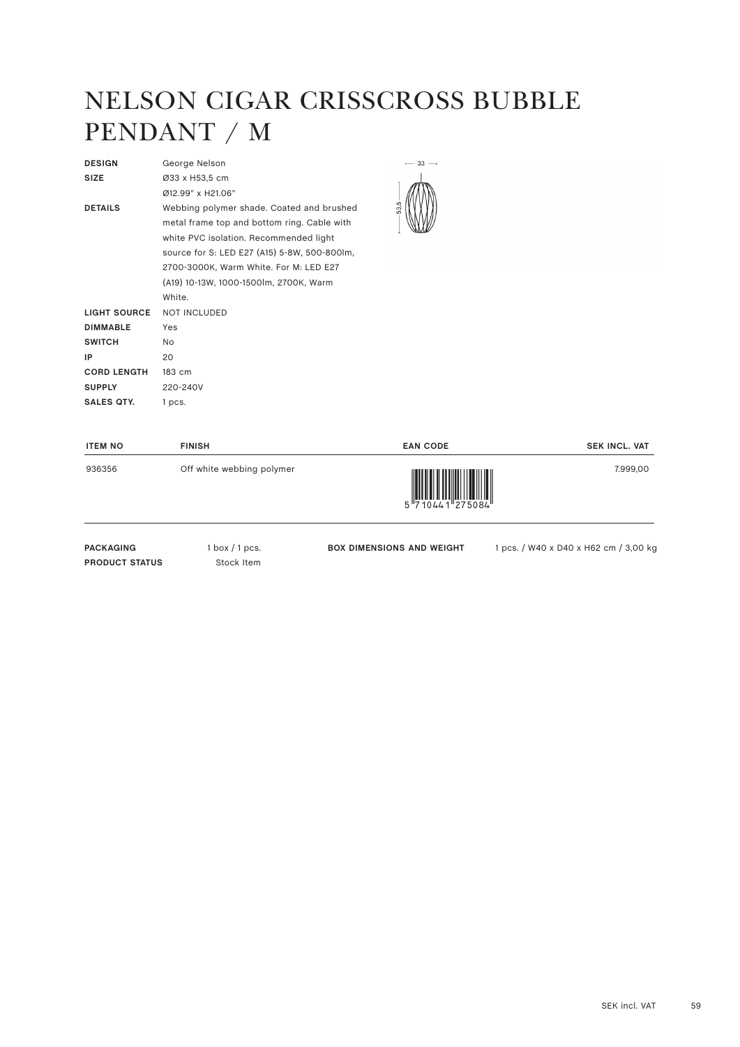# NELSON CIGAR CRISSCROSS BUBBLE PENDANT / M

| | |
|---|---|
| **DESIGN** | George Nelson |
| **SIZE** | Ø33 x H53,5 cm<br>Ø12.99" x H21.06" |
| **DETAILS** | Webbing polymer shade. Coated and brushed metal frame top and bottom ring. Cable with white PVC isolation. Recommended light source for S: LED E27 (A15) 5-8W, 500-800lm, 2700-3000K, Warm White. For M: LED E27 (A19) 10-13W, 1000-1500lm, 2700K, Warm White. |
| **LIGHT SOURCE** | NOT INCLUDED |
| **DIMMABLE** | Yes |
| **SWITCH** | No |
| **IP** | 20 |
| **CORD LENGTH** | 183 cm |
| **SUPPLY** | 220-240V |
| **SALES QTY.** | 1 pcs. |

| ITEM NO | FINISH | EAN CODE | SEK INCL. VAT |
|---|---|---|---|
| 936356 | Off white webbing polymer | 5710441275084 | 7.999,00 |

| | | | |
|---|---|---|---|
| **PACKAGING** | 1 box / 1 pcs. | **BOX DIMENSIONS AND WEIGHT** | 1 pcs. / W40 x D40 x H62 cm / 3,00 kg |
| **PRODUCT STATUS** | Stock Item | | |

SEK incl. VAT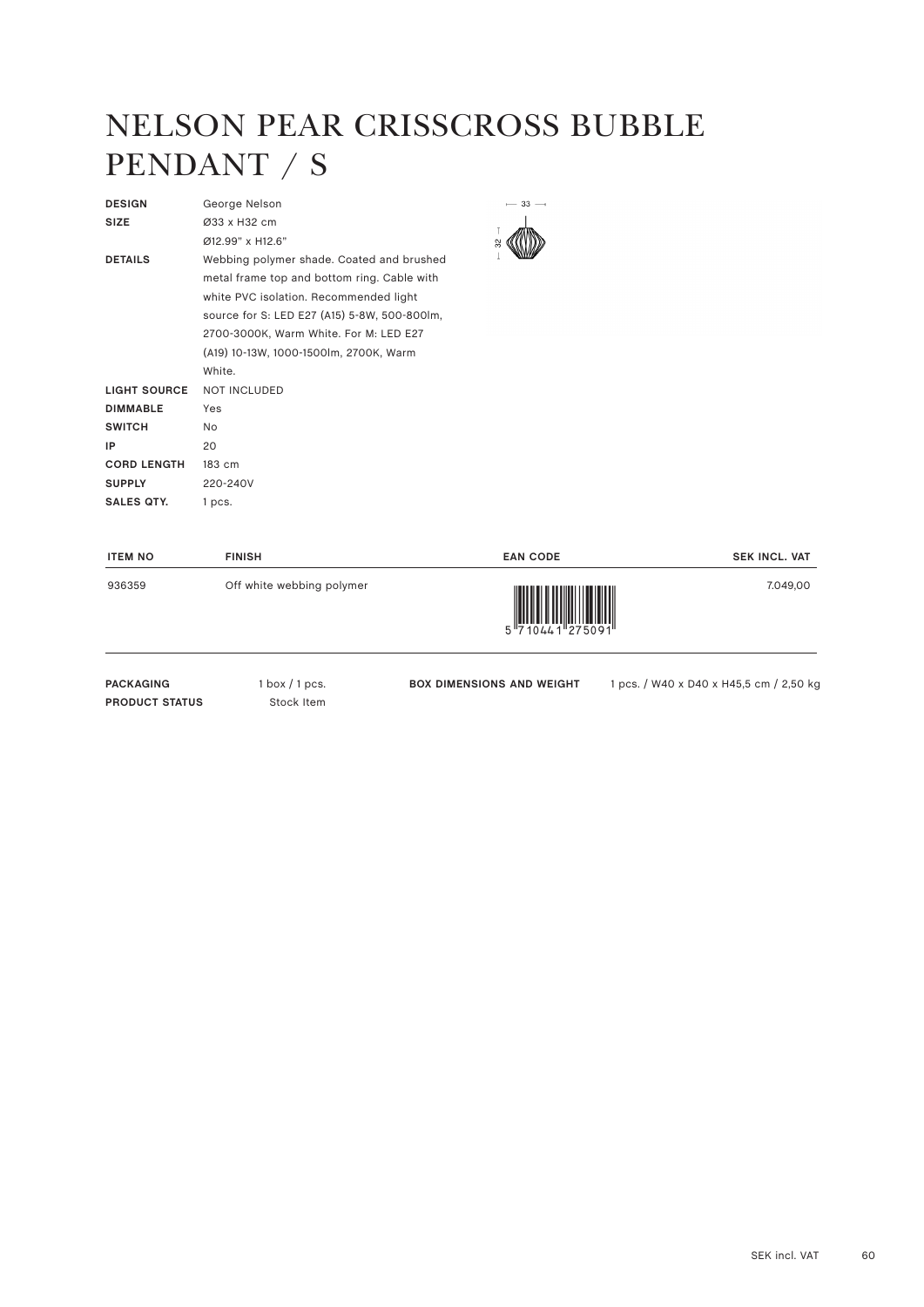# NELSON PEAR CRISSCROSS BUBBLE PENDANT / S

| | |
|---|---|
| **DESIGN** | George Nelson |
| **SIZE** | Ø33 x H32 cm<br>Ø12.99" x H12.6" |
| **DETAILS** | Webbing polymer shade. Coated and brushed metal frame top and bottom ring. Cable with white PVC isolation. Recommended light source for S: LED E27 (A15) 5-8W, 500-800lm, 2700-3000K, Warm White. For M: LED E27 (A19) 10-13W, 1000-1500lm, 2700K, Warm White. |
| **LIGHT SOURCE** | NOT INCLUDED |
| **DIMMABLE** | Yes |
| **SWITCH** | No |
| **IP** | 20 |
| **CORD LENGTH** | 183 cm |
| **SUPPLY** | 220-240V |
| **SALES QTY.** | 1 pcs. |

| ITEM NO | FINISH | EAN CODE | SEK INCL. VAT |
|---|---|---|---|
| 936359 | Off white webbing polymer | 5 710441 275091 | 7.049,00 |

**PACKAGING** 1 box / 1 pcs.
**PRODUCT STATUS** Stock Item

**BOX DIMENSIONS AND WEIGHT** 1 pcs. / W40 x D40 x H45,5 cm / 2,50 kg

SEK incl. VAT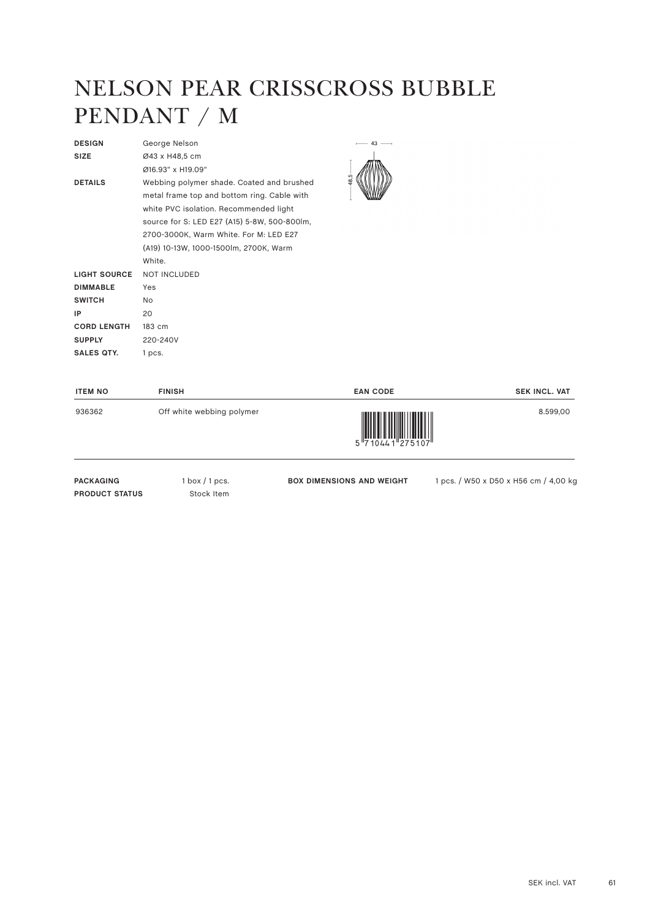# NELSON PEAR CRISSCROSS BUBBLE PENDANT / M

| | |
|---|---|
| **DESIGN** | George Nelson |
| **SIZE** | Ø43 x H48,5 cm<br>Ø16.93" x H19.09" |
| **DETAILS** | Webbing polymer shade. Coated and brushed metal frame top and bottom ring. Cable with white PVC isolation. Recommended light source for S: LED E27 (A15) 5-8W, 500-800lm, 2700-3000K, Warm White. For M: LED E27 (A19) 10-13W, 1000-1500lm, 2700K, Warm White. |
| **LIGHT SOURCE** | NOT INCLUDED |
| **DIMMABLE** | Yes |
| **SWITCH** | No |
| **IP** | 20 |
| **CORD LENGTH** | 183 cm |
| **SUPPLY** | 220-240V |
| **SALES QTY.** | 1 pcs. |

| ITEM NO | FINISH | EAN CODE | SEK INCL. VAT |
|---|---|---|---|
| 936362 | Off white webbing polymer | 5710441275107 | 8.599,00 |

| | | | |
|---|---|---|---|
| **PACKAGING** | 1 box / 1 pcs. | **BOX DIMENSIONS AND WEIGHT** | 1 pcs. / W50 x D50 x H56 cm / 4,00 kg |
| **PRODUCT STATUS** | Stock Item | | |

SEK incl. VAT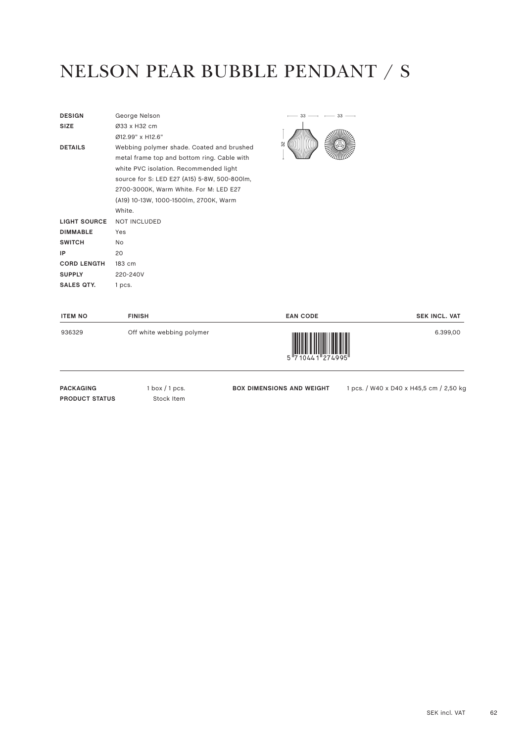# NELSON PEAR BUBBLE PENDANT / S

| | |
|---|---|
| **DESIGN** | George Nelson |
| **SIZE** | Ø33 x H32 cm<br>Ø12.99" x H12.6" |
| **DETAILS** | Webbing polymer shade. Coated and brushed metal frame top and bottom ring. Cable with white PVC isolation. Recommended light source for S: LED E27 (A15) 5-8W, 500-800lm, 2700-3000K, Warm White. For M: LED E27 (A19) 10-13W, 1000-1500lm, 2700K, Warm White. |
| **LIGHT SOURCE** | NOT INCLUDED |
| **DIMMABLE** | Yes |
| **SWITCH** | No |
| **IP** | 20 |
| **CORD LENGTH** | 183 cm |
| **SUPPLY** | 220-240V |
| **SALES QTY.** | 1 pcs. |

| ITEM NO | FINISH | EAN CODE | SEK INCL. VAT |
|---|---|---|---|
| 936329 | Off white webbing polymer | 5 710441 274995 | 6.399,00 |

| | | | |
|---|---|---|---|
| **PACKAGING** | 1 box / 1 pcs. | **BOX DIMENSIONS AND WEIGHT** | 1 pcs. / W40 x D40 x H45,5 cm / 2,50 kg |
| **PRODUCT STATUS** | Stock Item | | |

SEK incl. VAT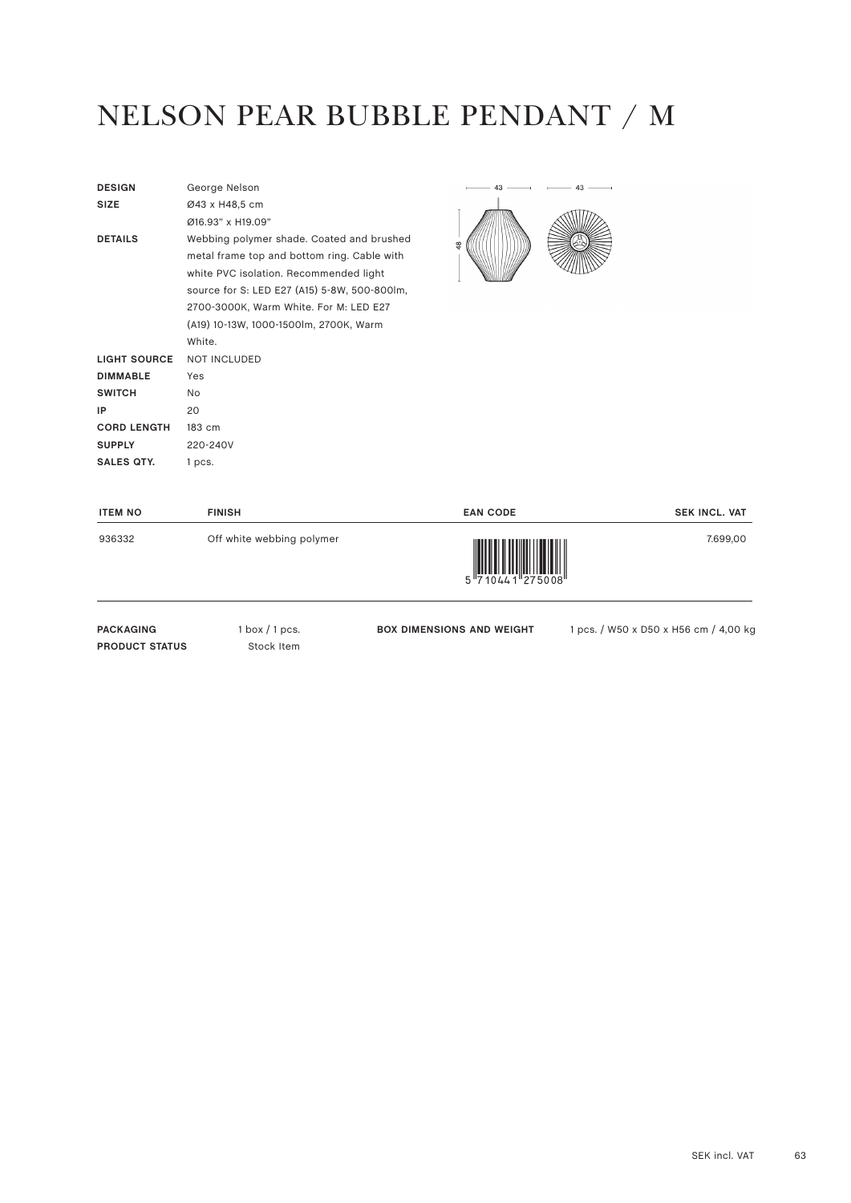# NELSON PEAR BUBBLE PENDANT / M

| | |
|---|---|
| **DESIGN** | George Nelson |
| **SIZE** | Ø43 x H48,5 cm<br>Ø16.93" x H19.09" |
| **DETAILS** | Webbing polymer shade. Coated and brushed metal frame top and bottom ring. Cable with white PVC isolation. Recommended light source for S: LED E27 (A15) 5-8W, 500-800lm, 2700-3000K, Warm White. For M: LED E27 (A19) 10-13W, 1000-1500lm, 2700K, Warm White. |
| **LIGHT SOURCE** | NOT INCLUDED |
| **DIMMABLE** | Yes |
| **SWITCH** | No |
| **IP** | 20 |
| **CORD LENGTH** | 183 cm |
| **SUPPLY** | 220-240V |
| **SALES QTY.** | 1 pcs. |

| ITEM NO | FINISH | EAN CODE | SEK INCL. VAT |
|---|---|---|---|
| 936332 | Off white webbing polymer | 5 710441 275008 | 7.699,00 |

| | | | |
|---|---|---|---|
| **PACKAGING** | 1 box / 1 pcs. | **BOX DIMENSIONS AND WEIGHT** | 1 pcs. / W50 x D50 x H56 cm / 4,00 kg |
| **PRODUCT STATUS** | Stock Item | | |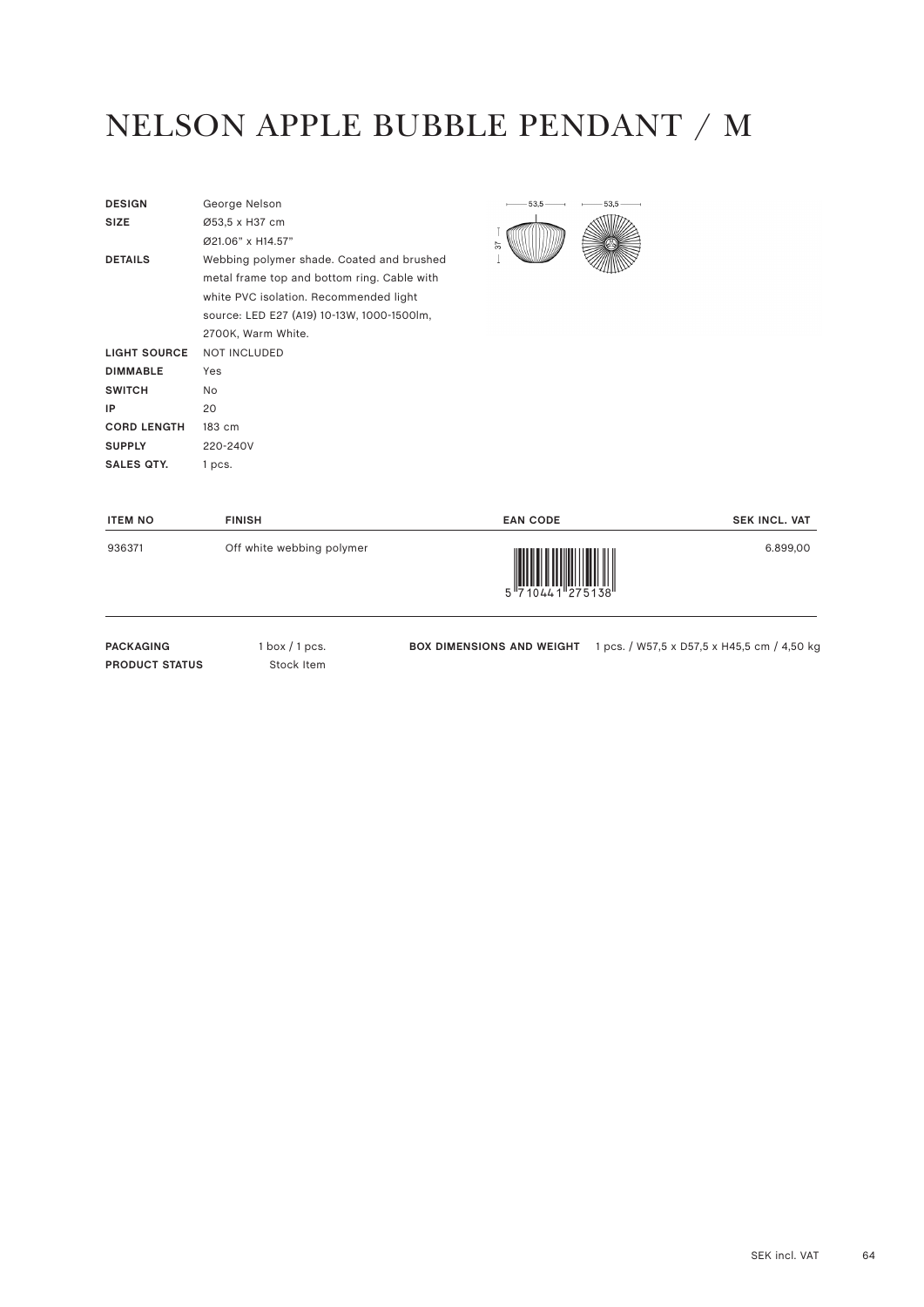# NELSON APPLE BUBBLE PENDANT / M

| | |
|---|---|
| **DESIGN** | George Nelson |
| **SIZE** | Ø53,5 x H37 cm<br>Ø21.06" x H14.57" |
| **DETAILS** | Webbing polymer shade. Coated and brushed metal frame top and bottom ring. Cable with white PVC isolation. Recommended light source: LED E27 (A19) 10-13W, 1000-1500lm, 2700K, Warm White. |
| **LIGHT SOURCE** | NOT INCLUDED |
| **DIMMABLE** | Yes |
| **SWITCH** | No |
| **IP** | 20 |
| **CORD LENGTH** | 183 cm |
| **SUPPLY** | 220-240V |
| **SALES QTY.** | 1 pcs. |

| ITEM NO | FINISH | EAN CODE | SEK INCL. VAT |
|---|---|---|---|
| 936371 | Off white webbing polymer | 5 710441 275138 | 6.899,00 |

**PACKAGING** 1 box / 1 pcs.
**PRODUCT STATUS** Stock Item

**BOX DIMENSIONS AND WEIGHT** 1 pcs. / W57,5 x D57,5 x H45,5 cm / 4,50 kg

SEK incl. VAT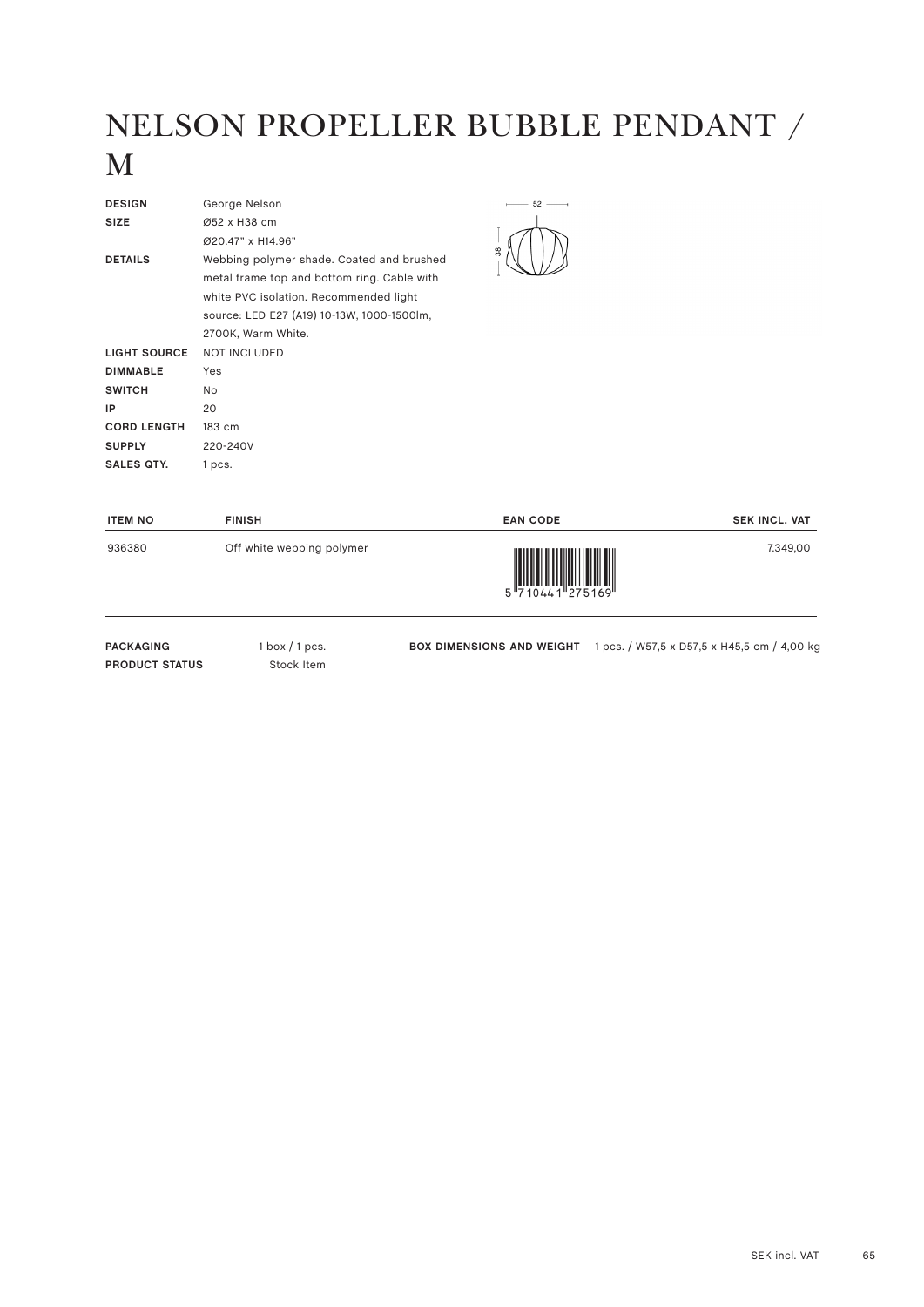# NELSON PROPELLER BUBBLE PENDANT / M

| | |
|---|---|
| **DESIGN** | George Nelson |
| **SIZE** | Ø52 x H38 cm<br>Ø20.47" x H14.96" |
| **DETAILS** | Webbing polymer shade. Coated and brushed metal frame top and bottom ring. Cable with white PVC isolation. Recommended light source: LED E27 (A19) 10-13W, 1000-1500lm, 2700K, Warm White. |
| **LIGHT SOURCE** | NOT INCLUDED |
| **DIMMABLE** | Yes |
| **SWITCH** | No |
| **IP** | 20 |
| **CORD LENGTH** | 183 cm |
| **SUPPLY** | 220-240V |
| **SALES QTY.** | 1 pcs. |

| ITEM NO | FINISH | EAN CODE | SEK INCL. VAT |
|---|---|---|---|
| 936380 | Off white webbing polymer | 5710441275169 | 7.349,00 |

**PACKAGING** 1 box / 1 pcs.

**PRODUCT STATUS** Stock Item

**BOX DIMENSIONS AND WEIGHT** 1 pcs. / W57,5 x D57,5 x H45,5 cm / 4,00 kg

SEK incl. VAT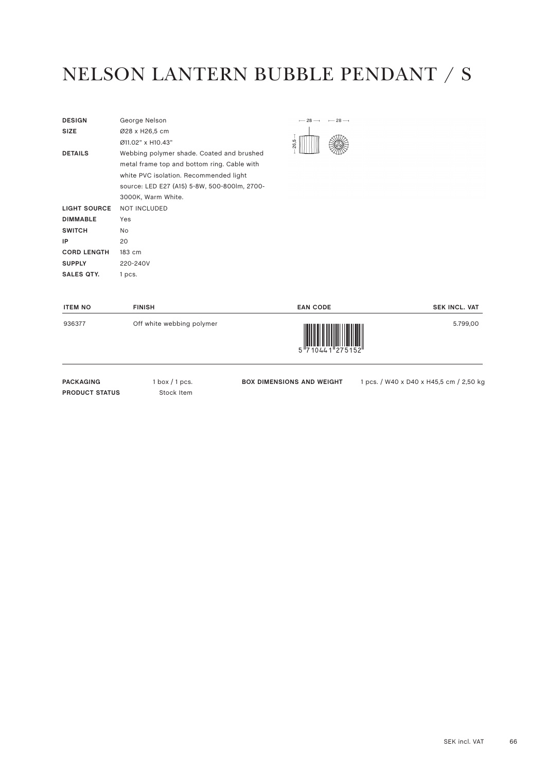# NELSON LANTERN BUBBLE PENDANT / S

| | |
|---|---|
| **DESIGN** | George Nelson |
| **SIZE** | Ø28 x H26,5 cm<br>Ø11.02" x H10.43" |
| **DETAILS** | Webbing polymer shade. Coated and brushed metal frame top and bottom ring. Cable with white PVC isolation. Recommended light source: LED E27 (A15) 5-8W, 500-800lm, 2700-3000K, Warm White. |
| **LIGHT SOURCE** | NOT INCLUDED |
| **DIMMABLE** | Yes |
| **SWITCH** | No |
| **IP** | 20 |
| **CORD LENGTH** | 183 cm |
| **SUPPLY** | 220-240V |
| **SALES QTY.** | 1 pcs. |

| ITEM NO | FINISH | EAN CODE | SEK INCL. VAT |
|---|---|---|---|
| 936377 | Off white webbing polymer | 5 710441 275152 | 5.799,00 |

| | | | |
|---|---|---|---|
| **PACKAGING** | 1 box / 1 pcs. | **BOX DIMENSIONS AND WEIGHT** | 1 pcs. / W40 x D40 x H45,5 cm / 2,50 kg |
| **PRODUCT STATUS** | Stock Item | | |

SEK incl. VAT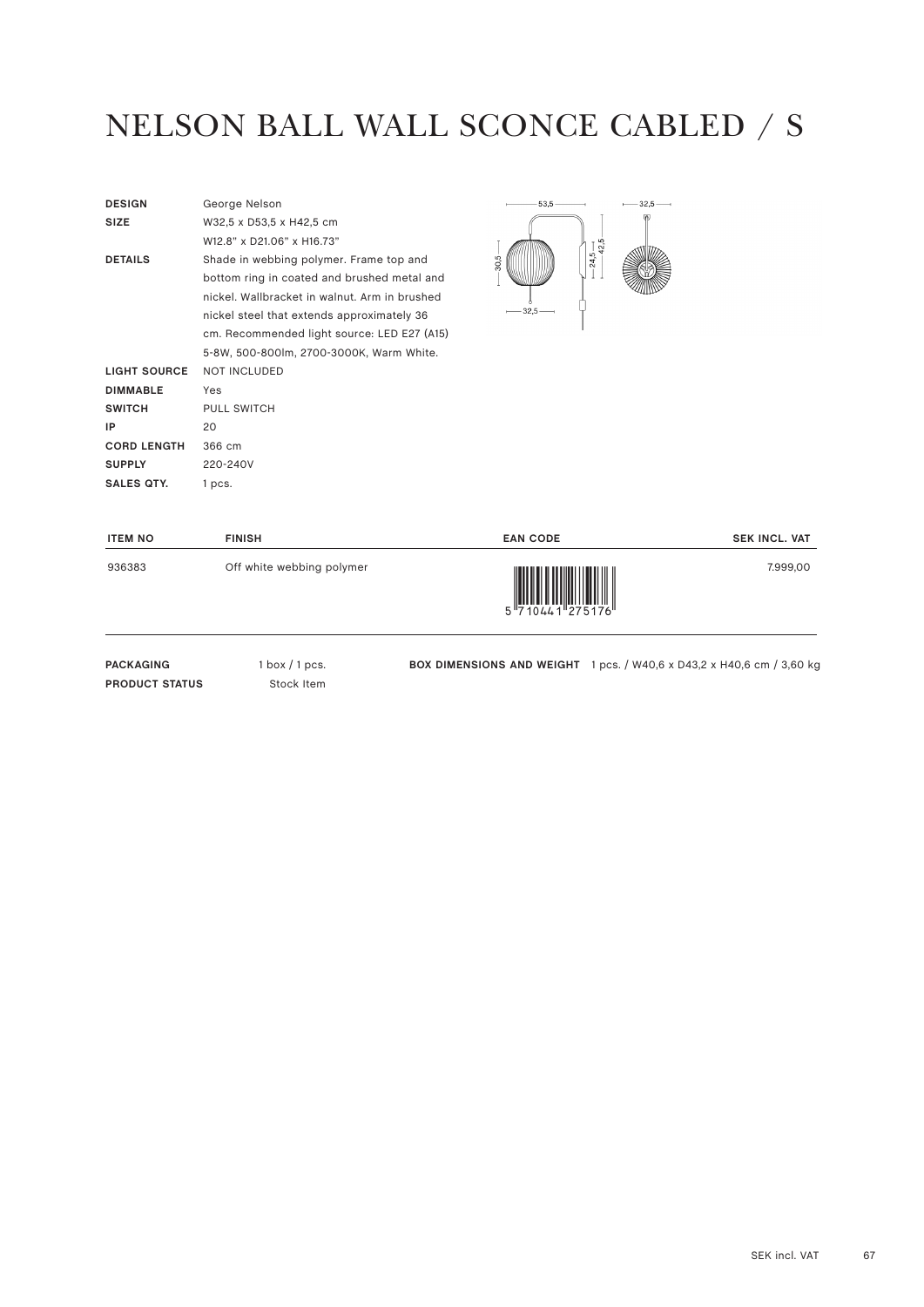# NELSON BALL WALL SCONCE CABLED / S

| | |
|---|---|
| **DESIGN** | George Nelson |
| **SIZE** | W32,5 x D53,5 x H42,5 cm<br>W12.8" x D21.06" x H16.73" |
| **DETAILS** | Shade in webbing polymer. Frame top and bottom ring in coated and brushed metal and nickel. Wallbracket in walnut. Arm in brushed nickel steel that extends approximately 36 cm. Recommended light source: LED E27 (A15) 5-8W, 500-800lm, 2700-3000K, Warm White. |
| **LIGHT SOURCE** | NOT INCLUDED |
| **DIMMABLE** | Yes |
| **SWITCH** | PULL SWITCH |
| **IP** | 20 |
| **CORD LENGTH** | 366 cm |
| **SUPPLY** | 220-240V |
| **SALES QTY.** | 1 pcs. |

| ITEM NO | FINISH | EAN CODE | SEK INCL. VAT |
|---|---|---|---|
| 936383 | Off white webbing polymer | 5 710441 275176 | 7.999,00 |

**PACKAGING** 1 box / 1 pcs.

**PRODUCT STATUS** Stock Item

**BOX DIMENSIONS AND WEIGHT** 1 pcs. / W40,6 x D43,2 x H40,6 cm / 3,60 kg

SEK incl. VAT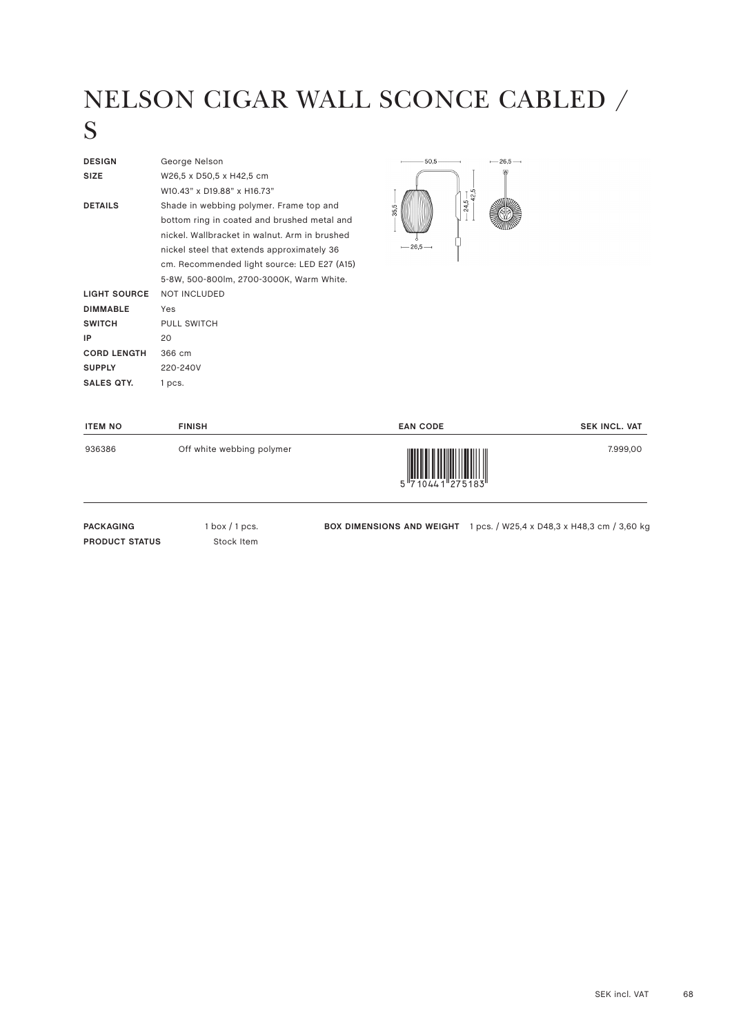# NELSON CIGAR WALL SCONCE CABLED / S

| | |
|---|---|
| **DESIGN** | George Nelson |
| **SIZE** | W26,5 x D50,5 x H42,5 cm<br>W10.43" x D19.88" x H16.73" |
| **DETAILS** | Shade in webbing polymer. Frame top and bottom ring in coated and brushed metal and nickel. Wallbracket in walnut. Arm in brushed nickel steel that extends approximately 36 cm. Recommended light source: LED E27 (A15) 5-8W, 500-800lm, 2700-3000K, Warm White. |
| **LIGHT SOURCE** | NOT INCLUDED |
| **DIMMABLE** | Yes |
| **SWITCH** | PULL SWITCH |
| **IP** | 20 |
| **CORD LENGTH** | 366 cm |
| **SUPPLY** | 220-240V |
| **SALES QTY.** | 1 pcs. |

| ITEM NO | FINISH | EAN CODE | SEK INCL. VAT |
|---|---|---|---|
| 936386 | Off white webbing polymer | 5 710441 275183 | 7.999,00 |

**PACKAGING** 1 box / 1 pcs.

**PRODUCT STATUS** Stock Item

**BOX DIMENSIONS AND WEIGHT** 1 pcs. / W25,4 x D48,3 x H48,3 cm / 3,60 kg

SEK incl. VAT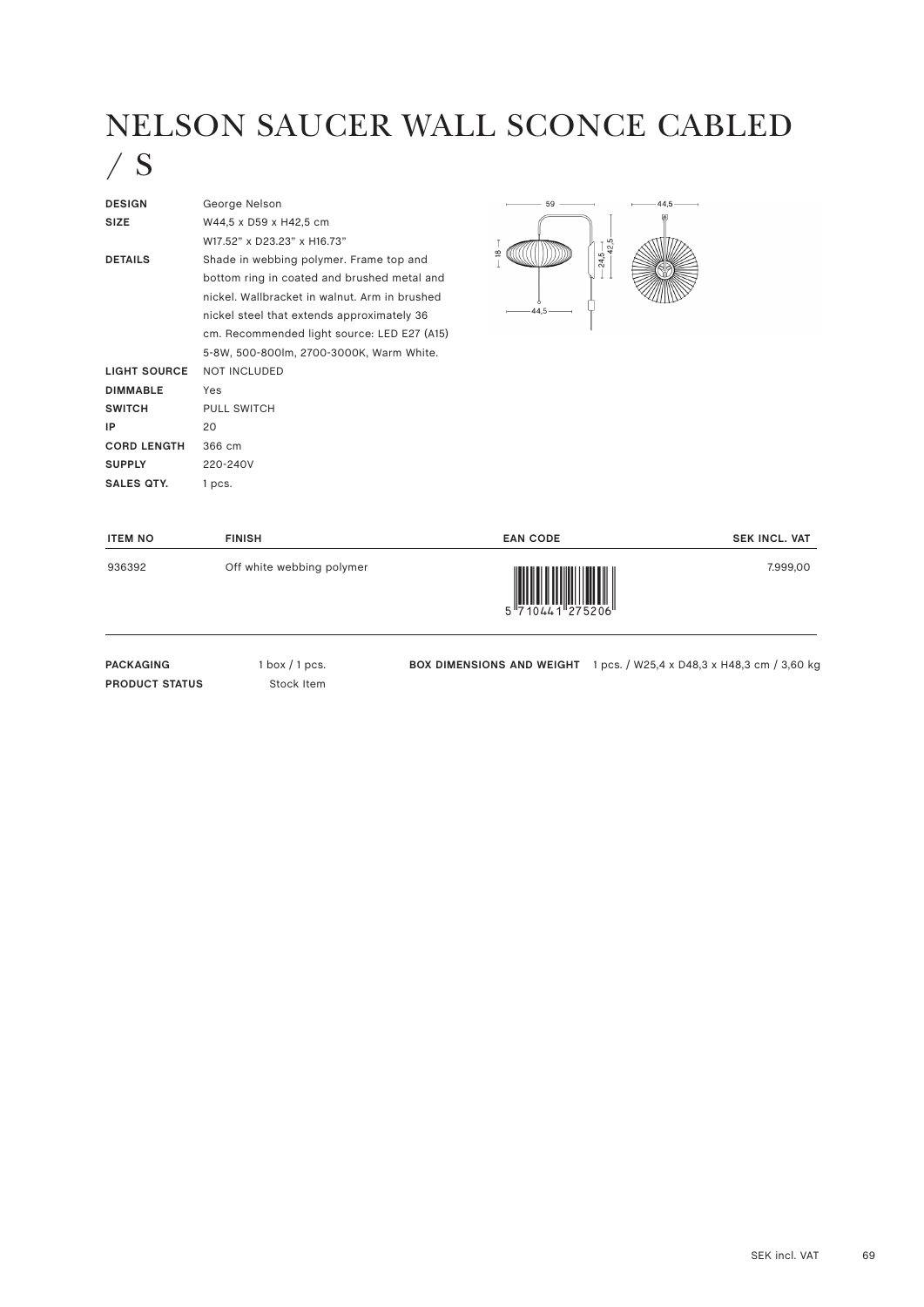# NELSON SAUCER WALL SCONCE CABLED / S

| | |
|---|---|
| **DESIGN** | George Nelson |
| **SIZE** | W44,5 x D59 x H42,5 cm<br>W17.52" x D23.23" x H16.73" |
| **DETAILS** | Shade in webbing polymer. Frame top and bottom ring in coated and brushed metal and nickel. Wallbracket in walnut. Arm in brushed nickel steel that extends approximately 36 cm. Recommended light source: LED E27 (A15) 5-8W, 500-800lm, 2700-3000K, Warm White. |
| **LIGHT SOURCE** | NOT INCLUDED |
| **DIMMABLE** | Yes |
| **SWITCH** | PULL SWITCH |
| **IP** | 20 |
| **CORD LENGTH** | 366 cm |
| **SUPPLY** | 220-240V |
| **SALES QTY.** | 1 pcs. |

| ITEM NO | FINISH | EAN CODE | SEK INCL. VAT |
|---|---|---|---|
| 936392 | Off white webbing polymer | 5 710441 275206 | 7.999,00 |

**PACKAGING** 1 box / 1 pcs.

**PRODUCT STATUS** Stock Item

**BOX DIMENSIONS AND WEIGHT** 1 pcs. / W25,4 x D48,3 x H48,3 cm / 3,60 kg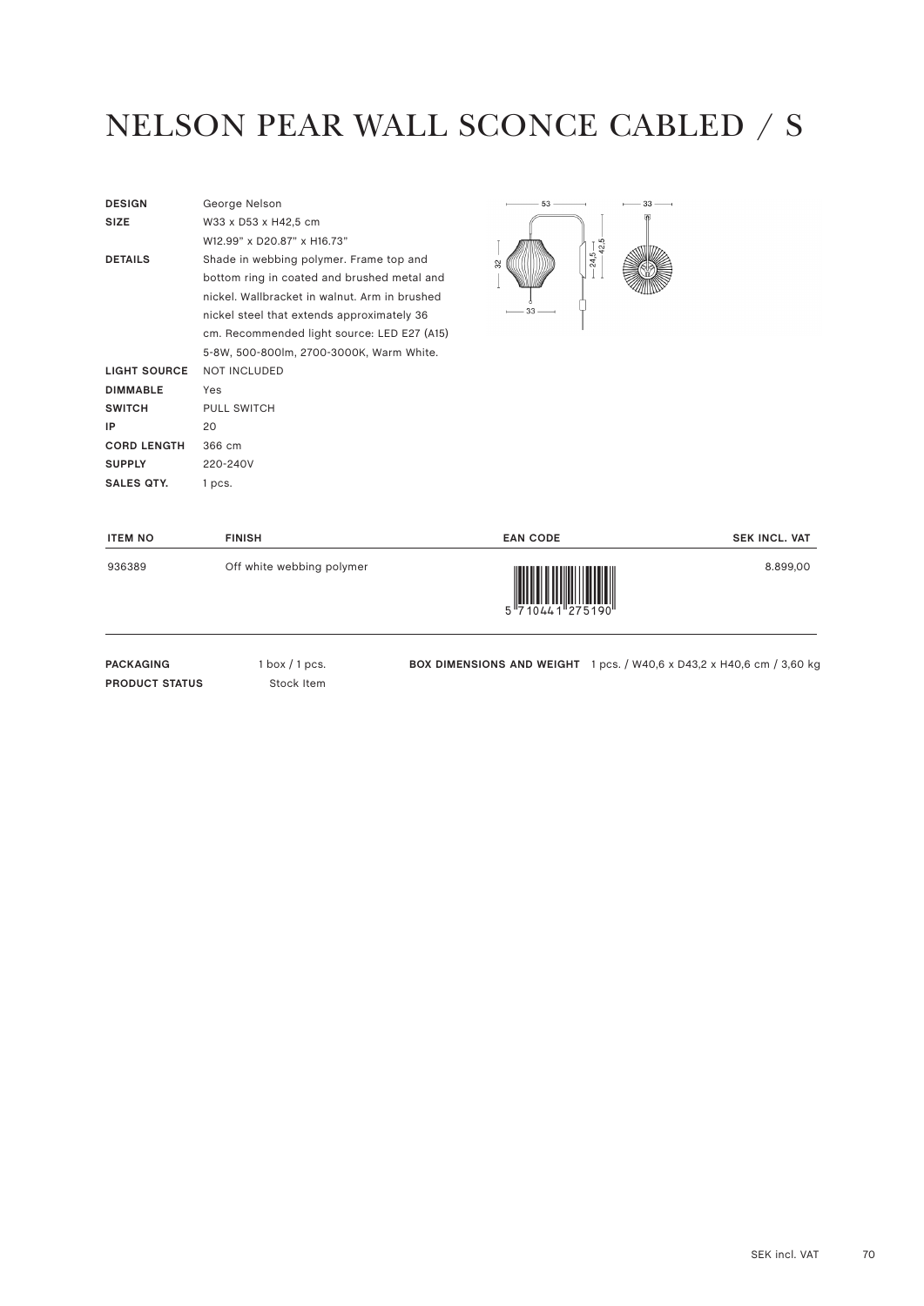# NELSON PEAR WALL SCONCE CABLED / S

| | |
|---|---|
| **DESIGN** | George Nelson |
| **SIZE** | W33 x D53 x H42,5 cm<br>W12.99" x D20.87" x H16.73" |
| **DETAILS** | Shade in webbing polymer. Frame top and bottom ring in coated and brushed metal and nickel. Wallbracket in walnut. Arm in brushed nickel steel that extends approximately 36 cm. Recommended light source: LED E27 (A15) 5-8W, 500-800lm, 2700-3000K, Warm White. |
| **LIGHT SOURCE** | NOT INCLUDED |
| **DIMMABLE** | Yes |
| **SWITCH** | PULL SWITCH |
| **IP** | 20 |
| **CORD LENGTH** | 366 cm |
| **SUPPLY** | 220-240V |
| **SALES QTY.** | 1 pcs. |

| ITEM NO | FINISH | EAN CODE | SEK INCL. VAT |
|---|---|---|---|
| 936389 | Off white webbing polymer | 5 710441 275190 | 8.899,00 |

**PACKAGING** 1 box / 1 pcs.

**PRODUCT STATUS** Stock Item

**BOX DIMENSIONS AND WEIGHT** 1 pcs. / W40,6 x D43,2 x H40,6 cm / 3,60 kg

SEK incl. VAT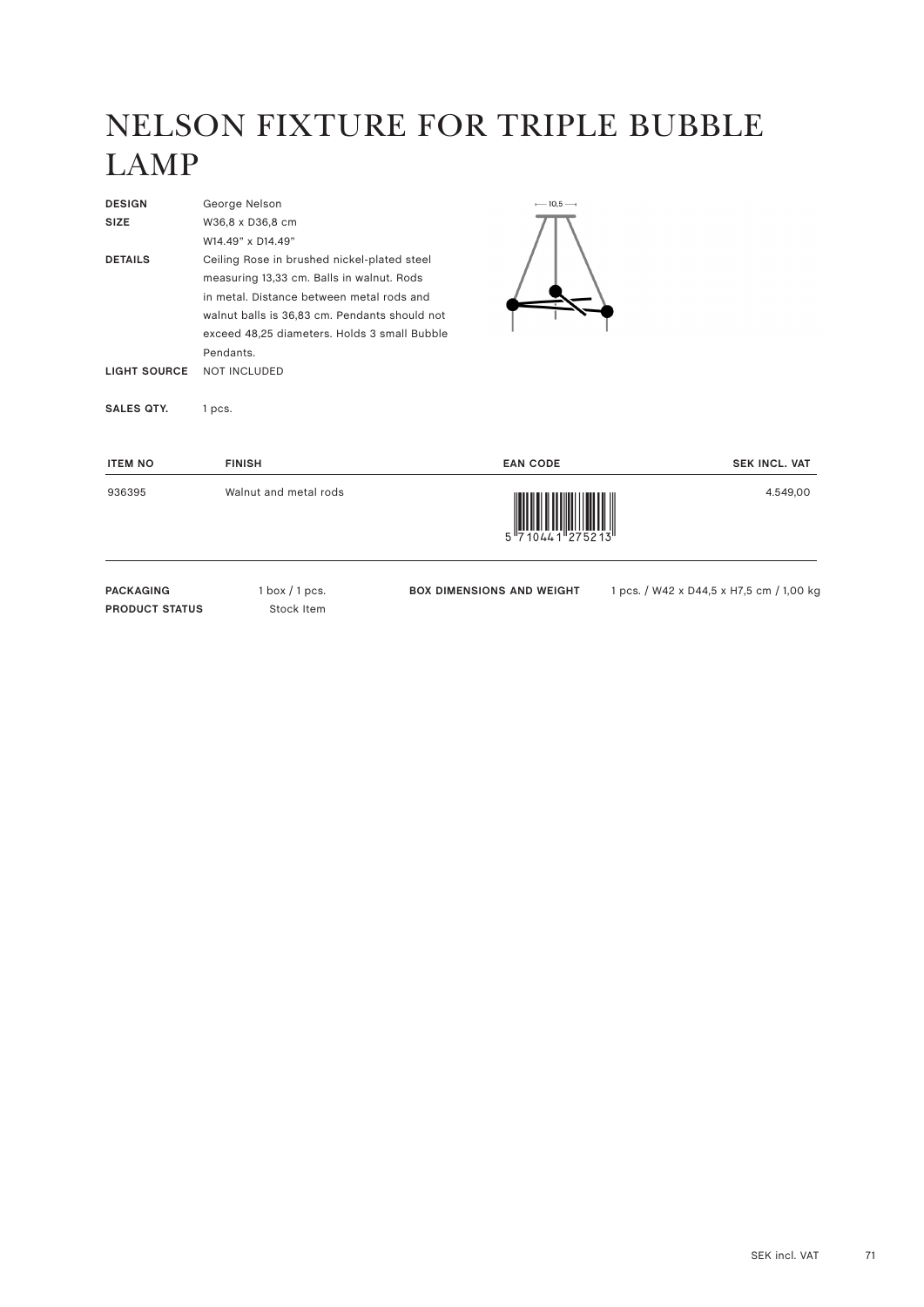# NELSON FIXTURE FOR TRIPLE BUBBLE LAMP

**DESIGN** George Nelson

**SIZE** W36,8 x D36,8 cm
W14.49" x D14.49"

**DETAILS** Ceiling Rose in brushed nickel-plated steel measuring 13,33 cm. Balls in walnut. Rods in metal. Distance between metal rods and walnut balls is 36,83 cm. Pendants should not exceed 48,25 diameters. Holds 3 small Bubble Pendants.

**LIGHT SOURCE** NOT INCLUDED

**SALES QTY.** 1 pcs.

| ITEM NO | FINISH | EAN CODE | SEK INCL. VAT |
|---|---|---|---|
| 936395 | Walnut and metal rods | 5710441275213 | 4.549,00 |

**PACKAGING** 1 box / 1 pcs.

**PRODUCT STATUS** Stock Item

**BOX DIMENSIONS AND WEIGHT** 1 pcs. / W42 x D44,5 x H7,5 cm / 1,00 kg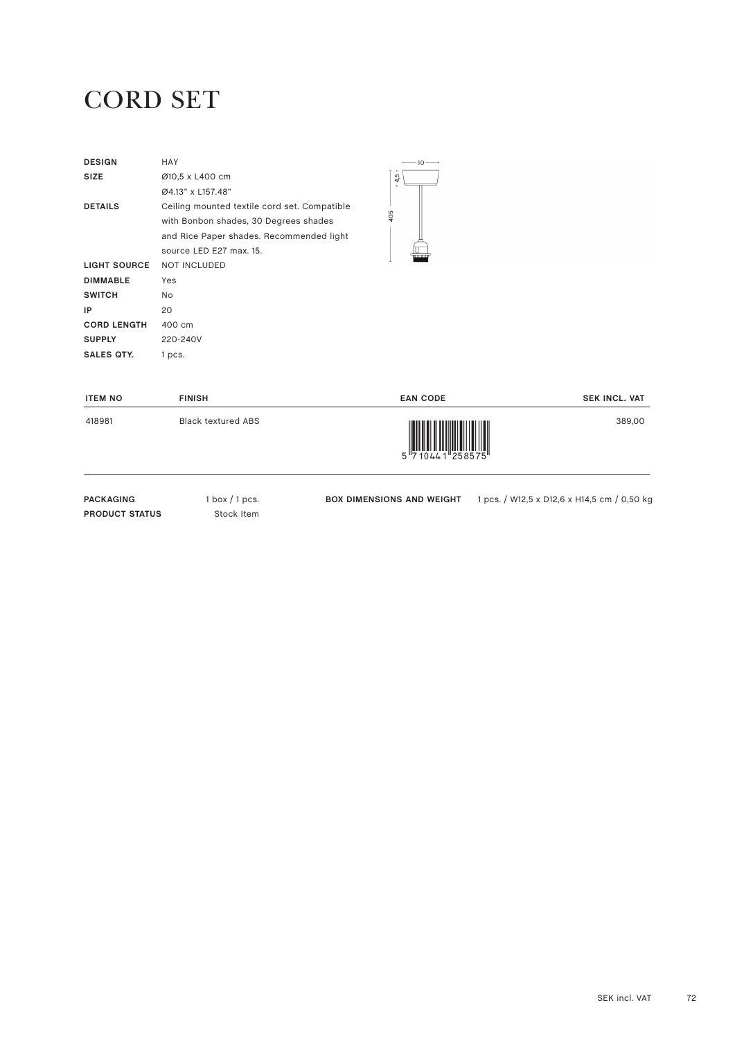# CORD SET

| | |
|---|---|
| **DESIGN** | HAY |
| **SIZE** | Ø10,5 x L400 cm<br>Ø4.13" x L157.48" |
| **DETAILS** | Ceiling mounted textile cord set. Compatible with Bonbon shades, 30 Degrees shades and Rice Paper shades. Recommended light source LED E27 max. 15. |
| **LIGHT SOURCE** | NOT INCLUDED |
| **DIMMABLE** | Yes |
| **SWITCH** | No |
| **IP** | 20 |
| **CORD LENGTH** | 400 cm |
| **SUPPLY** | 220-240V |
| **SALES QTY.** | 1 pcs. |

| ITEM NO | FINISH | EAN CODE | SEK INCL. VAT |
|---|---|---|---|
| 418981 | Black textured ABS | 5 710441 258575 | 389,00 |

**PACKAGING** 1 box / 1 pcs.
**PRODUCT STATUS** Stock Item

**BOX DIMENSIONS AND WEIGHT** 1 pcs. / W12,5 x D12,6 x H14,5 cm / 0,50 kg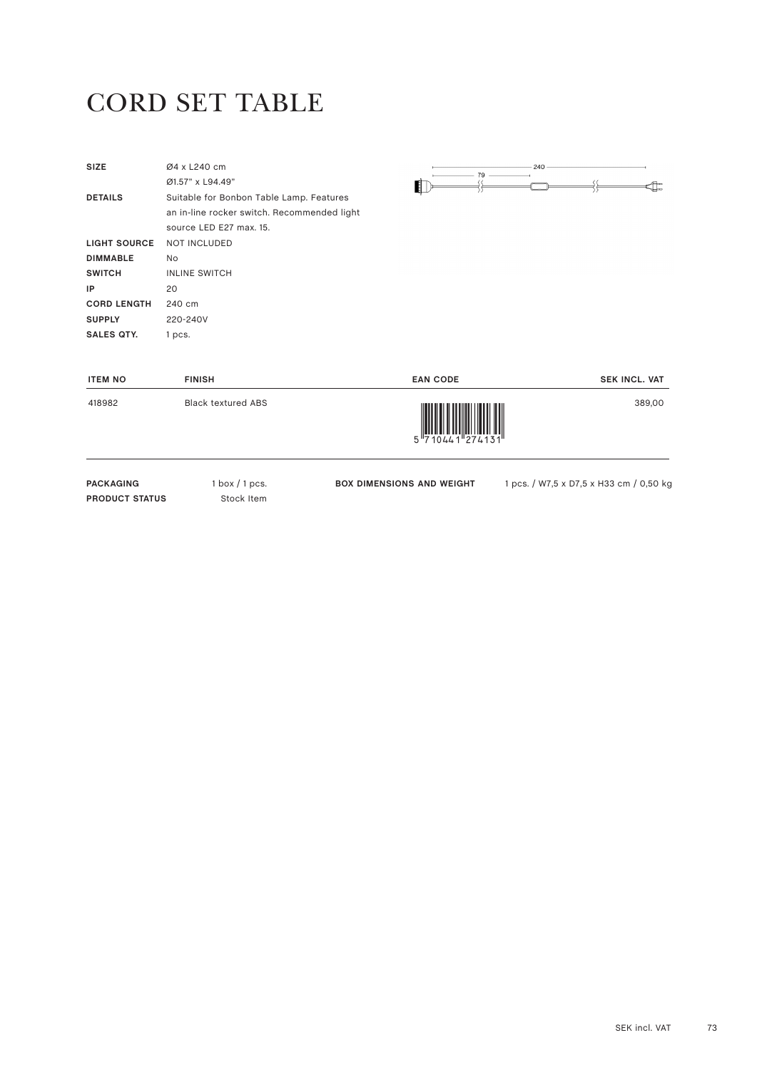# CORD SET TABLE

| | |
|---|---|
| **SIZE** | Ø4 x L240 cm<br>Ø1.57" x L94.49" |
| **DETAILS** | Suitable for Bonbon Table Lamp. Features an in-line rocker switch. Recommended light source LED E27 max. 15. |
| **LIGHT SOURCE** | NOT INCLUDED |
| **DIMMABLE** | No |
| **SWITCH** | INLINE SWITCH |
| **IP** | 20 |
| **CORD LENGTH** | 240 cm |
| **SUPPLY** | 220-240V |
| **SALES QTY.** | 1 pcs. |

| ITEM NO | FINISH | EAN CODE | SEK INCL. VAT |
|---|---|---|---|
| 418982 | Black textured ABS | 5 710441 274131 | 389,00 |

| | | | |
|---|---|---|---|
| **PACKAGING** | 1 box / 1 pcs. | **BOX DIMENSIONS AND WEIGHT** | 1 pcs. / W7,5 x D7,5 x H33 cm / 0,50 kg |
| **PRODUCT STATUS** | Stock Item | | |

SEK incl. VAT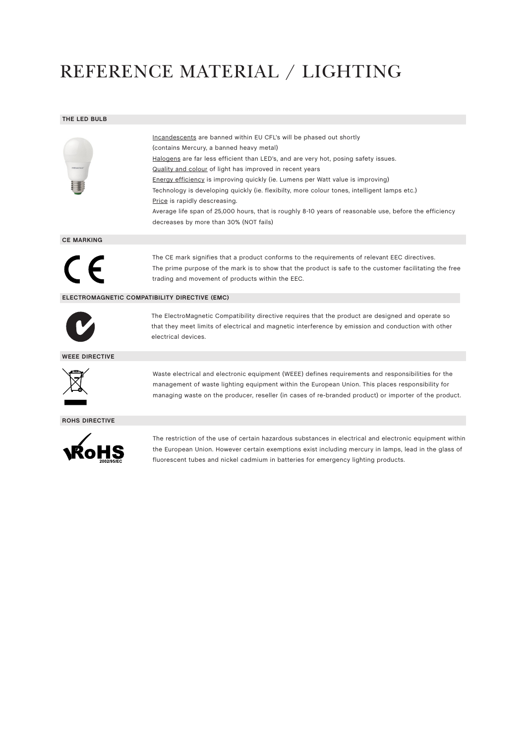# REFERENCE MATERIAL / LIGHTING

## THE LED BULB

Incandescents are banned within EU CFL's will be phased out shortly
(contains Mercury, a banned heavy metal)
Halogens are far less efficient than LED's, and are very hot, posing safety issues.
Quality and colour of light has improved in recent years
Energy efficiency is improving quickly (ie. Lumens per Watt value is improving)
Technology is developing quickly (ie. flexibilty, more colour tones, intelligent lamps etc.)
Price is rapidly descreasing.
Average life span of 25,000 hours, that is roughly 8-10 years of reasonable use, before the efficiency decreases by more than 30% (NOT fails)

## CE MARKING

The CE mark signifies that a product conforms to the requirements of relevant EEC directives.
The prime purpose of the mark is to show that the product is safe to the customer facilitating the free trading and movement of products within the EEC.

## ELECTROMAGNETIC COMPATIBILITY DIRECTIVE (EMC)

The ElectroMagnetic Compatibility directive requires that the product are designed and operate so that they meet limits of electrical and magnetic interference by emission and conduction with other electrical devices.

## WEEE DIRECTIVE

Waste electrical and electronic equipment (WEEE) defines requirements and responsibilities for the management of waste lighting equipment within the European Union. This places responsibility for managing waste on the producer, reseller (in cases of re-branded product) or importer of the product.

## ROHS DIRECTIVE

The restriction of the use of certain hazardous substances in electrical and electronic equipment within the European Union. However certain exemptions exist including mercury in lamps, lead in the glass of fluorescent tubes and nickel cadmium in batteries for emergency lighting products.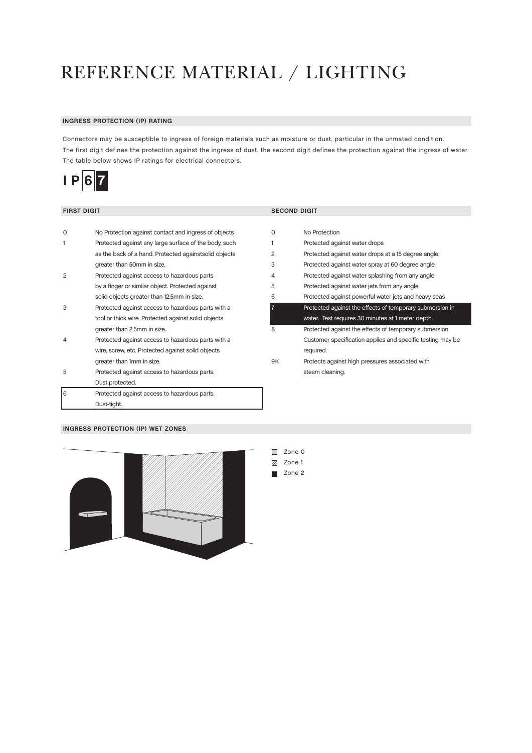# REFERENCE MATERIAL / LIGHTING

## INGRESS PROTECTION (IP) RATING

Connectors may be susceptible to ingress of foreign materials such as moisture or dust, particular in the unmated condition.
The first digit defines the protection against the ingress of dust, the second digit defines the protection against the ingress of water.
The table below shows IP ratings for electrical connectors.

**I P 6 7**

### FIRST DIGIT

| | |
|---|---|
| 0 | No Protection against contact and ingress of objects |
| 1 | Protected against any large surface of the body, such as the back of a hand. Protected againstsolid objects greater than 50mm in size. |
| 2 | Protected against access to hazardous parts by a finger or similar object. Protected against solid objects greater than 12.5mm in size. |
| 3 | Protected against access to hazardous parts with a tool or thick wire. Protected against solid objects greater than 2.5mm in size. |
| 4 | Protected against access to hazardous parts with a wire, screw, etc. Protected against solid objects greater than 1mm in size. |
| 5 | Protected against access to hazardous parts. Dust protected. |
| 6 | Protected against access to hazardous parts. Dust-tight. |

### SECOND DIGIT

| | |
|---|---|
| 0 | No Protection |
| 1 | Protected against water drops |
| 2 | Protected against water drops at a 15 degree angle |
| 3 | Protected against water spray at 60 degree angle |
| 4 | Protected against water splashing from any angle |
| 5 | Protected against water jets from any angle |
| 6 | Protected against powerful water jets and heavy seas |
| 7 | Protected against the effects of temporary submersion in water. Test requires 30 minutes at 1 meter depth. |
| 8 | Protected against the effects of temporary submersion. Customer specification applies and specific testing may be required. |
| 9K | Protects against high pressures associated with steam cleaning. |

## INGRESS PROTECTION (IP) WET ZONES

Zone 0
Zone 1
Zone 2